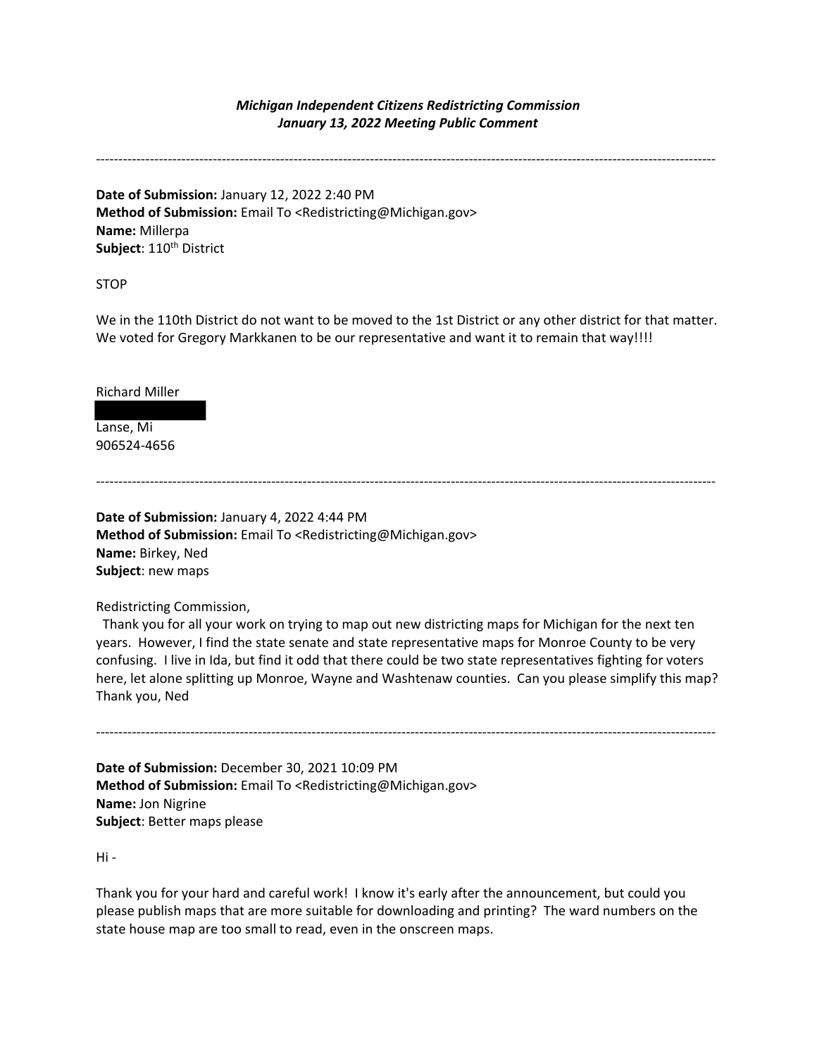***Michigan Independent Citizens Redistricting Commission***
***January 13, 2022 Meeting Public Comment***

---

**Date of Submission:** January 12, 2022 2:40 PM
**Method of Submission:** Email To <Redistricting@Michigan.gov>
**Name:** Millerpa
**Subject**: 110th District

STOP

We in the 110th District do not want to be moved to the 1st District or any other district for that matter. We voted for Gregory Markkanen to be our representative and want it to remain that way!!!!

Richard Miller
[REDACTED]
Lanse, Mi
906524-4656

---

**Date of Submission:** January 4, 2022 4:44 PM
**Method of Submission:** Email To <Redistricting@Michigan.gov>
**Name:** Birkey, Ned
**Subject**: new maps

Redistricting Commission,

Thank you for all your work on trying to map out new districting maps for Michigan for the next ten years. However, I find the state senate and state representative maps for Monroe County to be very confusing. I live in Ida, but find it odd that there could be two state representatives fighting for voters here, let alone splitting up Monroe, Wayne and Washtenaw counties. Can you please simplify this map? Thank you, Ned

---

**Date of Submission:** December 30, 2021 10:09 PM
**Method of Submission:** Email To <Redistricting@Michigan.gov>
**Name:** Jon Nigrine
**Subject**: Better maps please

Hi -

Thank you for your hard and careful work! I know it's early after the announcement, but could you please publish maps that are more suitable for downloading and printing? The ward numbers on the state house map are too small to read, even in the onscreen maps.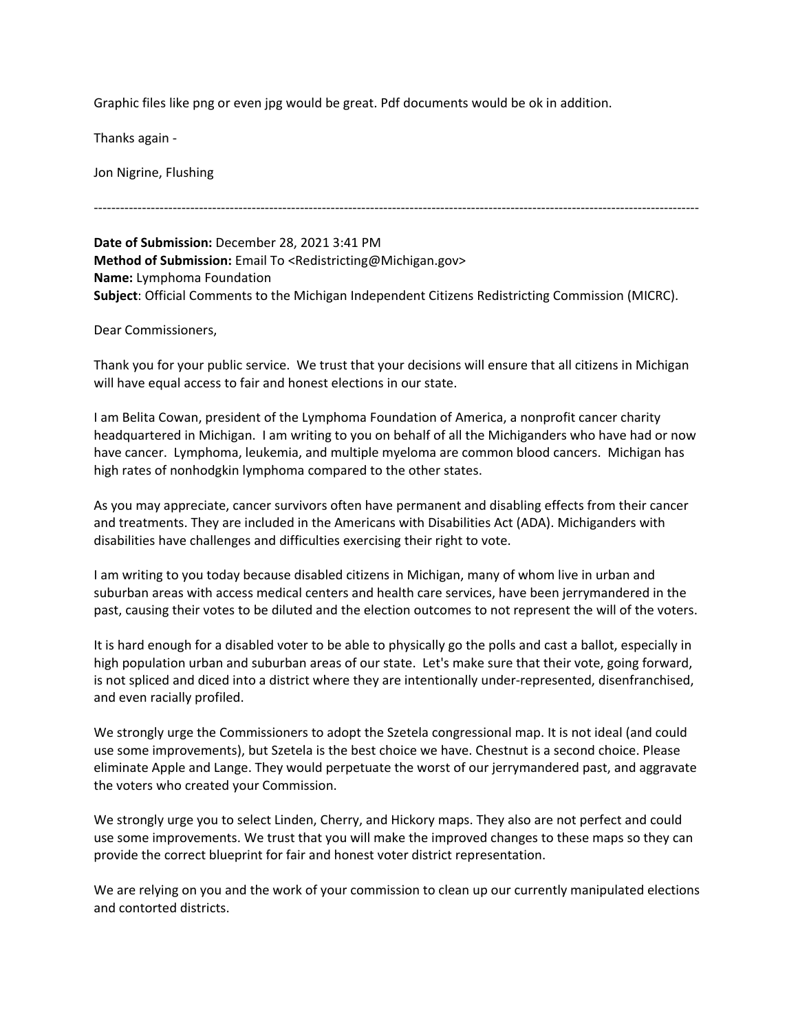Graphic files like png or even jpg would be great. Pdf documents would be ok in addition.

Thanks again -

Jon Nigrine, Flushing

---

**Date of Submission:** December 28, 2021 3:41 PM
**Method of Submission:** Email To <Redistricting@Michigan.gov>
**Name:** Lymphoma Foundation
**Subject**: Official Comments to the Michigan Independent Citizens Redistricting Commission (MICRC).

Dear Commissioners,

Thank you for your public service. We trust that your decisions will ensure that all citizens in Michigan will have equal access to fair and honest elections in our state.

I am Belita Cowan, president of the Lymphoma Foundation of America, a nonprofit cancer charity headquartered in Michigan. I am writing to you on behalf of all the Michiganders who have had or now have cancer. Lymphoma, leukemia, and multiple myeloma are common blood cancers. Michigan has high rates of nonhodgkin lymphoma compared to the other states.

As you may appreciate, cancer survivors often have permanent and disabling effects from their cancer and treatments. They are included in the Americans with Disabilities Act (ADA). Michiganders with disabilities have challenges and difficulties exercising their right to vote.

I am writing to you today because disabled citizens in Michigan, many of whom live in urban and suburban areas with access medical centers and health care services, have been jerrymandered in the past, causing their votes to be diluted and the election outcomes to not represent the will of the voters.

It is hard enough for a disabled voter to be able to physically go the polls and cast a ballot, especially in high population urban and suburban areas of our state. Let's make sure that their vote, going forward, is not spliced and diced into a district where they are intentionally under-represented, disenfranchised, and even racially profiled.

We strongly urge the Commissioners to adopt the Szetela congressional map. It is not ideal (and could use some improvements), but Szetela is the best choice we have. Chestnut is a second choice. Please eliminate Apple and Lange. They would perpetuate the worst of our jerrymandered past, and aggravate the voters who created your Commission.

We strongly urge you to select Linden, Cherry, and Hickory maps. They also are not perfect and could use some improvements. We trust that you will make the improved changes to these maps so they can provide the correct blueprint for fair and honest voter district representation.

We are relying on you and the work of your commission to clean up our currently manipulated elections and contorted districts.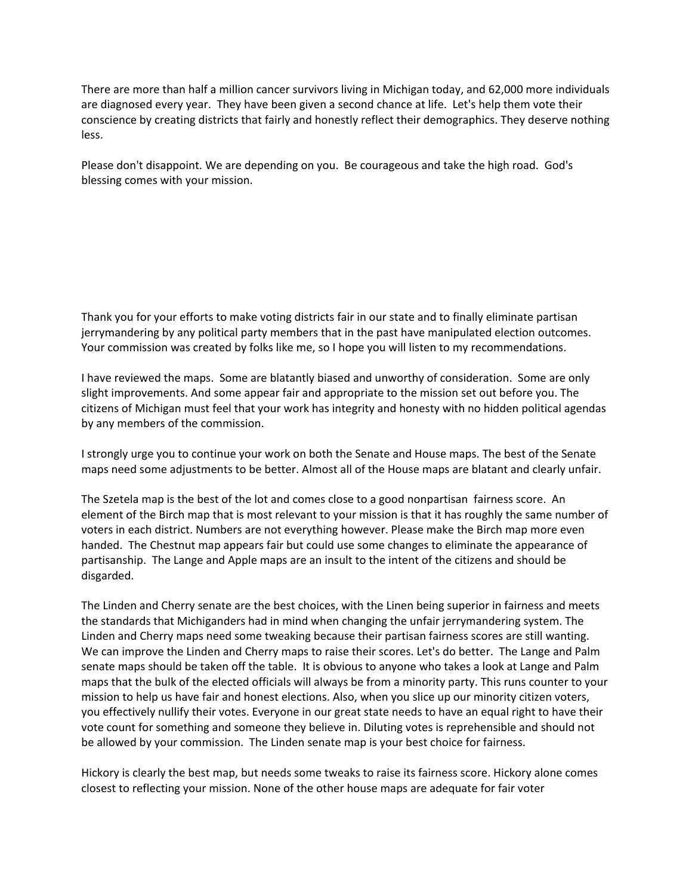There are more than half a million cancer survivors living in Michigan today, and 62,000 more individuals are diagnosed every year. They have been given a second chance at life. Let's help them vote their conscience by creating districts that fairly and honestly reflect their demographics. They deserve nothing less.

Please don't disappoint. We are depending on you. Be courageous and take the high road. God's blessing comes with your mission.

Thank you for your efforts to make voting districts fair in our state and to finally eliminate partisan jerrymandering by any political party members that in the past have manipulated election outcomes. Your commission was created by folks like me, so I hope you will listen to my recommendations.

I have reviewed the maps. Some are blatantly biased and unworthy of consideration. Some are only slight improvements. And some appear fair and appropriate to the mission set out before you. The citizens of Michigan must feel that your work has integrity and honesty with no hidden political agendas by any members of the commission.

I strongly urge you to continue your work on both the Senate and House maps. The best of the Senate maps need some adjustments to be better. Almost all of the House maps are blatant and clearly unfair.

The Szetela map is the best of the lot and comes close to a good nonpartisan fairness score. An element of the Birch map that is most relevant to your mission is that it has roughly the same number of voters in each district. Numbers are not everything however. Please make the Birch map more even handed. The Chestnut map appears fair but could use some changes to eliminate the appearance of partisanship. The Lange and Apple maps are an insult to the intent of the citizens and should be disgarded.

The Linden and Cherry senate are the best choices, with the Linen being superior in fairness and meets the standards that Michiganders had in mind when changing the unfair jerrymandering system. The Linden and Cherry maps need some tweaking because their partisan fairness scores are still wanting. We can improve the Linden and Cherry maps to raise their scores. Let's do better. The Lange and Palm senate maps should be taken off the table. It is obvious to anyone who takes a look at Lange and Palm maps that the bulk of the elected officials will always be from a minority party. This runs counter to your mission to help us have fair and honest elections. Also, when you slice up our minority citizen voters, you effectively nullify their votes. Everyone in our great state needs to have an equal right to have their vote count for something and someone they believe in. Diluting votes is reprehensible and should not be allowed by your commission. The Linden senate map is your best choice for fairness.

Hickory is clearly the best map, but needs some tweaks to raise its fairness score. Hickory alone comes closest to reflecting your mission. None of the other house maps are adequate for fair voter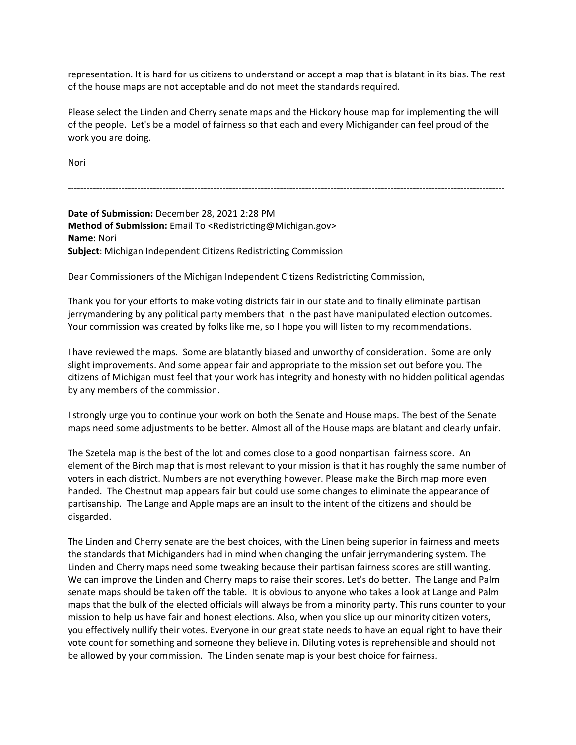representation. It is hard for us citizens to understand or accept a map that is blatant in its bias. The rest of the house maps are not acceptable and do not meet the standards required.

Please select the Linden and Cherry senate maps and the Hickory house map for implementing the will of the people. Let's be a model of fairness so that each and every Michigander can feel proud of the work you are doing.

Nori

---

**Date of Submission:** December 28, 2021 2:28 PM
**Method of Submission:** Email To <Redistricting@Michigan.gov>
**Name:** Nori
**Subject**: Michigan Independent Citizens Redistricting Commission

Dear Commissioners of the Michigan Independent Citizens Redistricting Commission,

Thank you for your efforts to make voting districts fair in our state and to finally eliminate partisan jerrymandering by any political party members that in the past have manipulated election outcomes. Your commission was created by folks like me, so I hope you will listen to my recommendations.

I have reviewed the maps. Some are blatantly biased and unworthy of consideration. Some are only slight improvements. And some appear fair and appropriate to the mission set out before you. The citizens of Michigan must feel that your work has integrity and honesty with no hidden political agendas by any members of the commission.

I strongly urge you to continue your work on both the Senate and House maps. The best of the Senate maps need some adjustments to be better. Almost all of the House maps are blatant and clearly unfair.

The Szetela map is the best of the lot and comes close to a good nonpartisan fairness score. An element of the Birch map that is most relevant to your mission is that it has roughly the same number of voters in each district. Numbers are not everything however. Please make the Birch map more even handed. The Chestnut map appears fair but could use some changes to eliminate the appearance of partisanship. The Lange and Apple maps are an insult to the intent of the citizens and should be disgarded.

The Linden and Cherry senate are the best choices, with the Linen being superior in fairness and meets the standards that Michiganders had in mind when changing the unfair jerrymandering system. The Linden and Cherry maps need some tweaking because their partisan fairness scores are still wanting. We can improve the Linden and Cherry maps to raise their scores. Let's do better. The Lange and Palm senate maps should be taken off the table. It is obvious to anyone who takes a look at Lange and Palm maps that the bulk of the elected officials will always be from a minority party. This runs counter to your mission to help us have fair and honest elections. Also, when you slice up our minority citizen voters, you effectively nullify their votes. Everyone in our great state needs to have an equal right to have their vote count for something and someone they believe in. Diluting votes is reprehensible and should not be allowed by your commission. The Linden senate map is your best choice for fairness.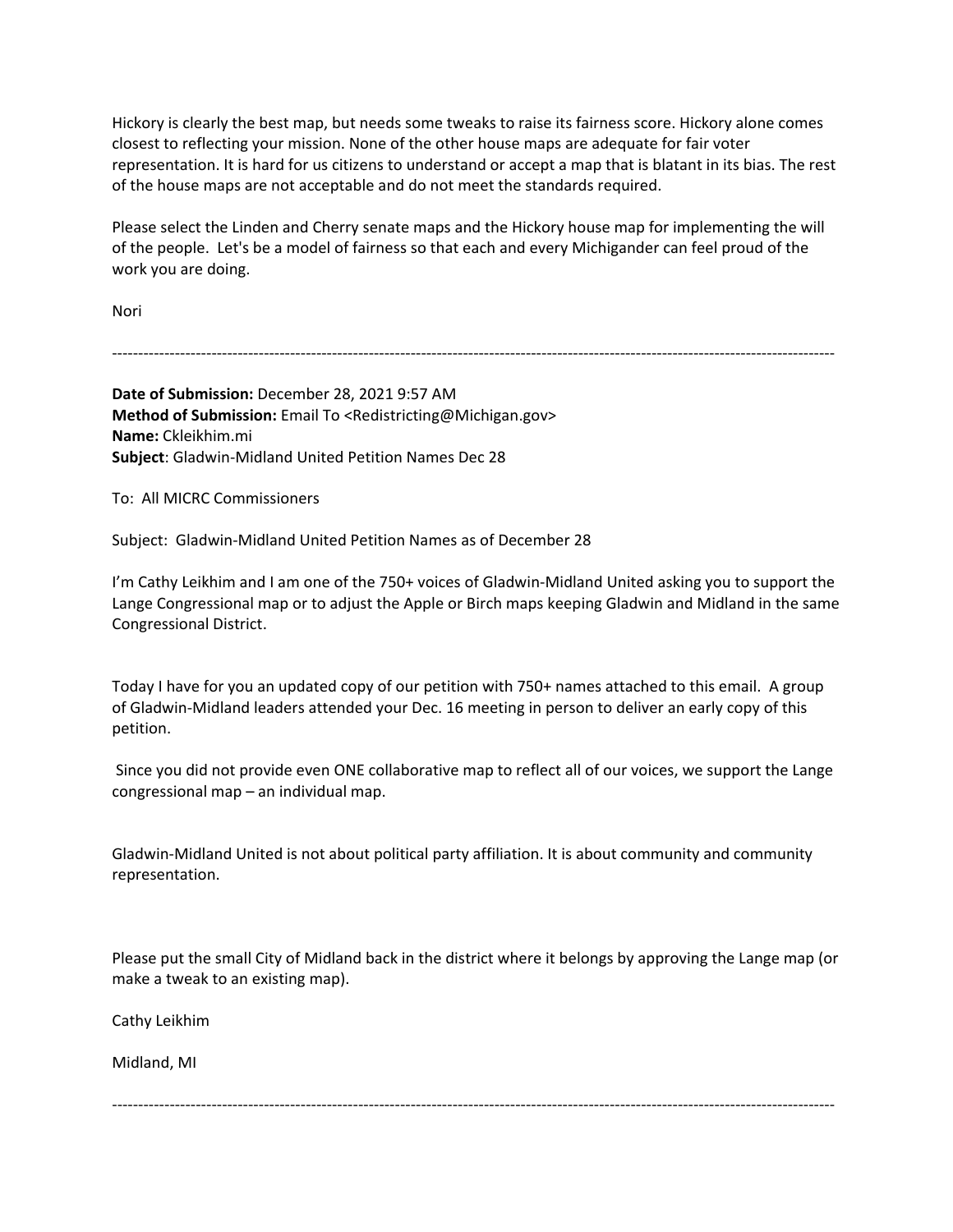Hickory is clearly the best map, but needs some tweaks to raise its fairness score. Hickory alone comes closest to reflecting your mission. None of the other house maps are adequate for fair voter representation. It is hard for us citizens to understand or accept a map that is blatant in its bias. The rest of the house maps are not acceptable and do not meet the standards required.

Please select the Linden and Cherry senate maps and the Hickory house map for implementing the will of the people. Let's be a model of fairness so that each and every Michigander can feel proud of the work you are doing.

Nori

---

**Date of Submission:** December 28, 2021 9:57 AM
**Method of Submission:** Email To <Redistricting@Michigan.gov>
**Name:** Ckleikhim.mi
**Subject**: Gladwin-Midland United Petition Names Dec 28

To: All MICRC Commissioners

Subject: Gladwin-Midland United Petition Names as of December 28

I'm Cathy Leikhim and I am one of the 750+ voices of Gladwin-Midland United asking you to support the Lange Congressional map or to adjust the Apple or Birch maps keeping Gladwin and Midland in the same Congressional District.

Today I have for you an updated copy of our petition with 750+ names attached to this email. A group of Gladwin-Midland leaders attended your Dec. 16 meeting in person to deliver an early copy of this petition.

Since you did not provide even ONE collaborative map to reflect all of our voices, we support the Lange congressional map – an individual map.

Gladwin-Midland United is not about political party affiliation. It is about community and community representation.

Please put the small City of Midland back in the district where it belongs by approving the Lange map (or make a tweak to an existing map).

Cathy Leikhim

Midland, MI

---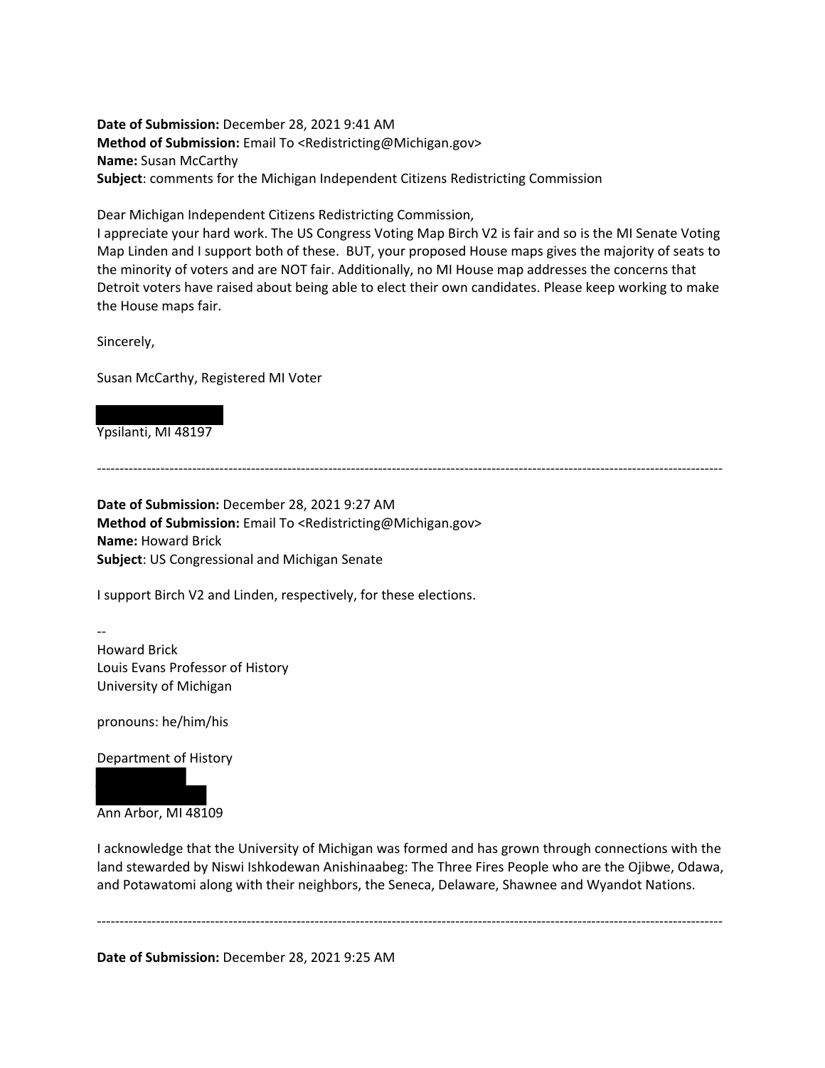**Date of Submission:** December 28, 2021 9:41 AM
**Method of Submission:** Email To <Redistricting@Michigan.gov>
**Name:** Susan McCarthy
**Subject**: comments for the Michigan Independent Citizens Redistricting Commission

Dear Michigan Independent Citizens Redistricting Commission,
I appreciate your hard work. The US Congress Voting Map Birch V2 is fair and so is the MI Senate Voting Map Linden and I support both of these. BUT, your proposed House maps gives the majority of seats to the minority of voters and are NOT fair. Additionally, no MI House map addresses the concerns that Detroit voters have raised about being able to elect their own candidates. Please keep working to make the House maps fair.

Sincerely,

Susan McCarthy, Registered MI Voter

Ypsilanti, MI 48197

---

**Date of Submission:** December 28, 2021 9:27 AM
**Method of Submission:** Email To <Redistricting@Michigan.gov>
**Name:** Howard Brick
**Subject**: US Congressional and Michigan Senate

I support Birch V2 and Linden, respectively, for these elections.

--
Howard Brick
Louis Evans Professor of History
University of Michigan

pronouns: he/him/his

Department of History

Ann Arbor, MI 48109

I acknowledge that the University of Michigan was formed and has grown through connections with the land stewarded by Niswi Ishkodewan Anishinaabeg: The Three Fires People who are the Ojibwe, Odawa, and Potawatomi along with their neighbors, the Seneca, Delaware, Shawnee and Wyandot Nations.

---

**Date of Submission:** December 28, 2021 9:25 AM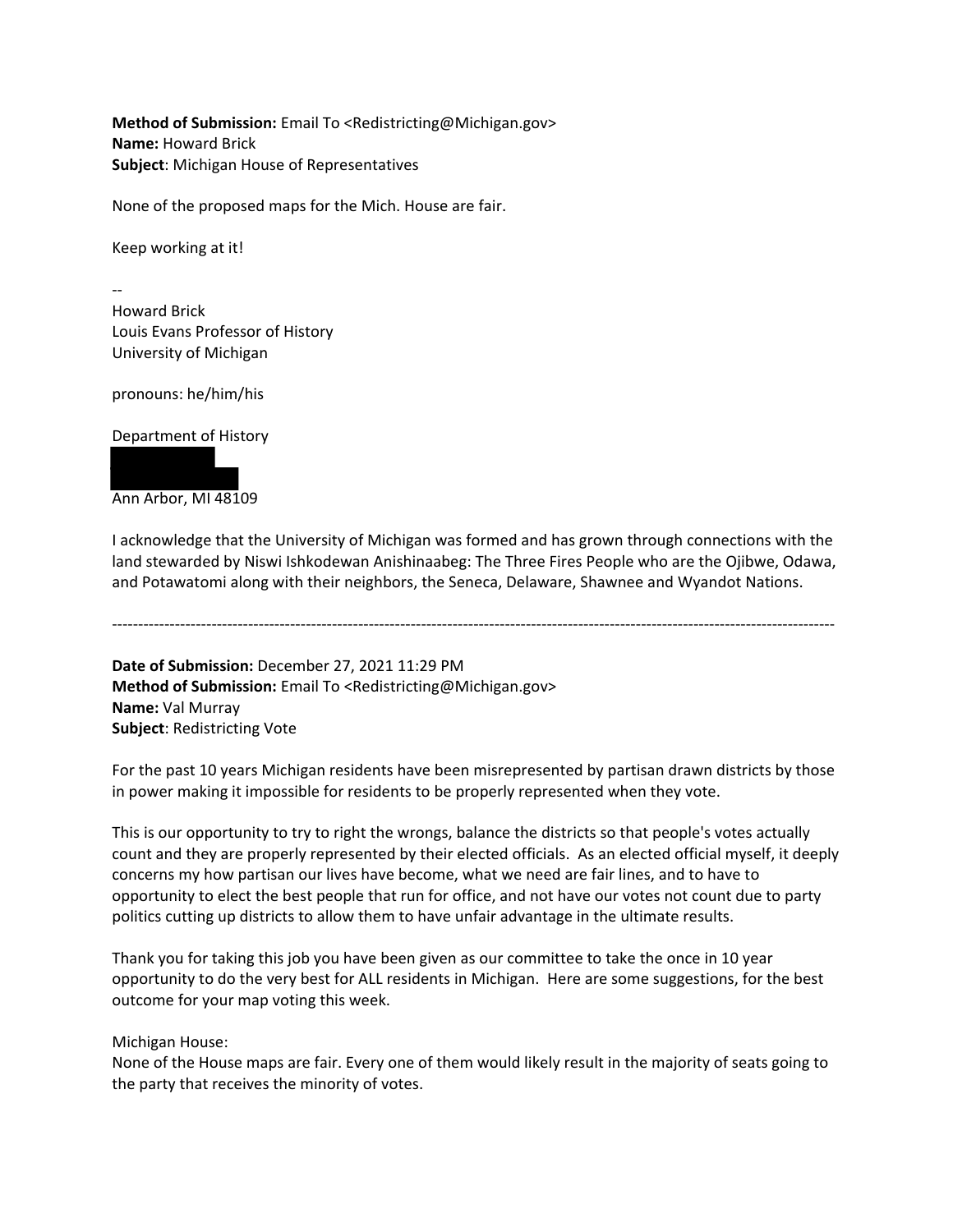**Method of Submission:** Email To <Redistricting@Michigan.gov>
**Name:** Howard Brick
**Subject**: Michigan House of Representatives

None of the proposed maps for the Mich. House are fair.

Keep working at it!

--
Howard Brick
Louis Evans Professor of History
University of Michigan

pronouns: he/him/his

Department of History

Ann Arbor, MI 48109

I acknowledge that the University of Michigan was formed and has grown through connections with the land stewarded by Niswi Ishkodewan Anishinaabeg: The Three Fires People who are the Ojibwe, Odawa, and Potawatomi along with their neighbors, the Seneca, Delaware, Shawnee and Wyandot Nations.

---

**Date of Submission:** December 27, 2021 11:29 PM
**Method of Submission:** Email To <Redistricting@Michigan.gov>
**Name:** Val Murray
**Subject**: Redistricting Vote

For the past 10 years Michigan residents have been misrepresented by partisan drawn districts by those in power making it impossible for residents to be properly represented when they vote.

This is our opportunity to try to right the wrongs, balance the districts so that people's votes actually count and they are properly represented by their elected officials. As an elected official myself, it deeply concerns my how partisan our lives have become, what we need are fair lines, and to have to opportunity to elect the best people that run for office, and not have our votes not count due to party politics cutting up districts to allow them to have unfair advantage in the ultimate results.

Thank you for taking this job you have been given as our committee to take the once in 10 year opportunity to do the very best for ALL residents in Michigan. Here are some suggestions, for the best outcome for your map voting this week.

Michigan House:
None of the House maps are fair. Every one of them would likely result in the majority of seats going to the party that receives the minority of votes.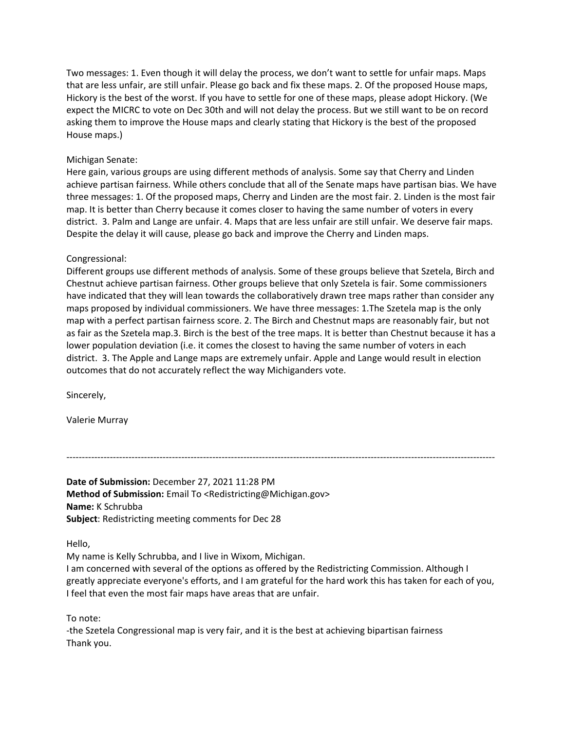Two messages: 1. Even though it will delay the process, we don't want to settle for unfair maps. Maps that are less unfair, are still unfair. Please go back and fix these maps. 2. Of the proposed House maps, Hickory is the best of the worst. If you have to settle for one of these maps, please adopt Hickory. (We expect the MICRC to vote on Dec 30th and will not delay the process. But we still want to be on record asking them to improve the House maps and clearly stating that Hickory is the best of the proposed House maps.)

Michigan Senate:
Here gain, various groups are using different methods of analysis. Some say that Cherry and Linden achieve partisan fairness. While others conclude that all of the Senate maps have partisan bias. We have three messages: 1. Of the proposed maps, Cherry and Linden are the most fair. 2. Linden is the most fair map. It is better than Cherry because it comes closer to having the same number of voters in every district. 3. Palm and Lange are unfair. 4. Maps that are less unfair are still unfair. We deserve fair maps. Despite the delay it will cause, please go back and improve the Cherry and Linden maps.

Congressional:
Different groups use different methods of analysis. Some of these groups believe that Szetela, Birch and Chestnut achieve partisan fairness. Other groups believe that only Szetela is fair. Some commissioners have indicated that they will lean towards the collaboratively drawn tree maps rather than consider any maps proposed by individual commissioners. We have three messages: 1.The Szetela map is the only map with a perfect partisan fairness score. 2. The Birch and Chestnut maps are reasonably fair, but not as fair as the Szetela map.3. Birch is the best of the tree maps. It is better than Chestnut because it has a lower population deviation (i.e. it comes the closest to having the same number of voters in each district. 3. The Apple and Lange maps are extremely unfair. Apple and Lange would result in election outcomes that do not accurately reflect the way Michiganders vote.

Sincerely,

Valerie Murray

---

**Date of Submission:** December 27, 2021 11:28 PM
**Method of Submission:** Email To <Redistricting@Michigan.gov>
**Name:** K Schrubba
**Subject**: Redistricting meeting comments for Dec 28

Hello,
My name is Kelly Schrubba, and I live in Wixom, Michigan.
I am concerned with several of the options as offered by the Redistricting Commission. Although I greatly appreciate everyone's efforts, and I am grateful for the hard work this has taken for each of you, I feel that even the most fair maps have areas that are unfair.

To note:
-the Szetela Congressional map is very fair, and it is the best at achieving bipartisan fairness
Thank you.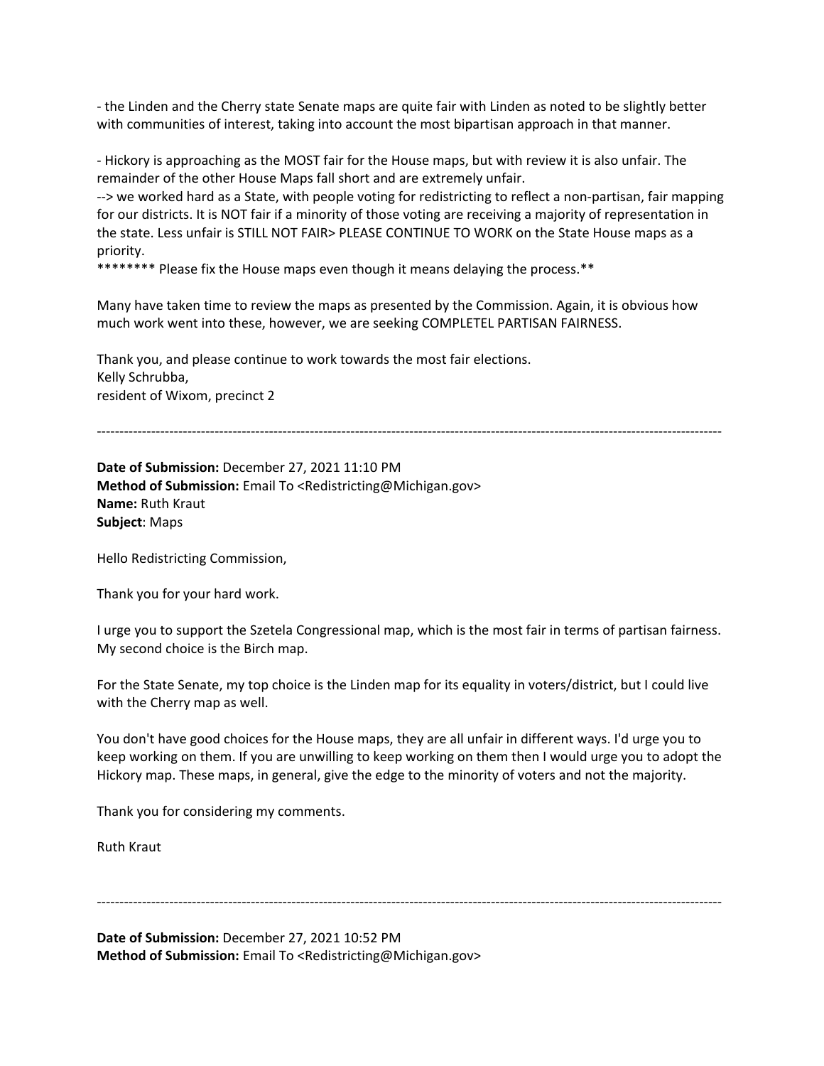- the Linden and the Cherry state Senate maps are quite fair with Linden as noted to be slightly better with communities of interest, taking into account the most bipartisan approach in that manner.

- Hickory is approaching as the MOST fair for the House maps, but with review it is also unfair. The remainder of the other House Maps fall short and are extremely unfair.
--> we worked hard as a State, with people voting for redistricting to reflect a non-partisan, fair mapping for our districts. It is NOT fair if a minority of those voting are receiving a majority of representation in the state. Less unfair is STILL NOT FAIR> PLEASE CONTINUE TO WORK on the State House maps as a priority.
******** Please fix the House maps even though it means delaying the process.**

Many have taken time to review the maps as presented by the Commission. Again, it is obvious how much work went into these, however, we are seeking COMPLETEL PARTISAN FAIRNESS.

Thank you, and please continue to work towards the most fair elections.
Kelly Schrubba,
resident of Wixom, precinct 2

---

**Date of Submission:** December 27, 2021 11:10 PM
**Method of Submission:** Email To <Redistricting@Michigan.gov>
**Name:** Ruth Kraut
**Subject**: Maps

Hello Redistricting Commission,

Thank you for your hard work.

I urge you to support the Szetela Congressional map, which is the most fair in terms of partisan fairness. My second choice is the Birch map.

For the State Senate, my top choice is the Linden map for its equality in voters/district, but I could live with the Cherry map as well.

You don't have good choices for the House maps, they are all unfair in different ways. I'd urge you to keep working on them. If you are unwilling to keep working on them then I would urge you to adopt the Hickory map. These maps, in general, give the edge to the minority of voters and not the majority.

Thank you for considering my comments.

Ruth Kraut

---

**Date of Submission:** December 27, 2021 10:52 PM
**Method of Submission:** Email To <Redistricting@Michigan.gov>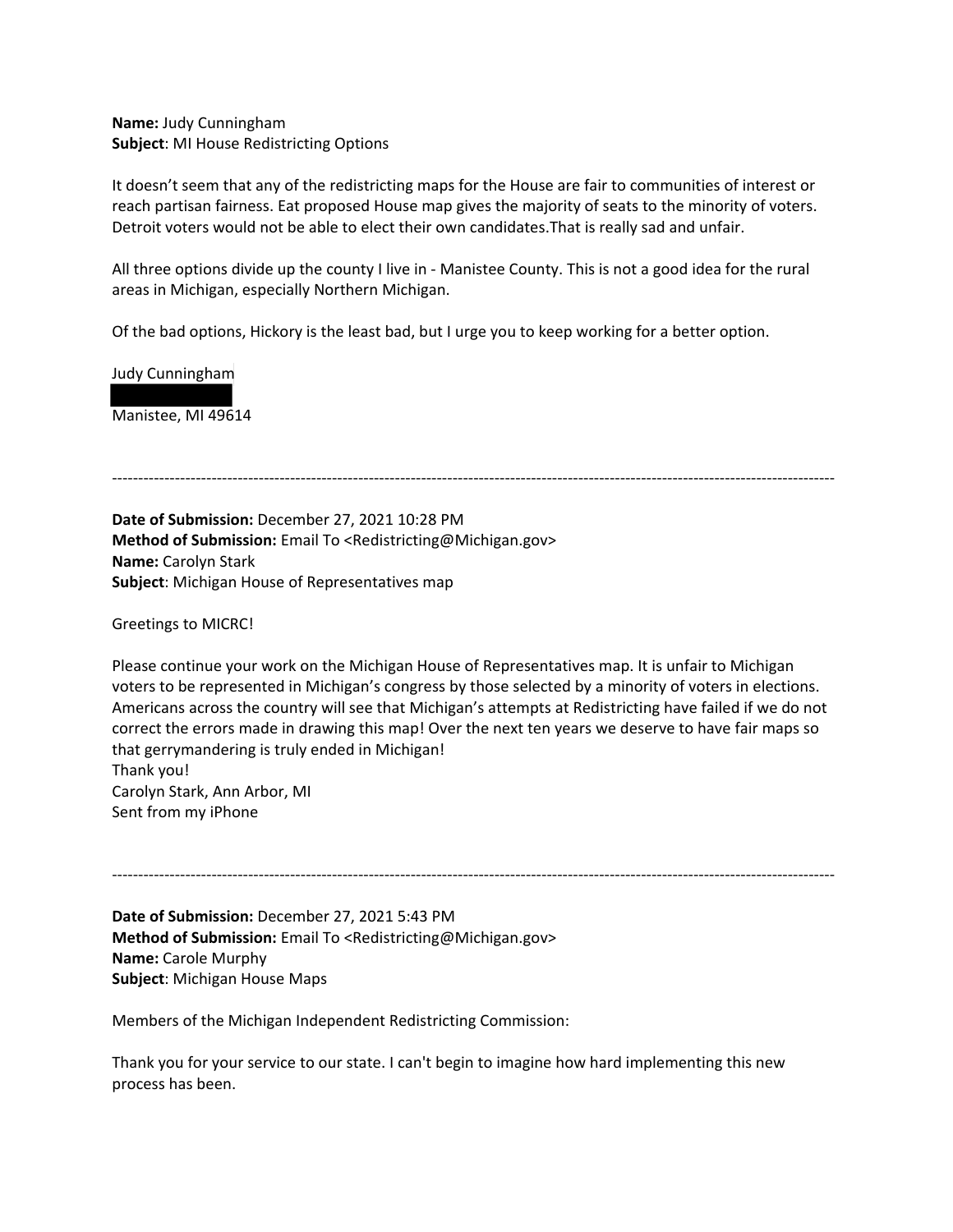**Name:** Judy Cunningham
**Subject**: MI House Redistricting Options

It doesn't seem that any of the redistricting maps for the House are fair to communities of interest or reach partisan fairness. Eat proposed House map gives the majority of seats to the minority of voters. Detroit voters would not be able to elect their own candidates.That is really sad and unfair.

All three options divide up the county I live in - Manistee County. This is not a good idea for the rural areas in Michigan, especially Northern Michigan.

Of the bad options, Hickory is the least bad, but I urge you to keep working for a better option.

Judy Cunningham

Manistee, MI 49614

---

**Date of Submission:** December 27, 2021 10:28 PM
**Method of Submission:** Email To <Redistricting@Michigan.gov>
**Name:** Carolyn Stark
**Subject**: Michigan House of Representatives map

Greetings to MICRC!

Please continue your work on the Michigan House of Representatives map. It is unfair to Michigan voters to be represented in Michigan's congress by those selected by a minority of voters in elections. Americans across the country will see that Michigan's attempts at Redistricting have failed if we do not correct the errors made in drawing this map! Over the next ten years we deserve to have fair maps so that gerrymandering is truly ended in Michigan!
Thank you!
Carolyn Stark, Ann Arbor, MI
Sent from my iPhone

---

**Date of Submission:** December 27, 2021 5:43 PM
**Method of Submission:** Email To <Redistricting@Michigan.gov>
**Name:** Carole Murphy
**Subject**: Michigan House Maps

Members of the Michigan Independent Redistricting Commission:

Thank you for your service to our state. I can't begin to imagine how hard implementing this new process has been.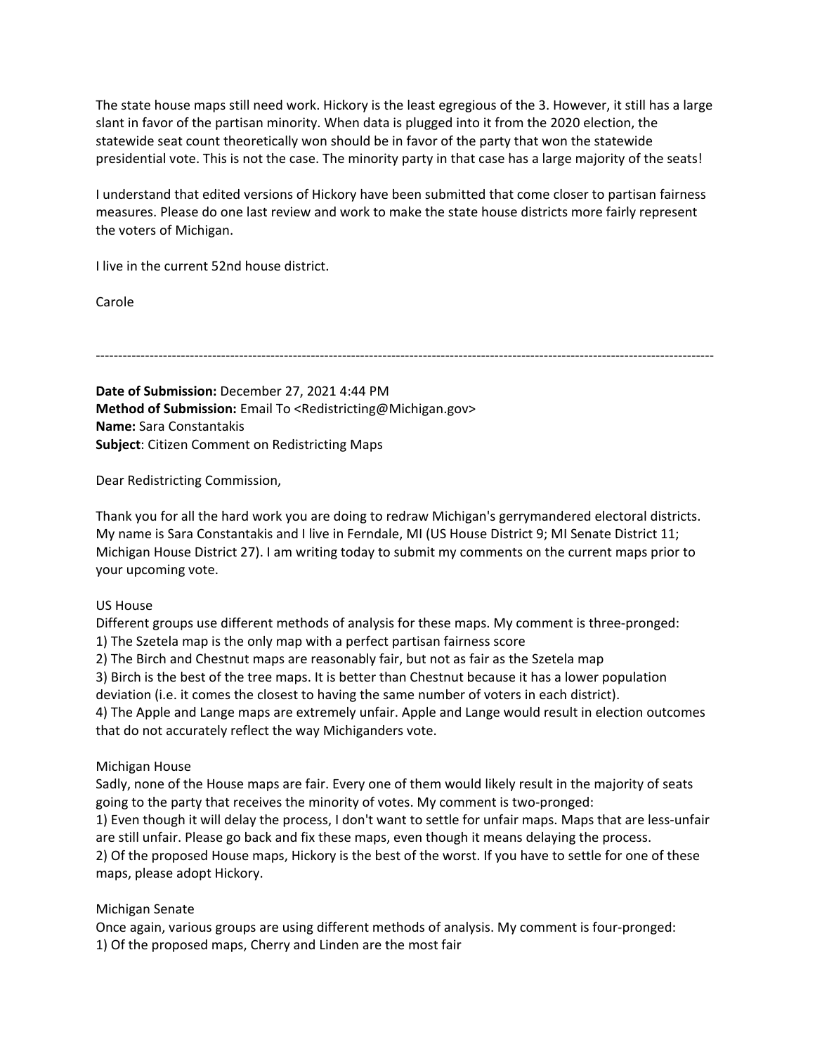The state house maps still need work. Hickory is the least egregious of the 3. However, it still has a large slant in favor of the partisan minority. When data is plugged into it from the 2020 election, the statewide seat count theoretically won should be in favor of the party that won the statewide presidential vote. This is not the case. The minority party in that case has a large majority of the seats!

I understand that edited versions of Hickory have been submitted that come closer to partisan fairness measures. Please do one last review and work to make the state house districts more fairly represent the voters of Michigan.

I live in the current 52nd house district.

Carole

---

**Date of Submission:** December 27, 2021 4:44 PM
**Method of Submission:** Email To <Redistricting@Michigan.gov>
**Name:** Sara Constantakis
**Subject**: Citizen Comment on Redistricting Maps

Dear Redistricting Commission,

Thank you for all the hard work you are doing to redraw Michigan's gerrymandered electoral districts. My name is Sara Constantakis and I live in Ferndale, MI (US House District 9; MI Senate District 11; Michigan House District 27). I am writing today to submit my comments on the current maps prior to your upcoming vote.

US House
Different groups use different methods of analysis for these maps. My comment is three-pronged:
1) The Szetela map is the only map with a perfect partisan fairness score
2) The Birch and Chestnut maps are reasonably fair, but not as fair as the Szetela map
3) Birch is the best of the tree maps. It is better than Chestnut because it has a lower population deviation (i.e. it comes the closest to having the same number of voters in each district).
4) The Apple and Lange maps are extremely unfair. Apple and Lange would result in election outcomes that do not accurately reflect the way Michiganders vote.

Michigan House
Sadly, none of the House maps are fair. Every one of them would likely result in the majority of seats going to the party that receives the minority of votes. My comment is two-pronged:
1) Even though it will delay the process, I don't want to settle for unfair maps. Maps that are less-unfair are still unfair. Please go back and fix these maps, even though it means delaying the process.
2) Of the proposed House maps, Hickory is the best of the worst. If you have to settle for one of these maps, please adopt Hickory.

Michigan Senate
Once again, various groups are using different methods of analysis. My comment is four-pronged:
1) Of the proposed maps, Cherry and Linden are the most fair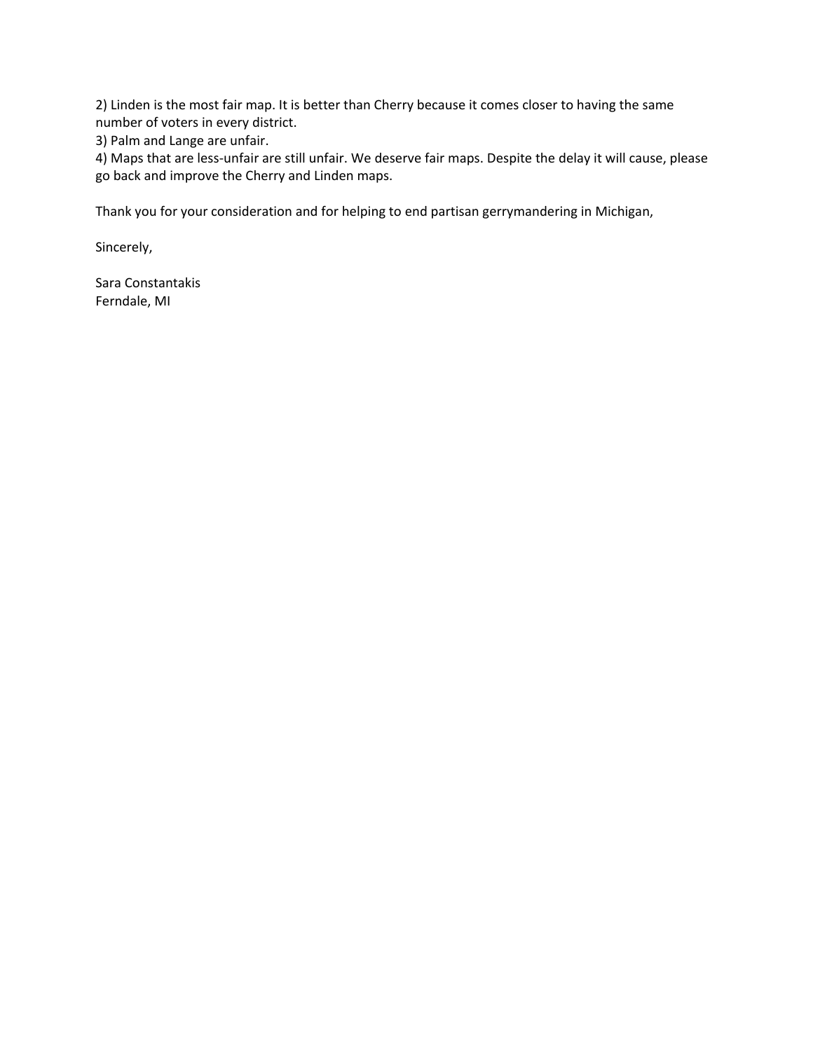2) Linden is the most fair map. It is better than Cherry because it comes closer to having the same number of voters in every district.
3) Palm and Lange are unfair.
4) Maps that are less-unfair are still unfair. We deserve fair maps. Despite the delay it will cause, please go back and improve the Cherry and Linden maps.

Thank you for your consideration and for helping to end partisan gerrymandering in Michigan,

Sincerely,

Sara Constantakis
Ferndale, MI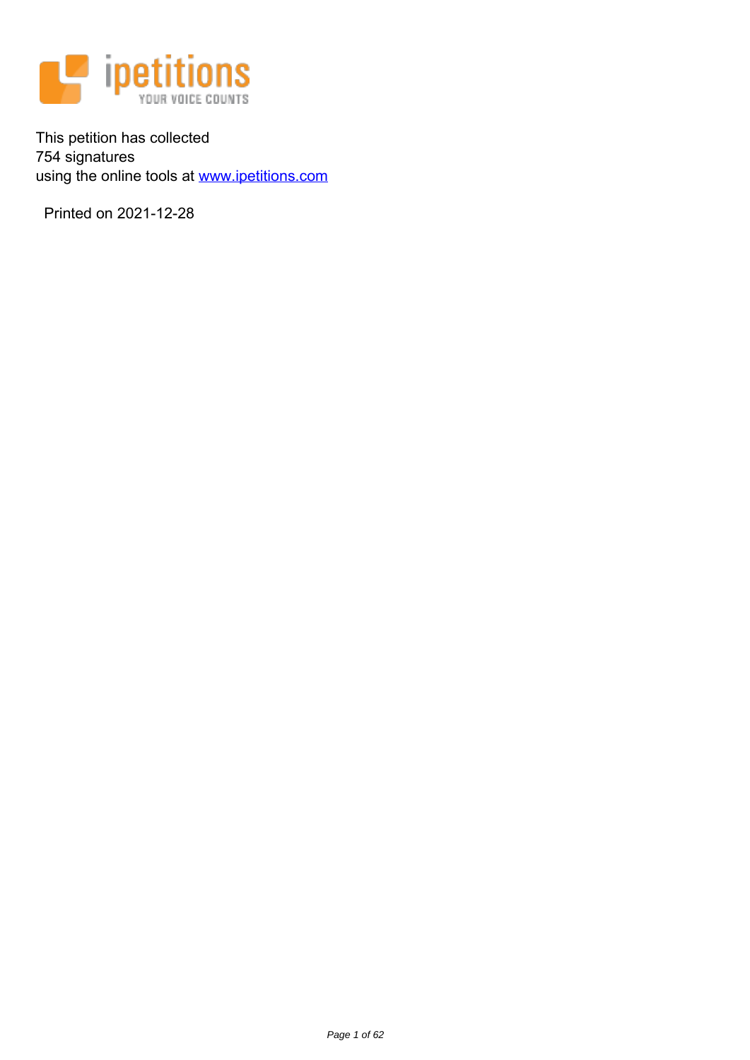This petition has collected
754 signatures
using the online tools at [www.ipetitions.com](http://www.ipetitions.com)

Printed on 2021-12-28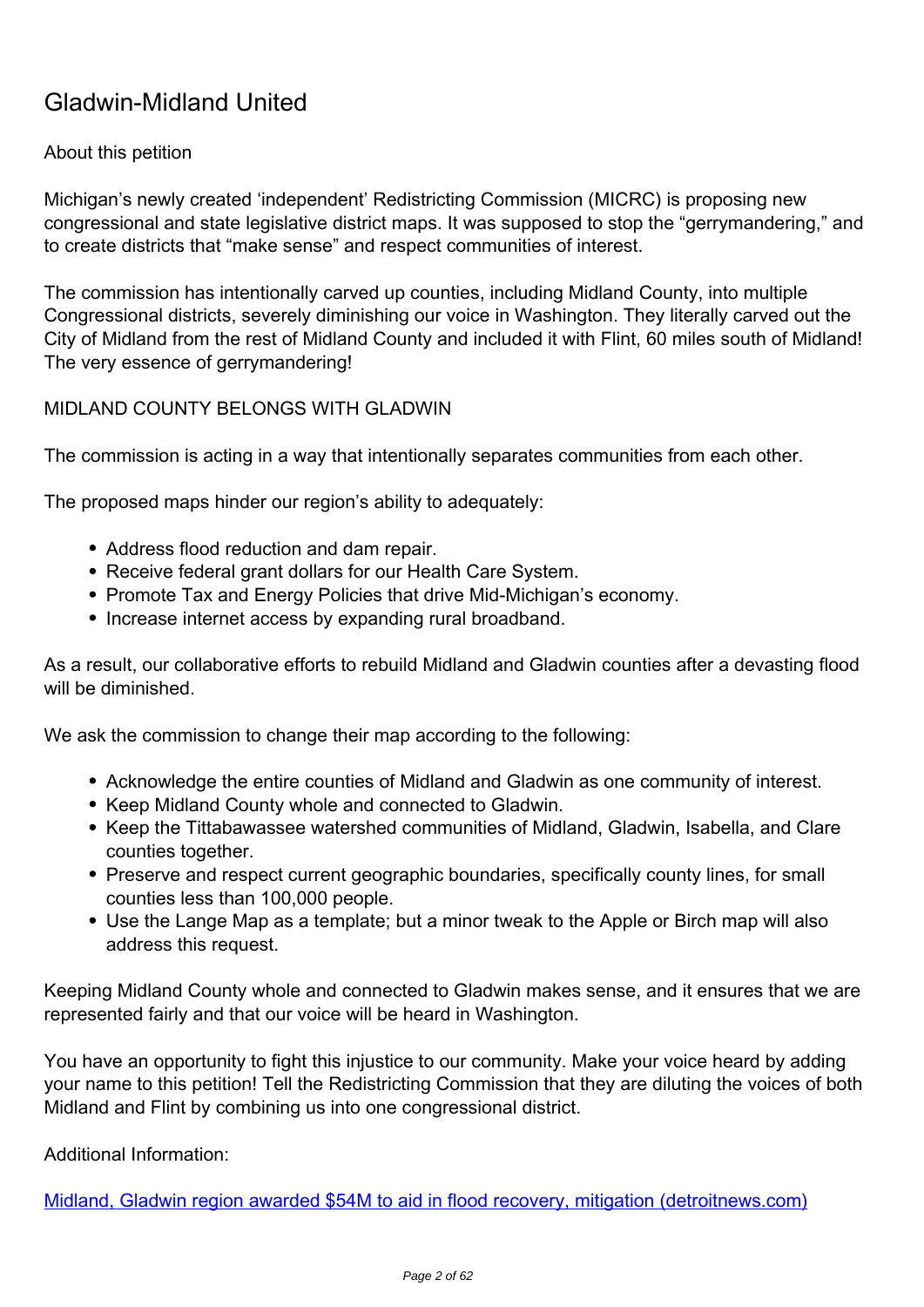# Gladwin-Midland United

About this petition

Michigan's newly created 'independent' Redistricting Commission (MICRC) is proposing new congressional and state legislative district maps. It was supposed to stop the "gerrymandering," and to create districts that "make sense" and respect communities of interest.

The commission has intentionally carved up counties, including Midland County, into multiple Congressional districts, severely diminishing our voice in Washington. They literally carved out the City of Midland from the rest of Midland County and included it with Flint, 60 miles south of Midland! The very essence of gerrymandering!

MIDLAND COUNTY BELONGS WITH GLADWIN

The commission is acting in a way that intentionally separates communities from each other.

The proposed maps hinder our region's ability to adequately:

- Address flood reduction and dam repair.
- Receive federal grant dollars for our Health Care System.
- Promote Tax and Energy Policies that drive Mid-Michigan's economy.
- Increase internet access by expanding rural broadband.

As a result, our collaborative efforts to rebuild Midland and Gladwin counties after a devasting flood will be diminished.

We ask the commission to change their map according to the following:

- Acknowledge the entire counties of Midland and Gladwin as one community of interest.
- Keep Midland County whole and connected to Gladwin.
- Keep the Tittabawassee watershed communities of Midland, Gladwin, Isabella, and Clare counties together.
- Preserve and respect current geographic boundaries, specifically county lines, for small counties less than 100,000 people.
- Use the Lange Map as a template; but a minor tweak to the Apple or Birch map will also address this request.

Keeping Midland County whole and connected to Gladwin makes sense, and it ensures that we are represented fairly and that our voice will be heard in Washington.

You have an opportunity to fight this injustice to our community. Make your voice heard by adding your name to this petition! Tell the Redistricting Commission that they are diluting the voices of both Midland and Flint by combining us into one congressional district.

Additional Information:

Midland, Gladwin region awarded $54M to aid in flood recovery, mitigation (detroitnews.com)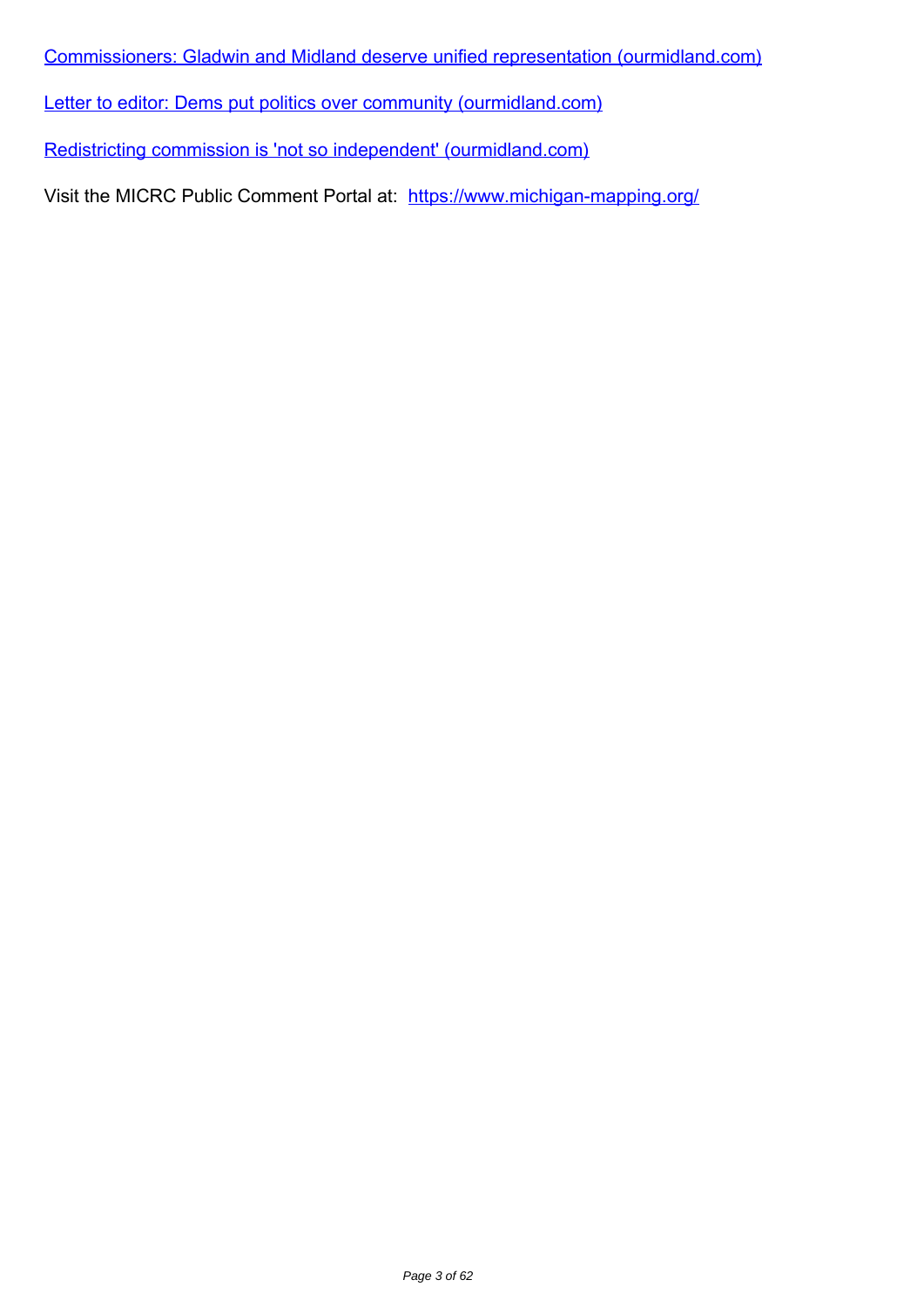[Commissioners: Gladwin and Midland deserve unified representation (ourmidland.com)]

[Letter to editor: Dems put politics over community (ourmidland.com)]

[Redistricting commission is 'not so independent' (ourmidland.com)]

Visit the MICRC Public Comment Portal at: https://www.michigan-mapping.org/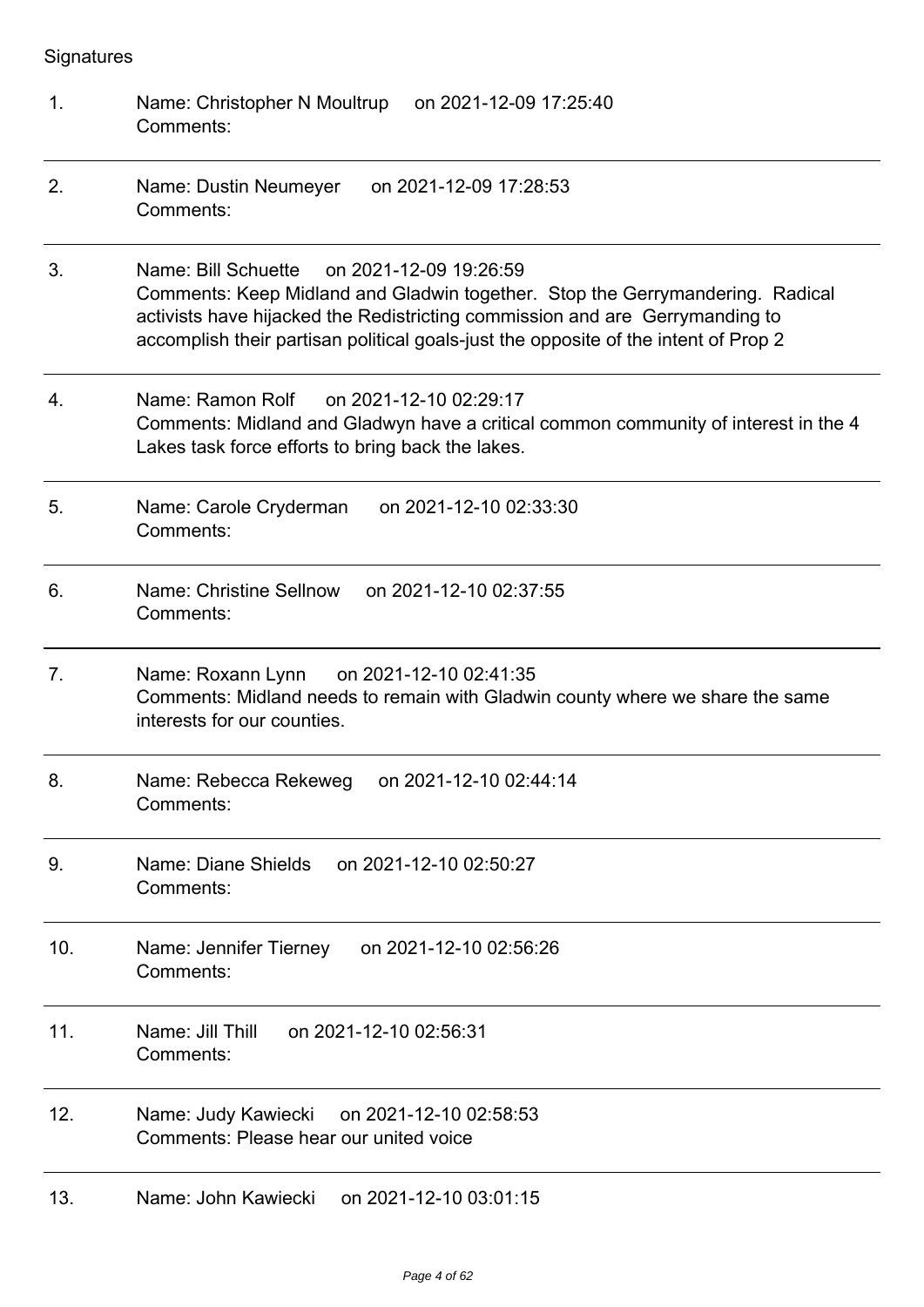Signatures

1. Name: Christopher N Moultrup on 2021-12-09 17:25:40
   Comments:

---

2. Name: Dustin Neumeyer on 2021-12-09 17:28:53
   Comments:

---

3. Name: Bill Schuette on 2021-12-09 19:26:59
   Comments: Keep Midland and Gladwin together. Stop the Gerrymandering. Radical activists have hijacked the Redistricting commission and are Gerrymanding to accomplish their partisan political goals-just the opposite of the intent of Prop 2

---

4. Name: Ramon Rolf on 2021-12-10 02:29:17
   Comments: Midland and Gladwyn have a critical common community of interest in the 4 Lakes task force efforts to bring back the lakes.

---

5. Name: Carole Cryderman on 2021-12-10 02:33:30
   Comments:

---

6. Name: Christine Sellnow on 2021-12-10 02:37:55
   Comments:

---

7. Name: Roxann Lynn on 2021-12-10 02:41:35
   Comments: Midland needs to remain with Gladwin county where we share the same interests for our counties.

---

8. Name: Rebecca Rekeweg on 2021-12-10 02:44:14
   Comments:

---

9. Name: Diane Shields on 2021-12-10 02:50:27
   Comments:

---

10. Name: Jennifer Tierney on 2021-12-10 02:56:26
    Comments:

---

11. Name: Jill Thill on 2021-12-10 02:56:31
    Comments:

---

12. Name: Judy Kawiecki on 2021-12-10 02:58:53
    Comments: Please hear our united voice

---

13. Name: John Kawiecki on 2021-12-10 03:01:15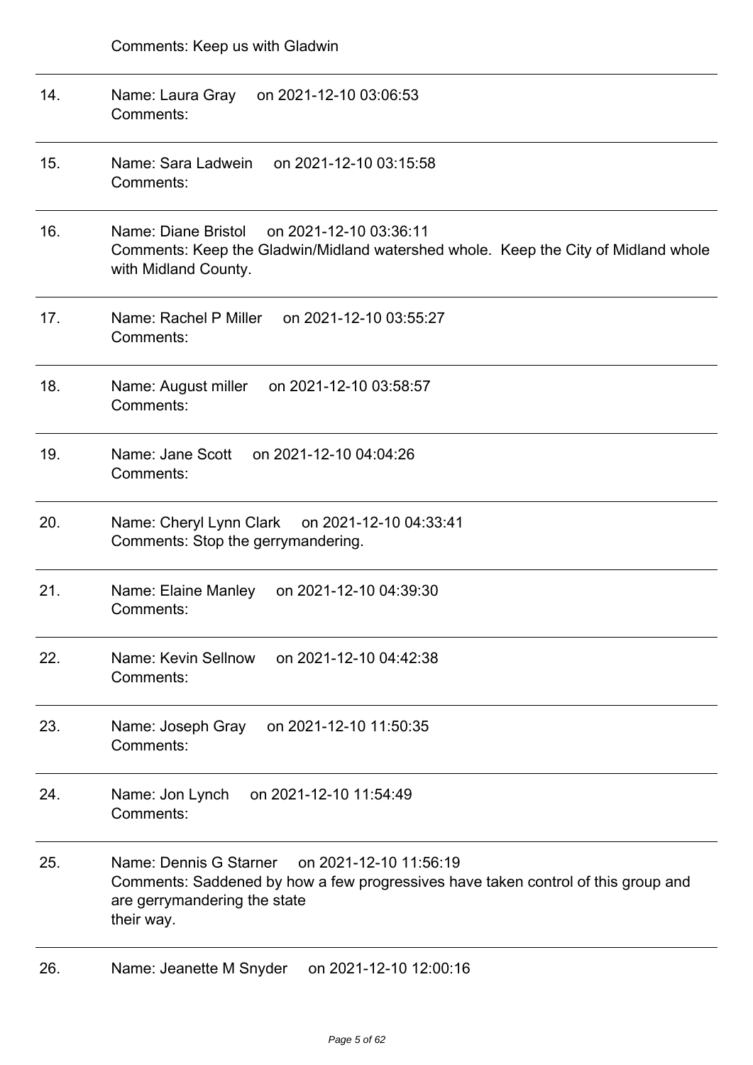Comments: Keep us with Gladwin

---

14. Name: Laura Gray on 2021-12-10 03:06:53
Comments:

---

15. Name: Sara Ladwein on 2021-12-10 03:15:58
Comments:

---

16. Name: Diane Bristol on 2021-12-10 03:36:11
Comments: Keep the Gladwin/Midland watershed whole. Keep the City of Midland whole with Midland County.

---

17. Name: Rachel P Miller on 2021-12-10 03:55:27
Comments:

---

18. Name: August miller on 2021-12-10 03:58:57
Comments:

---

19. Name: Jane Scott on 2021-12-10 04:04:26
Comments:

---

20. Name: Cheryl Lynn Clark on 2021-12-10 04:33:41
Comments: Stop the gerrymandering.

---

21. Name: Elaine Manley on 2021-12-10 04:39:30
Comments:

---

22. Name: Kevin Sellnow on 2021-12-10 04:42:38
Comments:

---

23. Name: Joseph Gray on 2021-12-10 11:50:35
Comments:

---

24. Name: Jon Lynch on 2021-12-10 11:54:49
Comments:

---

25. Name: Dennis G Starner on 2021-12-10 11:56:19
Comments: Saddened by how a few progressives have taken control of this group and are gerrymandering the state
their way.

---

26. Name: Jeanette M Snyder on 2021-12-10 12:00:16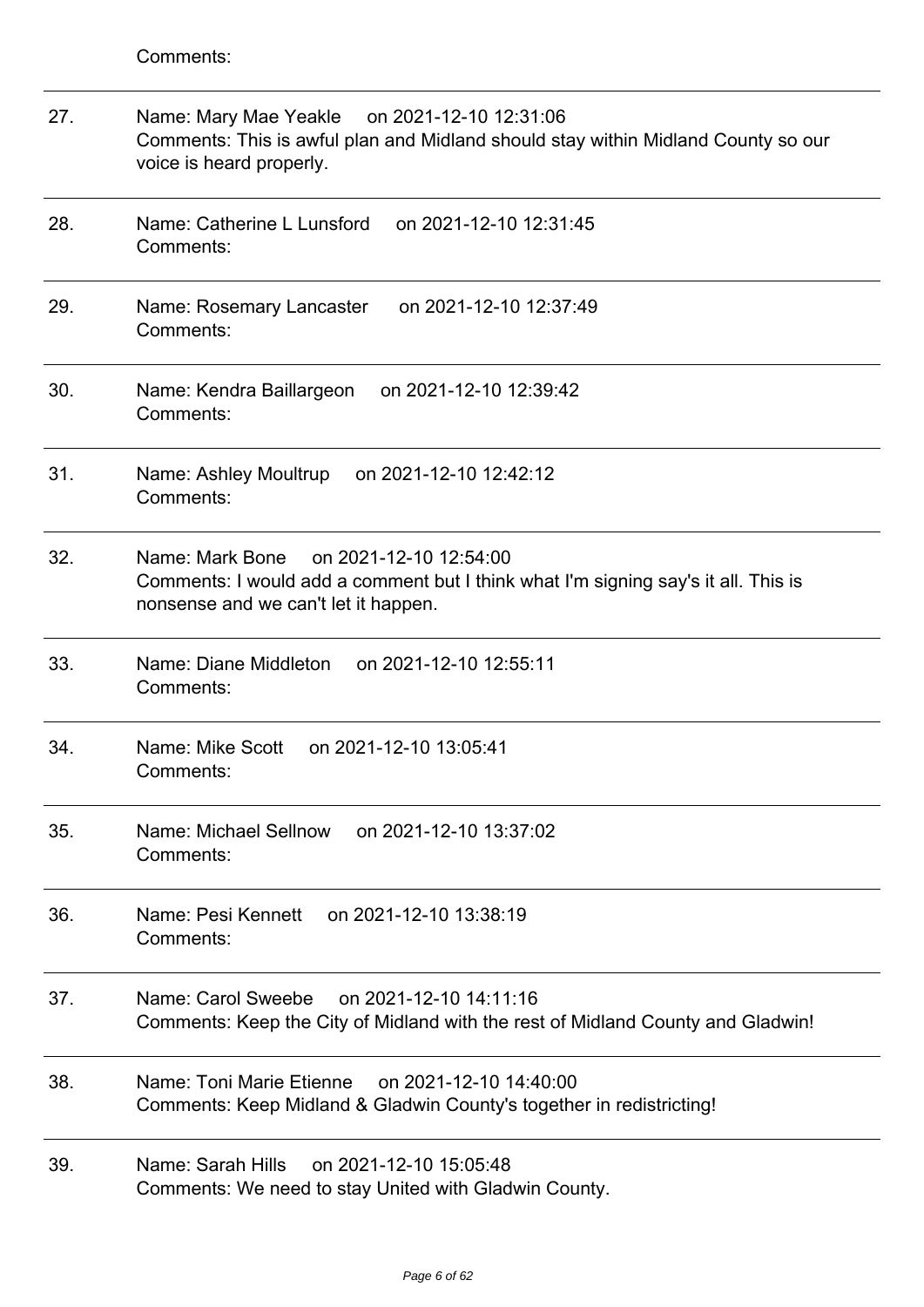Comments:

---

27. Name: Mary Mae Yeakle on 2021-12-10 12:31:06
Comments: This is awful plan and Midland should stay within Midland County so our voice is heard properly.

---

28. Name: Catherine L Lunsford on 2021-12-10 12:31:45
Comments:

---

29. Name: Rosemary Lancaster on 2021-12-10 12:37:49
Comments:

---

30. Name: Kendra Baillargeon on 2021-12-10 12:39:42
Comments:

---

31. Name: Ashley Moultrup on 2021-12-10 12:42:12
Comments:

---

32. Name: Mark Bone on 2021-12-10 12:54:00
Comments: I would add a comment but I think what I'm signing say's it all. This is nonsense and we can't let it happen.

---

33. Name: Diane Middleton on 2021-12-10 12:55:11
Comments:

---

34. Name: Mike Scott on 2021-12-10 13:05:41
Comments:

---

35. Name: Michael Sellnow on 2021-12-10 13:37:02
Comments:

---

36. Name: Pesi Kennett on 2021-12-10 13:38:19
Comments:

---

37. Name: Carol Sweebe on 2021-12-10 14:11:16
Comments: Keep the City of Midland with the rest of Midland County and Gladwin!

---

38. Name: Toni Marie Etienne on 2021-12-10 14:40:00
Comments: Keep Midland & Gladwin County's together in redistricting!

---

39. Name: Sarah Hills on 2021-12-10 15:05:48
Comments: We need to stay United with Gladwin County.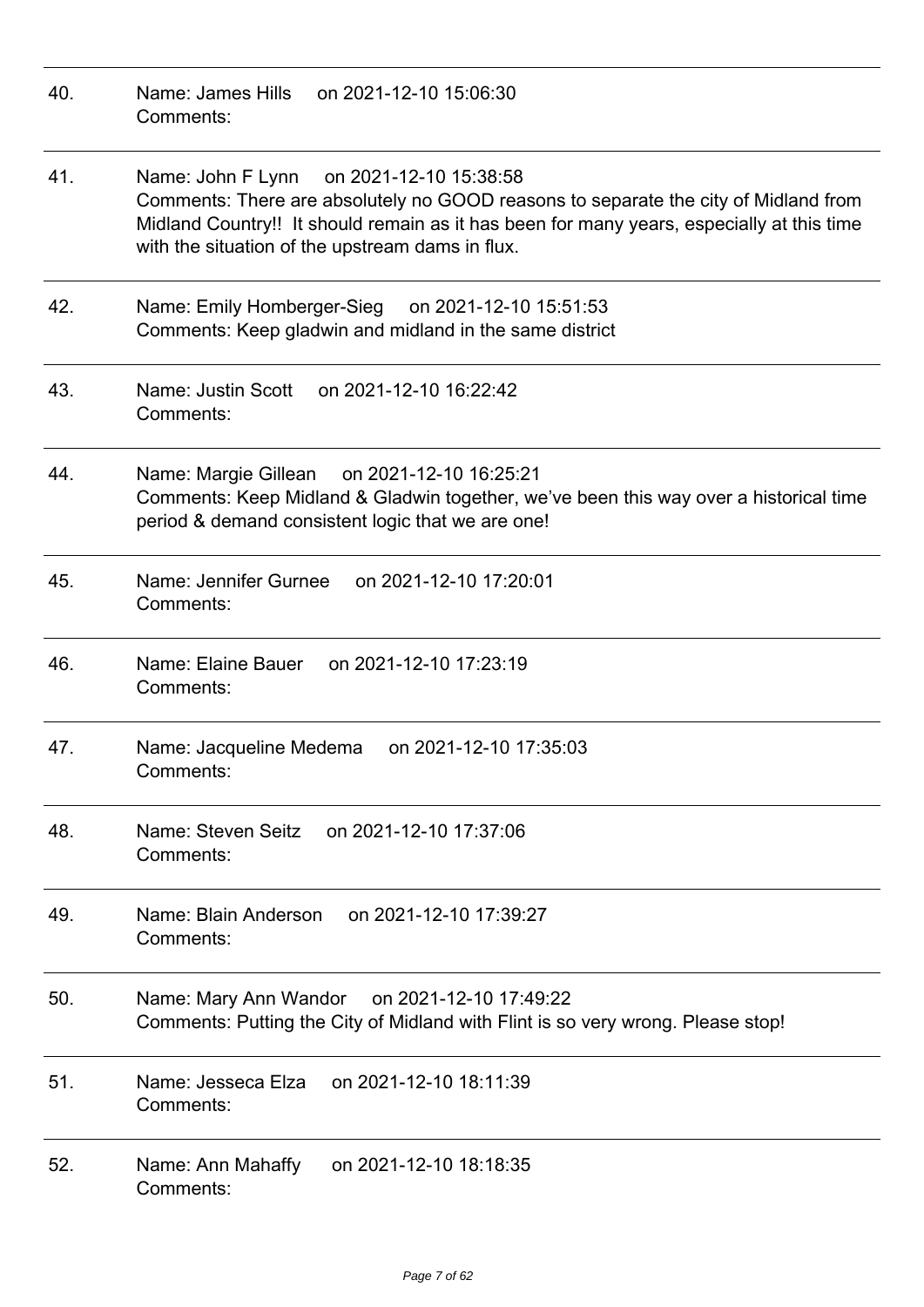40. Name: James Hills on 2021-12-10 15:06:30
Comments:

---

41. Name: John F Lynn on 2021-12-10 15:38:58
Comments: There are absolutely no GOOD reasons to separate the city of Midland from Midland Country!! It should remain as it has been for many years, especially at this time with the situation of the upstream dams in flux.

---

42. Name: Emily Homberger-Sieg on 2021-12-10 15:51:53
Comments: Keep gladwin and midland in the same district

---

43. Name: Justin Scott on 2021-12-10 16:22:42
Comments:

---

44. Name: Margie Gillean on 2021-12-10 16:25:21
Comments: Keep Midland & Gladwin together, we've been this way over a historical time period & demand consistent logic that we are one!

---

45. Name: Jennifer Gurnee on 2021-12-10 17:20:01
Comments:

---

46. Name: Elaine Bauer on 2021-12-10 17:23:19
Comments:

---

47. Name: Jacqueline Medema on 2021-12-10 17:35:03
Comments:

---

48. Name: Steven Seitz on 2021-12-10 17:37:06
Comments:

---

49. Name: Blain Anderson on 2021-12-10 17:39:27
Comments:

---

50. Name: Mary Ann Wandor on 2021-12-10 17:49:22
Comments: Putting the City of Midland with Flint is so very wrong. Please stop!

---

51. Name: Jesseca Elza on 2021-12-10 18:11:39
Comments:

---

52. Name: Ann Mahaffy on 2021-12-10 18:18:35
Comments: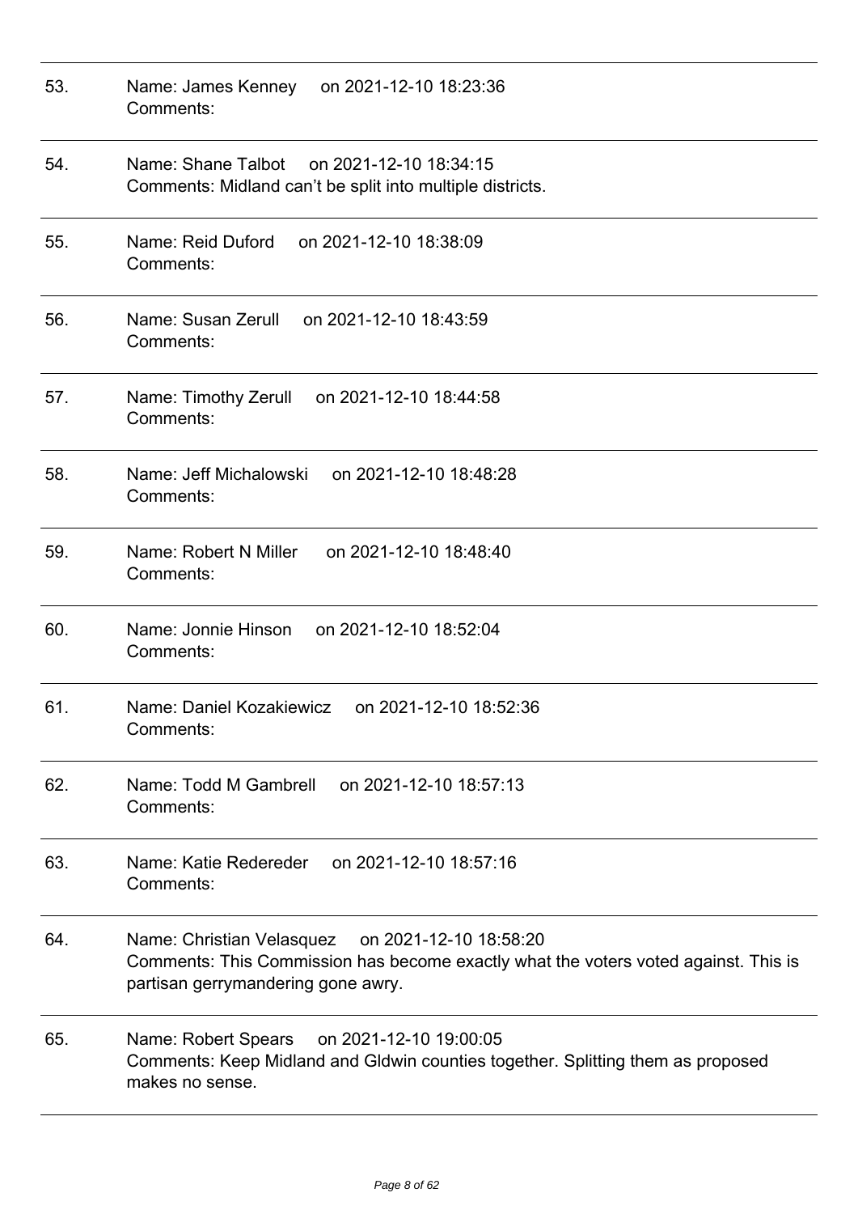53. Name: James Kenney on 2021-12-10 18:23:36
Comments:

---

54. Name: Shane Talbot on 2021-12-10 18:34:15
Comments: Midland can't be split into multiple districts.

---

55. Name: Reid Duford on 2021-12-10 18:38:09
Comments:

---

56. Name: Susan Zerull on 2021-12-10 18:43:59
Comments:

---

57. Name: Timothy Zerull on 2021-12-10 18:44:58
Comments:

---

58. Name: Jeff Michalowski on 2021-12-10 18:48:28
Comments:

---

59. Name: Robert N Miller on 2021-12-10 18:48:40
Comments:

---

60. Name: Jonnie Hinson on 2021-12-10 18:52:04
Comments:

---

61. Name: Daniel Kozakiewicz on 2021-12-10 18:52:36
Comments:

---

62. Name: Todd M Gambrell on 2021-12-10 18:57:13
Comments:

---

63. Name: Katie Redereder on 2021-12-10 18:57:16
Comments:

---

64. Name: Christian Velasquez on 2021-12-10 18:58:20
Comments: This Commission has become exactly what the voters voted against. This is partisan gerrymandering gone awry.

---

65. Name: Robert Spears on 2021-12-10 19:00:05
Comments: Keep Midland and Gldwin counties together. Splitting them as proposed makes no sense.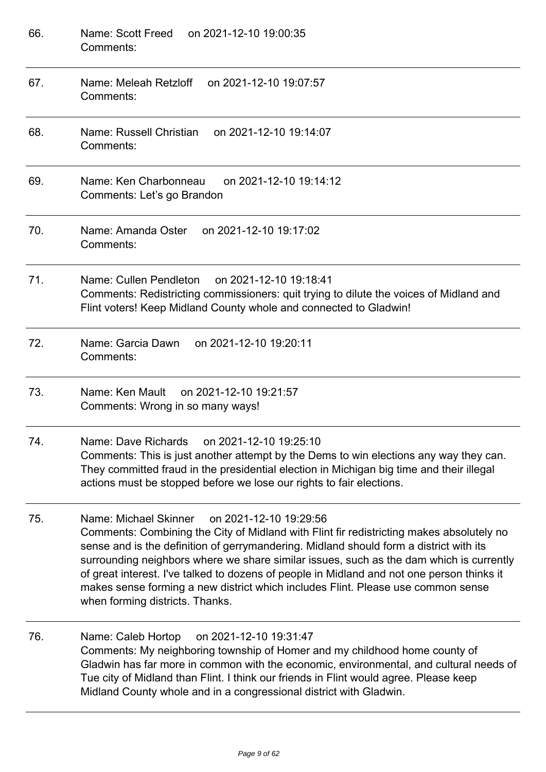66. Name: Scott Freed on 2021-12-10 19:00:35
Comments:

---

67. Name: Meleah Retzloff on 2021-12-10 19:07:57
Comments:

---

68. Name: Russell Christian on 2021-12-10 19:14:07
Comments:

---

69. Name: Ken Charbonneau on 2021-12-10 19:14:12
Comments: Let's go Brandon

---

70. Name: Amanda Oster on 2021-12-10 19:17:02
Comments:

---

71. Name: Cullen Pendleton on 2021-12-10 19:18:41
Comments: Redistricting commissioners: quit trying to dilute the voices of Midland and Flint voters! Keep Midland County whole and connected to Gladwin!

---

72. Name: Garcia Dawn on 2021-12-10 19:20:11
Comments:

---

73. Name: Ken Mault on 2021-12-10 19:21:57
Comments: Wrong in so many ways!

---

74. Name: Dave Richards on 2021-12-10 19:25:10
Comments: This is just another attempt by the Dems to win elections any way they can. They committed fraud in the presidential election in Michigan big time and their illegal actions must be stopped before we lose our rights to fair elections.

---

75. Name: Michael Skinner on 2021-12-10 19:29:56
Comments: Combining the City of Midland with Flint fir redistricting makes absolutely no sense and is the definition of gerrymandering. Midland should form a district with its surrounding neighbors where we share similar issues, such as the dam which is currently of great interest. I've talked to dozens of people in Midland and not one person thinks it makes sense forming a new district which includes Flint. Please use common sense when forming districts. Thanks.

---

76. Name: Caleb Hortop on 2021-12-10 19:31:47
Comments: My neighboring township of Homer and my childhood home county of Gladwin has far more in common with the economic, environmental, and cultural needs of Tue city of Midland than Flint. I think our friends in Flint would agree. Please keep Midland County whole and in a congressional district with Gladwin.

---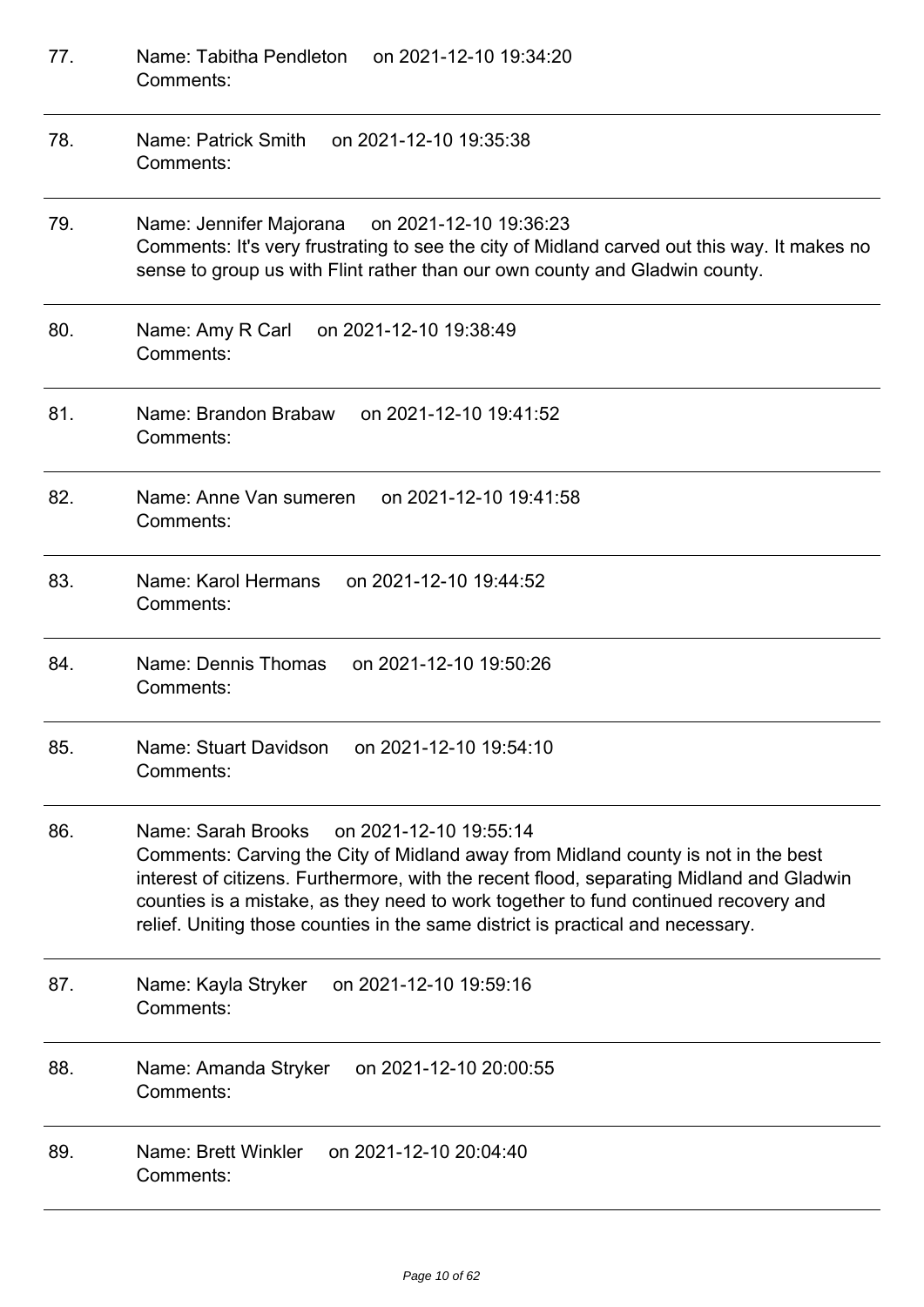77. Name: Tabitha Pendleton on 2021-12-10 19:34:20
Comments:

---

78. Name: Patrick Smith on 2021-12-10 19:35:38
Comments:

---

79. Name: Jennifer Majorana on 2021-12-10 19:36:23
Comments: It's very frustrating to see the city of Midland carved out this way. It makes no sense to group us with Flint rather than our own county and Gladwin county.

---

80. Name: Amy R Carl on 2021-12-10 19:38:49
Comments:

---

81. Name: Brandon Brabaw on 2021-12-10 19:41:52
Comments:

---

82. Name: Anne Van sumeren on 2021-12-10 19:41:58
Comments:

---

83. Name: Karol Hermans on 2021-12-10 19:44:52
Comments:

---

84. Name: Dennis Thomas on 2021-12-10 19:50:26
Comments:

---

85. Name: Stuart Davidson on 2021-12-10 19:54:10
Comments:

---

86. Name: Sarah Brooks on 2021-12-10 19:55:14
Comments: Carving the City of Midland away from Midland county is not in the best interest of citizens. Furthermore, with the recent flood, separating Midland and Gladwin counties is a mistake, as they need to work together to fund continued recovery and relief. Uniting those counties in the same district is practical and necessary.

---

87. Name: Kayla Stryker on 2021-12-10 19:59:16
Comments:

---

88. Name: Amanda Stryker on 2021-12-10 20:00:55
Comments:

---

89. Name: Brett Winkler on 2021-12-10 20:04:40
Comments:

---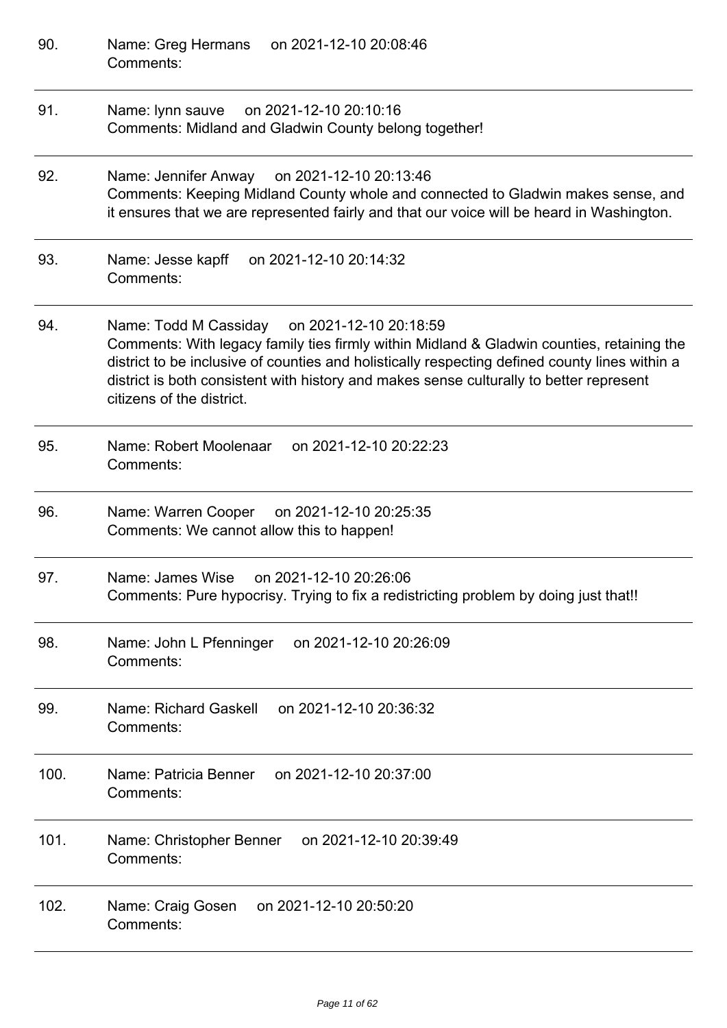90. Name: Greg Hermans on 2021-12-10 20:08:46
Comments:

---

91. Name: lynn sauve on 2021-12-10 20:10:16
Comments: Midland and Gladwin County belong together!

---

92. Name: Jennifer Anway on 2021-12-10 20:13:46
Comments: Keeping Midland County whole and connected to Gladwin makes sense, and it ensures that we are represented fairly and that our voice will be heard in Washington.

---

93. Name: Jesse kapff on 2021-12-10 20:14:32
Comments:

---

94. Name: Todd M Cassiday on 2021-12-10 20:18:59
Comments: With legacy family ties firmly within Midland & Gladwin counties, retaining the district to be inclusive of counties and holistically respecting defined county lines within a district is both consistent with history and makes sense culturally to better represent citizens of the district.

---

95. Name: Robert Moolenaar on 2021-12-10 20:22:23
Comments:

---

96. Name: Warren Cooper on 2021-12-10 20:25:35
Comments: We cannot allow this to happen!

---

97. Name: James Wise on 2021-12-10 20:26:06
Comments: Pure hypocrisy. Trying to fix a redistricting problem by doing just that!!

---

98. Name: John L Pfenninger on 2021-12-10 20:26:09
Comments:

---

99. Name: Richard Gaskell on 2021-12-10 20:36:32
Comments:

---

100. Name: Patricia Benner on 2021-12-10 20:37:00
Comments:

---

101. Name: Christopher Benner on 2021-12-10 20:39:49
Comments:

---

102. Name: Craig Gosen on 2021-12-10 20:50:20
Comments:

---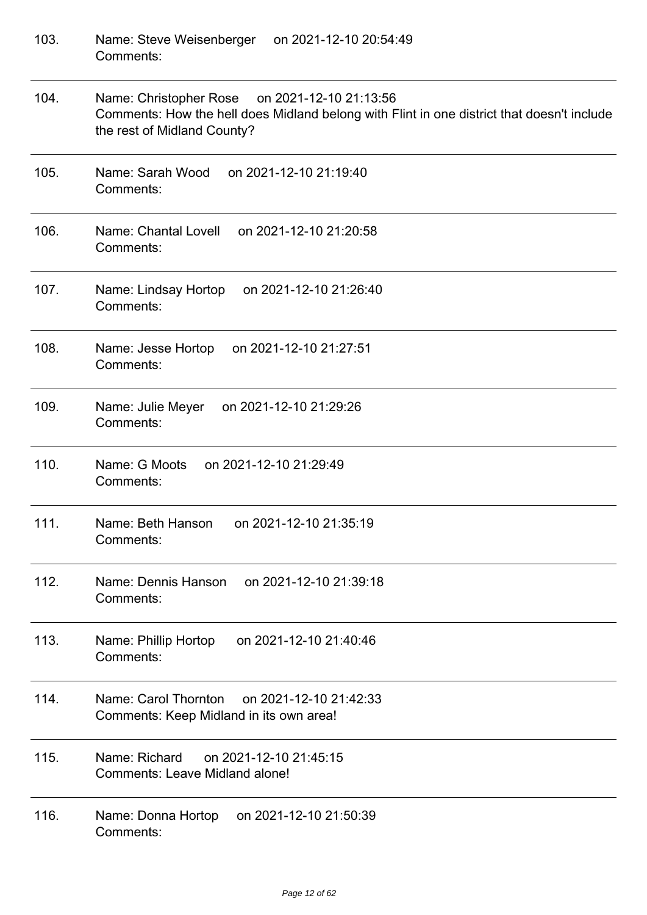103. Name: Steve Weisenberger on 2021-12-10 20:54:49
Comments:

---

104. Name: Christopher Rose on 2021-12-10 21:13:56
Comments: How the hell does Midland belong with Flint in one district that doesn't include the rest of Midland County?

---

105. Name: Sarah Wood on 2021-12-10 21:19:40
Comments:

---

106. Name: Chantal Lovell on 2021-12-10 21:20:58
Comments:

---

107. Name: Lindsay Hortop on 2021-12-10 21:26:40
Comments:

---

108. Name: Jesse Hortop on 2021-12-10 21:27:51
Comments:

---

109. Name: Julie Meyer on 2021-12-10 21:29:26
Comments:

---

110. Name: G Moots on 2021-12-10 21:29:49
Comments:

---

111. Name: Beth Hanson on 2021-12-10 21:35:19
Comments:

---

112. Name: Dennis Hanson on 2021-12-10 21:39:18
Comments:

---

113. Name: Phillip Hortop on 2021-12-10 21:40:46
Comments:

---

114. Name: Carol Thornton on 2021-12-10 21:42:33
Comments: Keep Midland in its own area!

---

115. Name: Richard on 2021-12-10 21:45:15
Comments: Leave Midland alone!

---

116. Name: Donna Hortop on 2021-12-10 21:50:39
Comments: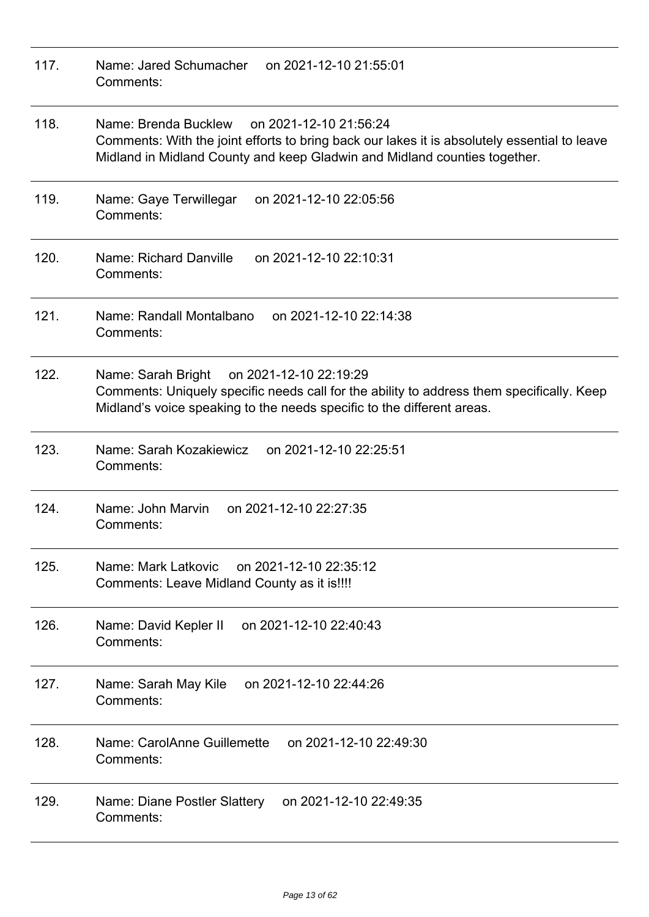117. Name: Jared Schumacher on 2021-12-10 21:55:01
Comments:

---

118. Name: Brenda Bucklew on 2021-12-10 21:56:24
Comments: With the joint efforts to bring back our lakes it is absolutely essential to leave Midland in Midland County and keep Gladwin and Midland counties together.

---

119. Name: Gaye Terwillegar on 2021-12-10 22:05:56
Comments:

---

120. Name: Richard Danville on 2021-12-10 22:10:31
Comments:

---

121. Name: Randall Montalbano on 2021-12-10 22:14:38
Comments:

---

122. Name: Sarah Bright on 2021-12-10 22:19:29
Comments: Uniquely specific needs call for the ability to address them specifically. Keep Midland's voice speaking to the needs specific to the different areas.

---

123. Name: Sarah Kozakiewicz on 2021-12-10 22:25:51
Comments:

---

124. Name: John Marvin on 2021-12-10 22:27:35
Comments:

---

125. Name: Mark Latkovic on 2021-12-10 22:35:12
Comments: Leave Midland County as it is!!!!

---

126. Name: David Kepler II on 2021-12-10 22:40:43
Comments:

---

127. Name: Sarah May Kile on 2021-12-10 22:44:26
Comments:

---

128. Name: CarolAnne Guillemette on 2021-12-10 22:49:30
Comments:

---

129. Name: Diane Postler Slattery on 2021-12-10 22:49:35
Comments: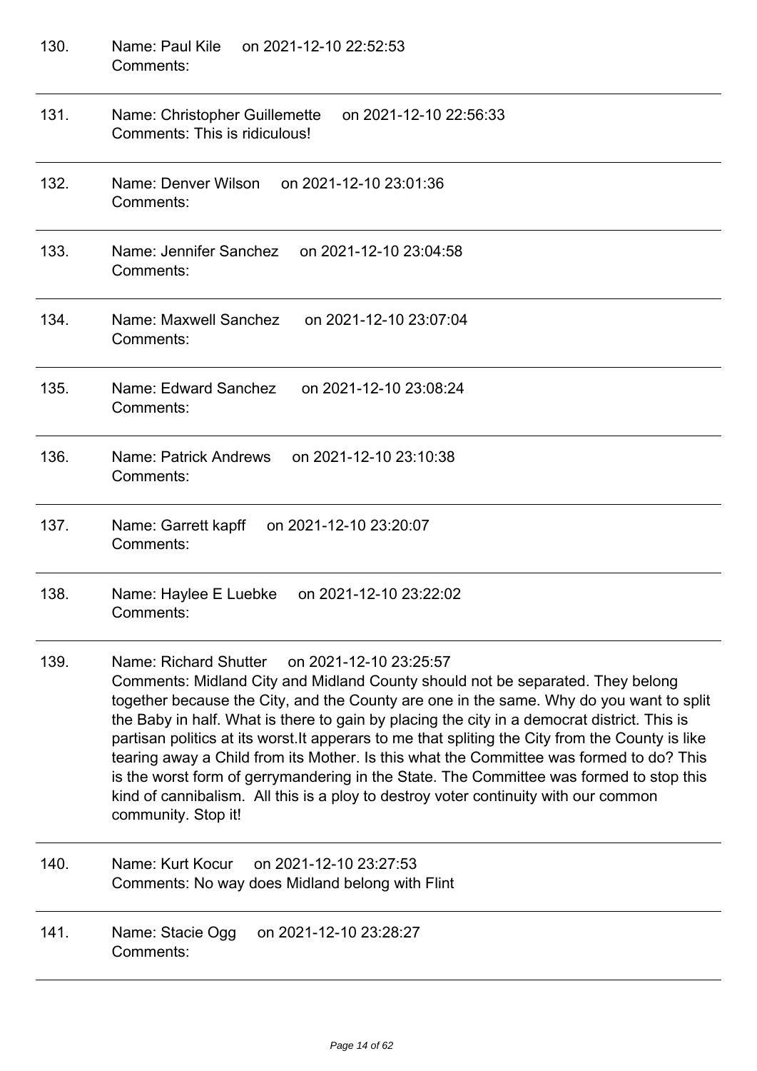130. Name: Paul Kile on 2021-12-10 22:52:53
Comments:

---

131. Name: Christopher Guillemette on 2021-12-10 22:56:33
Comments: This is ridiculous!

---

132. Name: Denver Wilson on 2021-12-10 23:01:36
Comments:

---

133. Name: Jennifer Sanchez on 2021-12-10 23:04:58
Comments:

---

134. Name: Maxwell Sanchez on 2021-12-10 23:07:04
Comments:

---

135. Name: Edward Sanchez on 2021-12-10 23:08:24
Comments:

---

136. Name: Patrick Andrews on 2021-12-10 23:10:38
Comments:

---

137. Name: Garrett kapff on 2021-12-10 23:20:07
Comments:

---

138. Name: Haylee E Luebke on 2021-12-10 23:22:02
Comments:

---

139. Name: Richard Shutter on 2021-12-10 23:25:57
Comments: Midland City and Midland County should not be separated. They belong together because the City, and the County are one in the same. Why do you want to split the Baby in half. What is there to gain by placing the city in a democrat district. This is partisan politics at its worst.It apperars to me that spliting the City from the County is like tearing away a Child from its Mother. Is this what the Committee was formed to do? This is the worst form of gerrymandering in the State. The Committee was formed to stop this kind of cannibalism. All this is a ploy to destroy voter continuity with our common community. Stop it!

---

140. Name: Kurt Kocur on 2021-12-10 23:27:53
Comments: No way does Midland belong with Flint

---

141. Name: Stacie Ogg on 2021-12-10 23:28:27
Comments:

---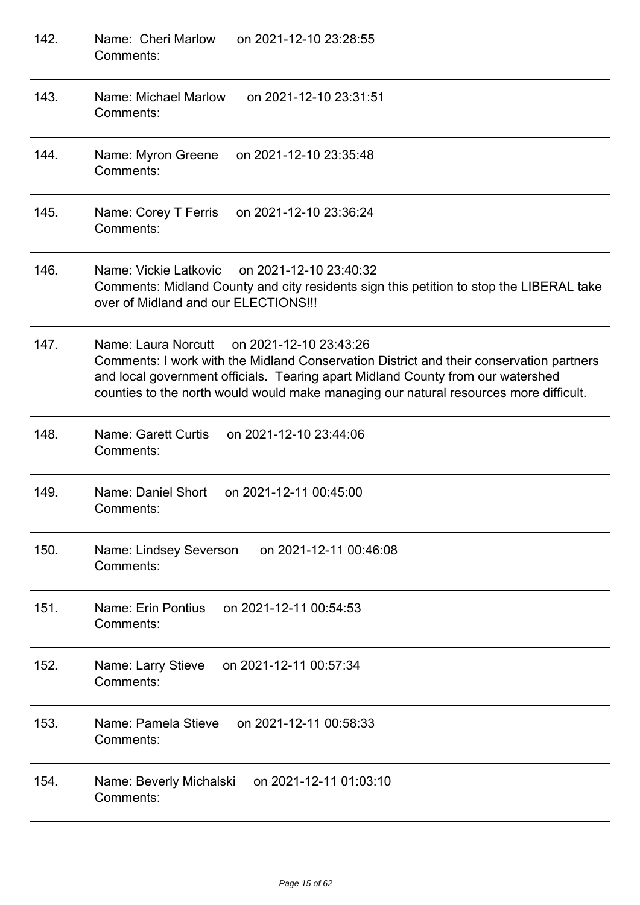142. Name: Cheri Marlow on 2021-12-10 23:28:55
Comments:

---

143. Name: Michael Marlow on 2021-12-10 23:31:51
Comments:

---

144. Name: Myron Greene on 2021-12-10 23:35:48
Comments:

---

145. Name: Corey T Ferris on 2021-12-10 23:36:24
Comments:

---

146. Name: Vickie Latkovic on 2021-12-10 23:40:32
Comments: Midland County and city residents sign this petition to stop the LIBERAL take over of Midland and our ELECTIONS!!!

---

147. Name: Laura Norcutt on 2021-12-10 23:43:26
Comments: I work with the Midland Conservation District and their conservation partners and local government officials. Tearing apart Midland County from our watershed counties to the north would would make managing our natural resources more difficult.

---

148. Name: Garett Curtis on 2021-12-10 23:44:06
Comments:

---

149. Name: Daniel Short on 2021-12-11 00:45:00
Comments:

---

150. Name: Lindsey Severson on 2021-12-11 00:46:08
Comments:

---

151. Name: Erin Pontius on 2021-12-11 00:54:53
Comments:

---

152. Name: Larry Stieve on 2021-12-11 00:57:34
Comments:

---

153. Name: Pamela Stieve on 2021-12-11 00:58:33
Comments:

---

154. Name: Beverly Michalski on 2021-12-11 01:03:10
Comments:

---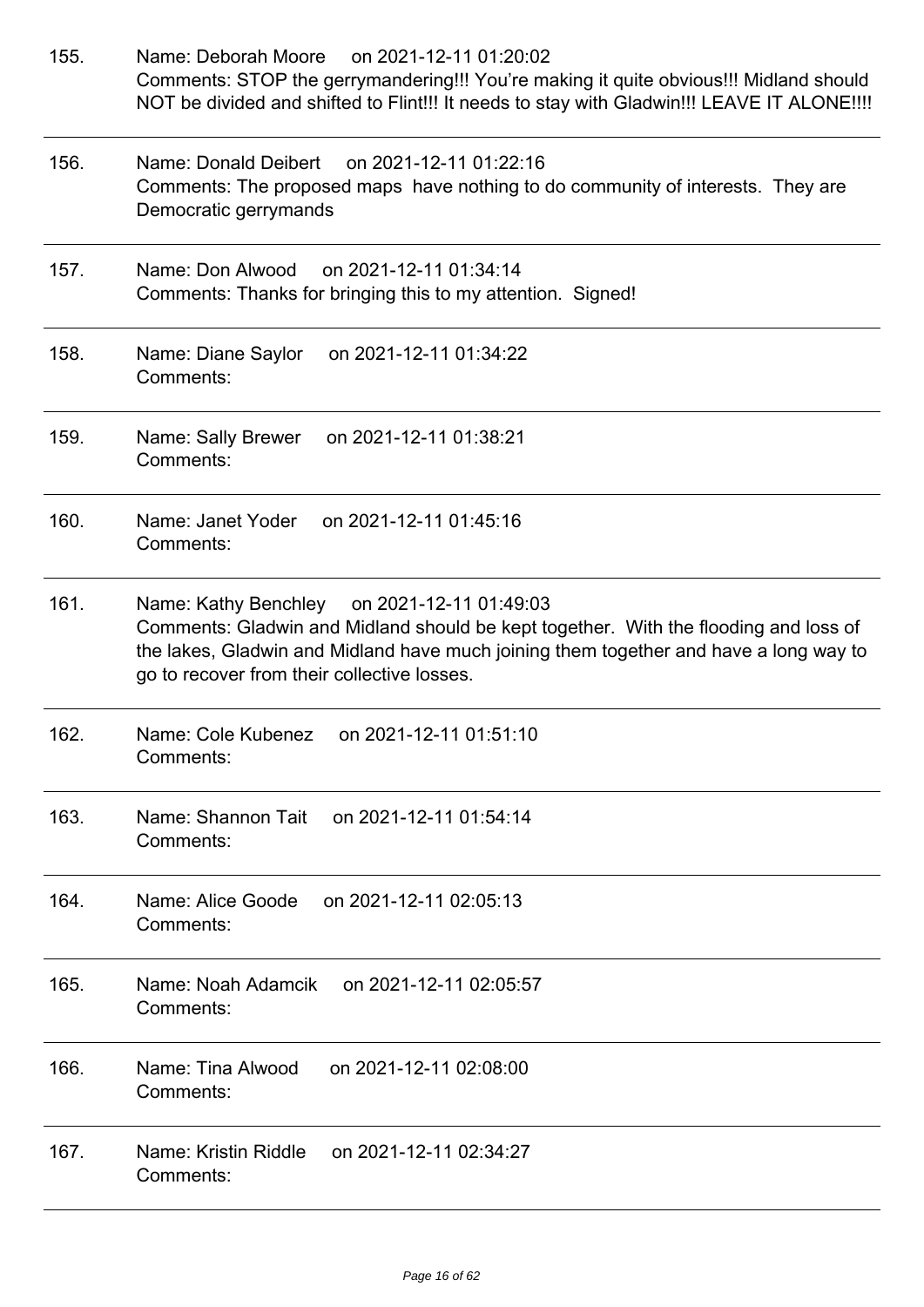155. Name: Deborah Moore on 2021-12-11 01:20:02
Comments: STOP the gerrymandering!!! You're making it quite obvious!!! Midland should NOT be divided and shifted to Flint!!! It needs to stay with Gladwin!!! LEAVE IT ALONE!!!!

---

156. Name: Donald Deibert on 2021-12-11 01:22:16
Comments: The proposed maps have nothing to do community of interests. They are Democratic gerrymands

---

157. Name: Don Alwood on 2021-12-11 01:34:14
Comments: Thanks for bringing this to my attention. Signed!

---

158. Name: Diane Saylor on 2021-12-11 01:34:22
Comments:

---

159. Name: Sally Brewer on 2021-12-11 01:38:21
Comments:

---

160. Name: Janet Yoder on 2021-12-11 01:45:16
Comments:

---

161. Name: Kathy Benchley on 2021-12-11 01:49:03
Comments: Gladwin and Midland should be kept together. With the flooding and loss of the lakes, Gladwin and Midland have much joining them together and have a long way to go to recover from their collective losses.

---

162. Name: Cole Kubenez on 2021-12-11 01:51:10
Comments:

---

163. Name: Shannon Tait on 2021-12-11 01:54:14
Comments:

---

164. Name: Alice Goode on 2021-12-11 02:05:13
Comments:

---

165. Name: Noah Adamcik on 2021-12-11 02:05:57
Comments:

---

166. Name: Tina Alwood on 2021-12-11 02:08:00
Comments:

---

167. Name: Kristin Riddle on 2021-12-11 02:34:27
Comments:

---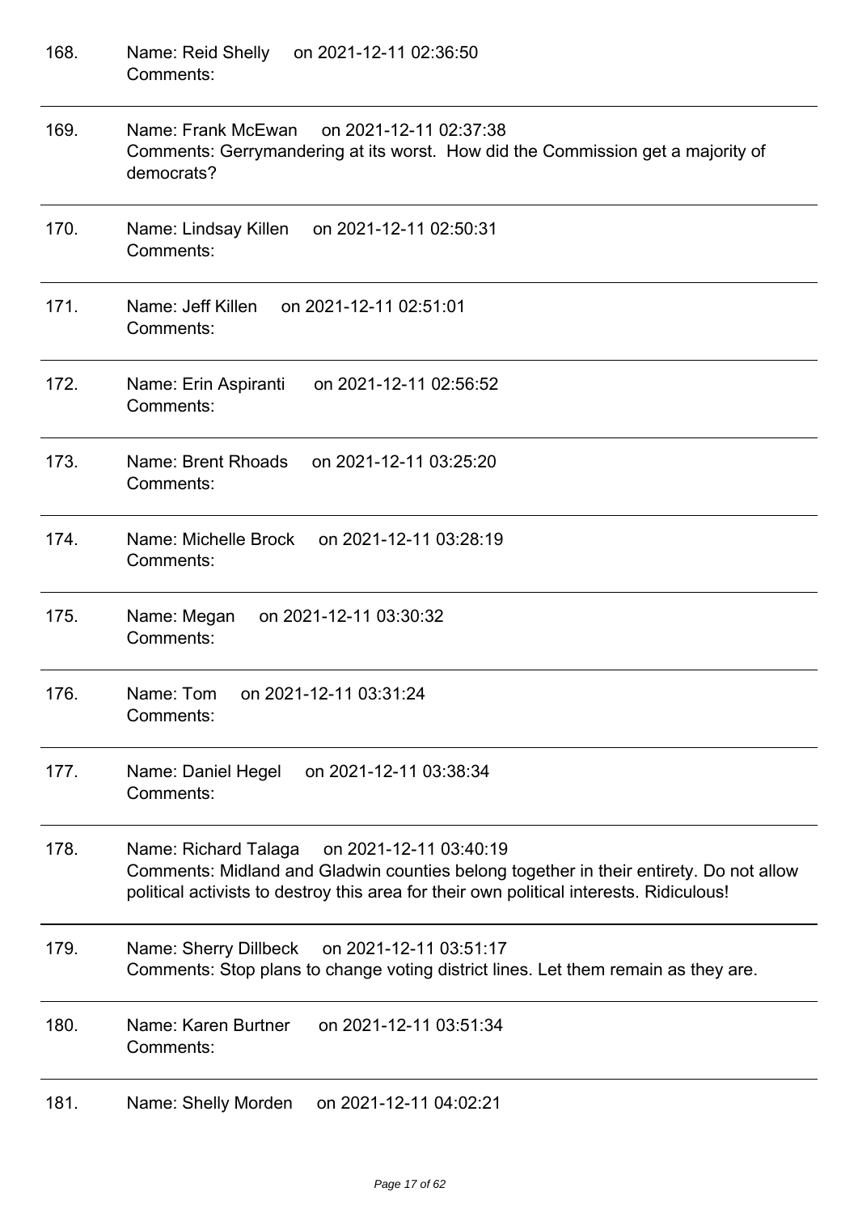168. Name: Reid Shelly on 2021-12-11 02:36:50
Comments:

---

169. Name: Frank McEwan on 2021-12-11 02:37:38
Comments: Gerrymandering at its worst. How did the Commission get a majority of democrats?

---

170. Name: Lindsay Killen on 2021-12-11 02:50:31
Comments:

---

171. Name: Jeff Killen on 2021-12-11 02:51:01
Comments:

---

172. Name: Erin Aspiranti on 2021-12-11 02:56:52
Comments:

---

173. Name: Brent Rhoads on 2021-12-11 03:25:20
Comments:

---

174. Name: Michelle Brock on 2021-12-11 03:28:19
Comments:

---

175. Name: Megan on 2021-12-11 03:30:32
Comments:

---

176. Name: Tom on 2021-12-11 03:31:24
Comments:

---

177. Name: Daniel Hegel on 2021-12-11 03:38:34
Comments:

---

178. Name: Richard Talaga on 2021-12-11 03:40:19
Comments: Midland and Gladwin counties belong together in their entirety. Do not allow political activists to destroy this area for their own political interests. Ridiculous!

---

179. Name: Sherry Dillbeck on 2021-12-11 03:51:17
Comments: Stop plans to change voting district lines. Let them remain as they are.

---

180. Name: Karen Burtner on 2021-12-11 03:51:34
Comments:

---

181. Name: Shelly Morden on 2021-12-11 04:02:21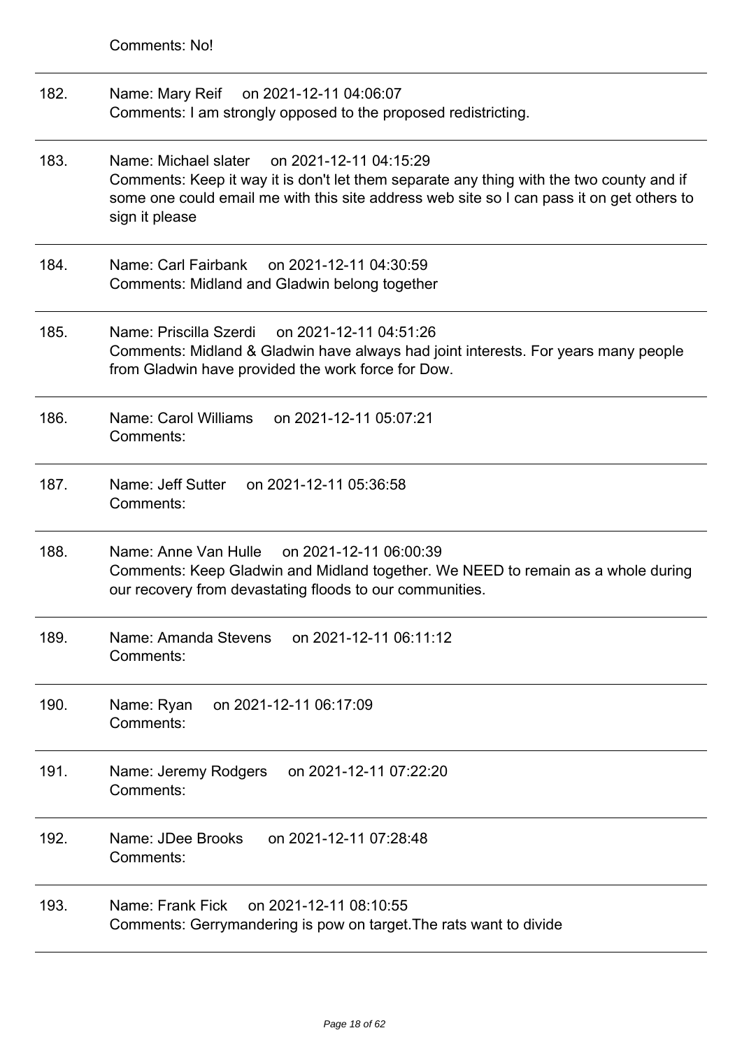Comments: No!

---

182. Name: Mary Reif on 2021-12-11 04:06:07
Comments: I am strongly opposed to the proposed redistricting.

---

183. Name: Michael slater on 2021-12-11 04:15:29
Comments: Keep it way it is don't let them separate any thing with the two county and if some one could email me with this site address web site so I can pass it on get others to sign it please

---

184. Name: Carl Fairbank on 2021-12-11 04:30:59
Comments: Midland and Gladwin belong together

---

185. Name: Priscilla Szerdi on 2021-12-11 04:51:26
Comments: Midland & Gladwin have always had joint interests. For years many people from Gladwin have provided the work force for Dow.

---

186. Name: Carol Williams on 2021-12-11 05:07:21
Comments:

---

187. Name: Jeff Sutter on 2021-12-11 05:36:58
Comments:

---

188. Name: Anne Van Hulle on 2021-12-11 06:00:39
Comments: Keep Gladwin and Midland together. We NEED to remain as a whole during our recovery from devastating floods to our communities.

---

189. Name: Amanda Stevens on 2021-12-11 06:11:12
Comments:

---

190. Name: Ryan on 2021-12-11 06:17:09
Comments:

---

191. Name: Jeremy Rodgers on 2021-12-11 07:22:20
Comments:

---

192. Name: JDee Brooks on 2021-12-11 07:28:48
Comments:

---

193. Name: Frank Fick on 2021-12-11 08:10:55
Comments: Gerrymandering is pow on target.The rats want to divide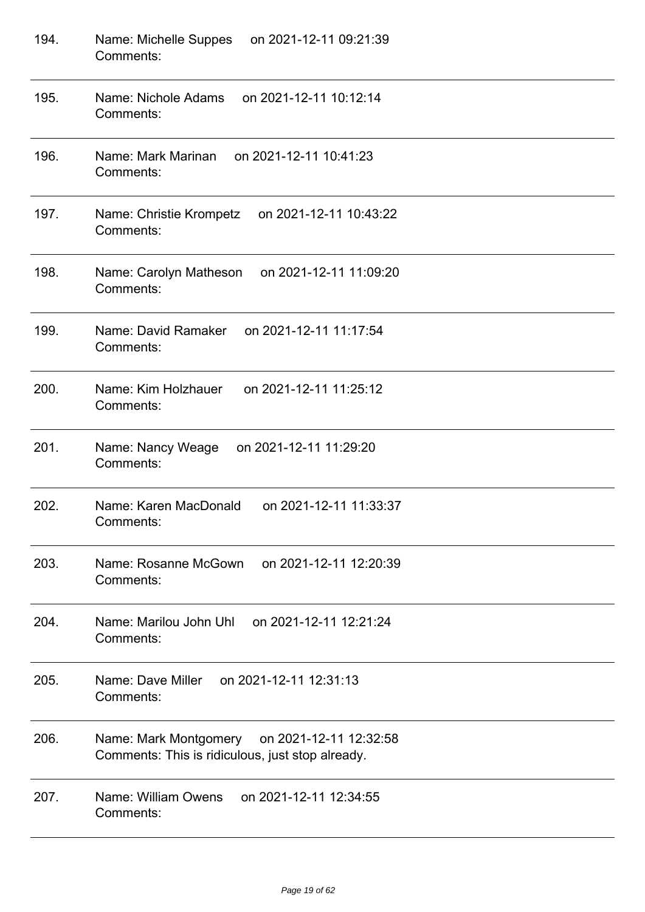194. Name: Michelle Suppes on 2021-12-11 09:21:39
Comments:

---

195. Name: Nichole Adams on 2021-12-11 10:12:14
Comments:

---

196. Name: Mark Marinan on 2021-12-11 10:41:23
Comments:

---

197. Name: Christie Krompetz on 2021-12-11 10:43:22
Comments:

---

198. Name: Carolyn Matheson on 2021-12-11 11:09:20
Comments:

---

199. Name: David Ramaker on 2021-12-11 11:17:54
Comments:

---

200. Name: Kim Holzhauer on 2021-12-11 11:25:12
Comments:

---

201. Name: Nancy Weage on 2021-12-11 11:29:20
Comments:

---

202. Name: Karen MacDonald on 2021-12-11 11:33:37
Comments:

---

203. Name: Rosanne McGown on 2021-12-11 12:20:39
Comments:

---

204. Name: Marilou John Uhl on 2021-12-11 12:21:24
Comments:

---

205. Name: Dave Miller on 2021-12-11 12:31:13
Comments:

---

206. Name: Mark Montgomery on 2021-12-11 12:32:58
Comments: This is ridiculous, just stop already.

---

207. Name: William Owens on 2021-12-11 12:34:55
Comments:

---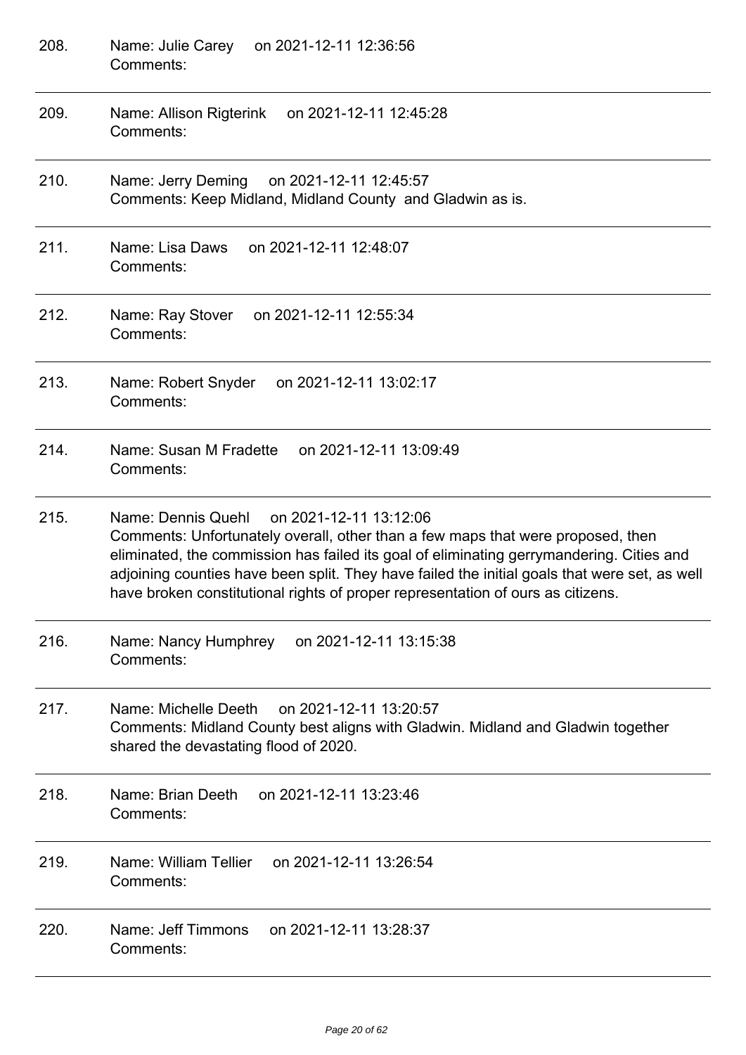208. Name: Julie Carey on 2021-12-11 12:36:56
Comments:

---

209. Name: Allison Rigterink on 2021-12-11 12:45:28
Comments:

---

210. Name: Jerry Deming on 2021-12-11 12:45:57
Comments: Keep Midland, Midland County and Gladwin as is.

---

211. Name: Lisa Daws on 2021-12-11 12:48:07
Comments:

---

212. Name: Ray Stover on 2021-12-11 12:55:34
Comments:

---

213. Name: Robert Snyder on 2021-12-11 13:02:17
Comments:

---

214. Name: Susan M Fradette on 2021-12-11 13:09:49
Comments:

---

215. Name: Dennis Quehl on 2021-12-11 13:12:06
Comments: Unfortunately overall, other than a few maps that were proposed, then eliminated, the commission has failed its goal of eliminating gerrymandering. Cities and adjoining counties have been split. They have failed the initial goals that were set, as well have broken constitutional rights of proper representation of ours as citizens.

---

216. Name: Nancy Humphrey on 2021-12-11 13:15:38
Comments:

---

217. Name: Michelle Deeth on 2021-12-11 13:20:57
Comments: Midland County best aligns with Gladwin. Midland and Gladwin together shared the devastating flood of 2020.

---

218. Name: Brian Deeth on 2021-12-11 13:23:46
Comments:

---

219. Name: William Tellier on 2021-12-11 13:26:54
Comments:

---

220. Name: Jeff Timmons on 2021-12-11 13:28:37
Comments:

---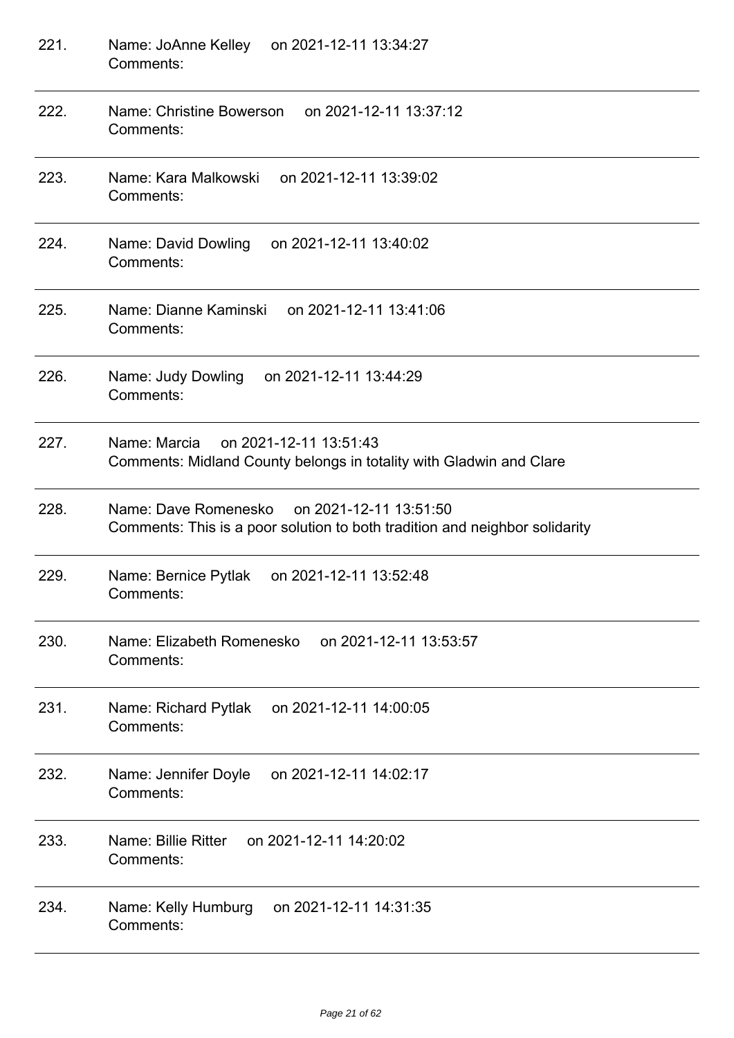221. Name: JoAnne Kelley on 2021-12-11 13:34:27
Comments:

---

222. Name: Christine Bowerson on 2021-12-11 13:37:12
Comments:

---

223. Name: Kara Malkowski on 2021-12-11 13:39:02
Comments:

---

224. Name: David Dowling on 2021-12-11 13:40:02
Comments:

---

225. Name: Dianne Kaminski on 2021-12-11 13:41:06
Comments:

---

226. Name: Judy Dowling on 2021-12-11 13:44:29
Comments:

---

227. Name: Marcia on 2021-12-11 13:51:43
Comments: Midland County belongs in totality with Gladwin and Clare

---

228. Name: Dave Romenesko on 2021-12-11 13:51:50
Comments: This is a poor solution to both tradition and neighbor solidarity

---

229. Name: Bernice Pytlak on 2021-12-11 13:52:48
Comments:

---

230. Name: Elizabeth Romenesko on 2021-12-11 13:53:57
Comments:

---

231. Name: Richard Pytlak on 2021-12-11 14:00:05
Comments:

---

232. Name: Jennifer Doyle on 2021-12-11 14:02:17
Comments:

---

233. Name: Billie Ritter on 2021-12-11 14:20:02
Comments:

---

234. Name: Kelly Humburg on 2021-12-11 14:31:35
Comments:

---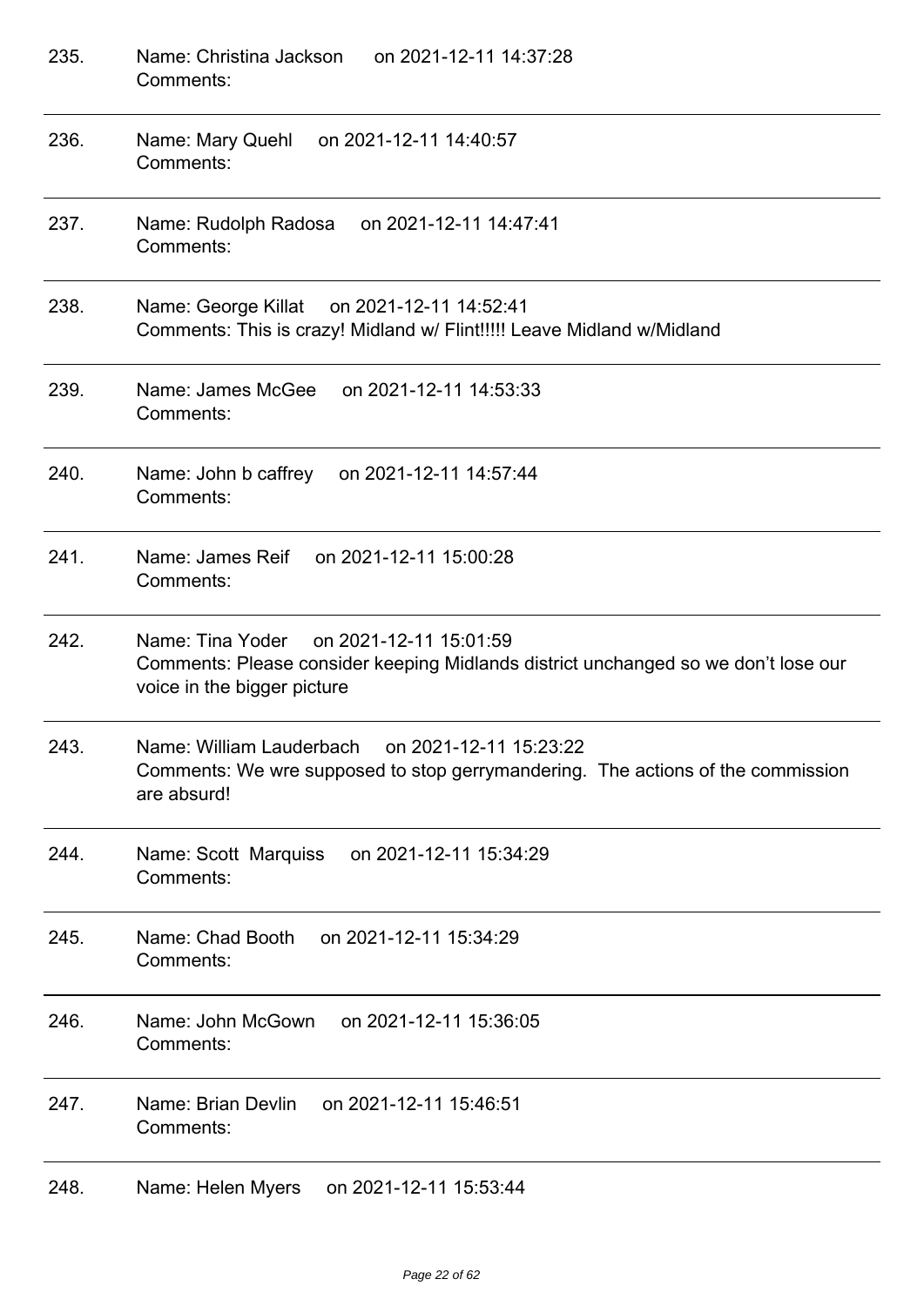235. Name: Christina Jackson on 2021-12-11 14:37:28
Comments:

---

236. Name: Mary Quehl on 2021-12-11 14:40:57
Comments:

---

237. Name: Rudolph Radosa on 2021-12-11 14:47:41
Comments:

---

238. Name: George Killat on 2021-12-11 14:52:41
Comments: This is crazy! Midland w/ Flint!!!!! Leave Midland w/Midland

---

239. Name: James McGee on 2021-12-11 14:53:33
Comments:

---

240. Name: John b caffrey on 2021-12-11 14:57:44
Comments:

---

241. Name: James Reif on 2021-12-11 15:00:28
Comments:

---

242. Name: Tina Yoder on 2021-12-11 15:01:59
Comments: Please consider keeping Midlands district unchanged so we don't lose our voice in the bigger picture

---

243. Name: William Lauderbach on 2021-12-11 15:23:22
Comments: We wre supposed to stop gerrymandering. The actions of the commission are absurd!

---

244. Name: Scott Marquiss on 2021-12-11 15:34:29
Comments:

---

245. Name: Chad Booth on 2021-12-11 15:34:29
Comments:

---

246. Name: John McGown on 2021-12-11 15:36:05
Comments:

---

247. Name: Brian Devlin on 2021-12-11 15:46:51
Comments:

---

248. Name: Helen Myers on 2021-12-11 15:53:44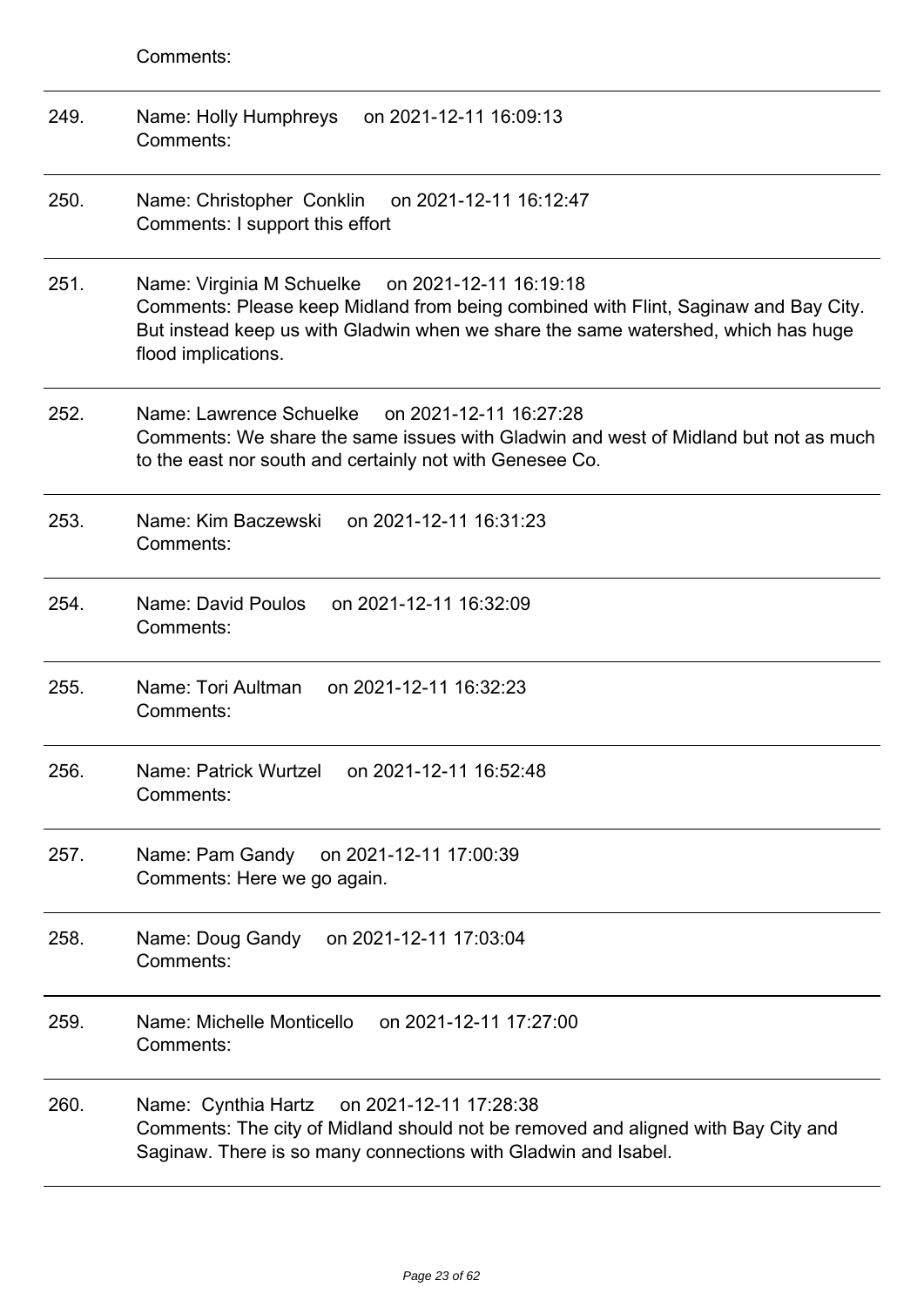Comments:

---

249. Name: Holly Humphreys on 2021-12-11 16:09:13
Comments:

---

250. Name: Christopher Conklin on 2021-12-11 16:12:47
Comments: I support this effort

---

251. Name: Virginia M Schuelke on 2021-12-11 16:19:18
Comments: Please keep Midland from being combined with Flint, Saginaw and Bay City. But instead keep us with Gladwin when we share the same watershed, which has huge flood implications.

---

252. Name: Lawrence Schuelke on 2021-12-11 16:27:28
Comments: We share the same issues with Gladwin and west of Midland but not as much to the east nor south and certainly not with Genesee Co.

---

253. Name: Kim Baczewski on 2021-12-11 16:31:23
Comments:

---

254. Name: David Poulos on 2021-12-11 16:32:09
Comments:

---

255. Name: Tori Aultman on 2021-12-11 16:32:23
Comments:

---

256. Name: Patrick Wurtzel on 2021-12-11 16:52:48
Comments:

---

257. Name: Pam Gandy on 2021-12-11 17:00:39
Comments: Here we go again.

---

258. Name: Doug Gandy on 2021-12-11 17:03:04
Comments:

---

259. Name: Michelle Monticello on 2021-12-11 17:27:00
Comments:

---

260. Name: Cynthia Hartz on 2021-12-11 17:28:38
Comments: The city of Midland should not be removed and aligned with Bay City and Saginaw. There is so many connections with Gladwin and Isabel.

---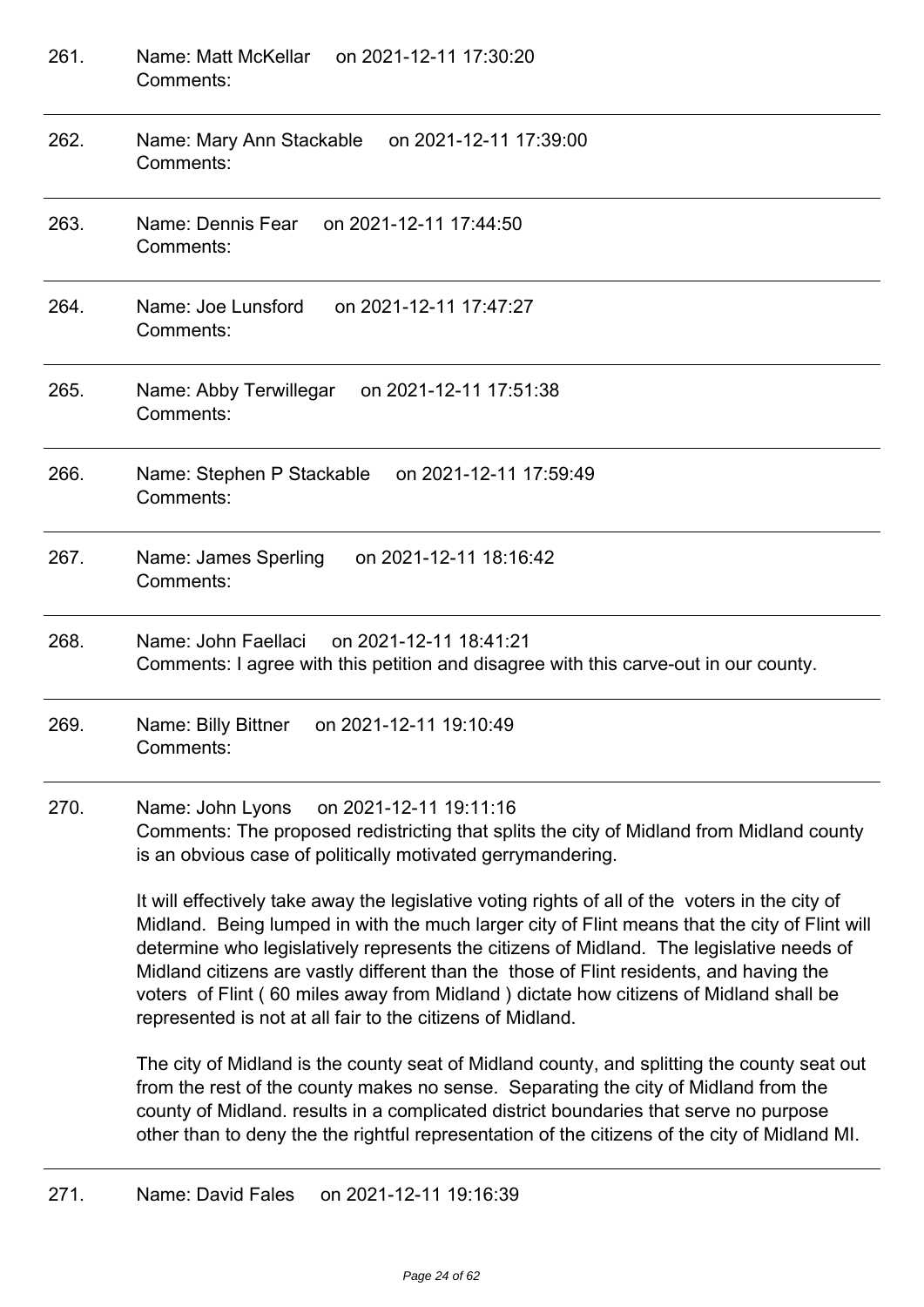261. Name: Matt McKellar on 2021-12-11 17:30:20
Comments:

---

262. Name: Mary Ann Stackable on 2021-12-11 17:39:00
Comments:

---

263. Name: Dennis Fear on 2021-12-11 17:44:50
Comments:

---

264. Name: Joe Lunsford on 2021-12-11 17:47:27
Comments:

---

265. Name: Abby Terwillegar on 2021-12-11 17:51:38
Comments:

---

266. Name: Stephen P Stackable on 2021-12-11 17:59:49
Comments:

---

267. Name: James Sperling on 2021-12-11 18:16:42
Comments:

---

268. Name: John Faellaci on 2021-12-11 18:41:21
Comments: I agree with this petition and disagree with this carve-out in our county.

---

269. Name: Billy Bittner on 2021-12-11 19:10:49
Comments:

---

270. Name: John Lyons on 2021-12-11 19:11:16
Comments: The proposed redistricting that splits the city of Midland from Midland county is an obvious case of politically motivated gerrymandering.

It will effectively take away the legislative voting rights of all of the voters in the city of Midland. Being lumped in with the much larger city of Flint means that the city of Flint will determine who legislatively represents the citizens of Midland. The legislative needs of Midland citizens are vastly different than the those of Flint residents, and having the voters of Flint ( 60 miles away from Midland ) dictate how citizens of Midland shall be represented is not at all fair to the citizens of Midland.

The city of Midland is the county seat of Midland county, and splitting the county seat out from the rest of the county makes no sense. Separating the city of Midland from the county of Midland. results in a complicated district boundaries that serve no purpose other than to deny the the rightful representation of the citizens of the city of Midland MI.

---

271. Name: David Fales on 2021-12-11 19:16:39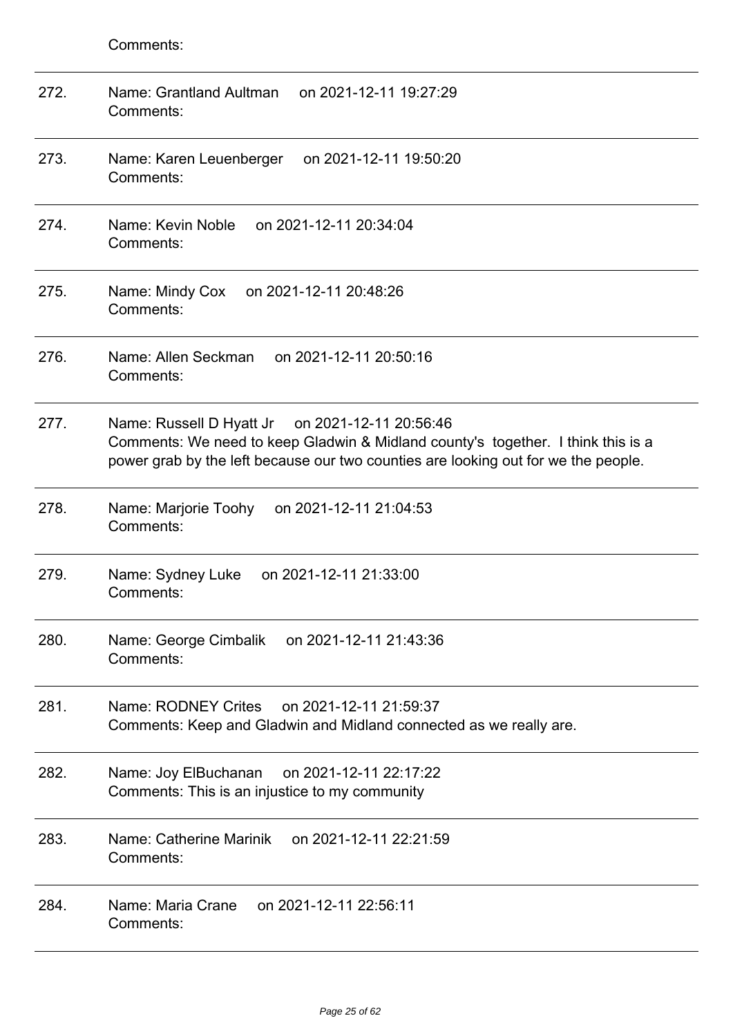Comments:

---

272. Name: Grantland Aultman on 2021-12-11 19:27:29
Comments:

---

273. Name: Karen Leuenberger on 2021-12-11 19:50:20
Comments:

---

274. Name: Kevin Noble on 2021-12-11 20:34:04
Comments:

---

275. Name: Mindy Cox on 2021-12-11 20:48:26
Comments:

---

276. Name: Allen Seckman on 2021-12-11 20:50:16
Comments:

---

277. Name: Russell D Hyatt Jr on 2021-12-11 20:56:46
Comments: We need to keep Gladwin & Midland county's together. I think this is a power grab by the left because our two counties are looking out for we the people.

---

278. Name: Marjorie Toohy on 2021-12-11 21:04:53
Comments:

---

279. Name: Sydney Luke on 2021-12-11 21:33:00
Comments:

---

280. Name: George Cimbalik on 2021-12-11 21:43:36
Comments:

---

281. Name: RODNEY Crites on 2021-12-11 21:59:37
Comments: Keep and Gladwin and Midland connected as we really are.

---

282. Name: Joy ElBuchanan on 2021-12-11 22:17:22
Comments: This is an injustice to my community

---

283. Name: Catherine Marinik on 2021-12-11 22:21:59
Comments:

---

284. Name: Maria Crane on 2021-12-11 22:56:11
Comments:

---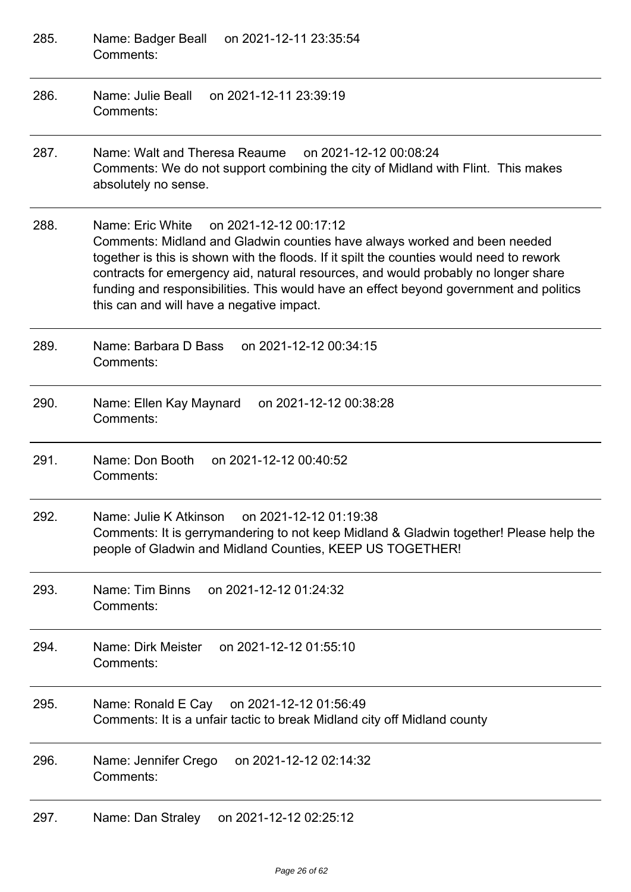285. Name: Badger Beall on 2021-12-11 23:35:54
Comments:

---

286. Name: Julie Beall on 2021-12-11 23:39:19
Comments:

---

287. Name: Walt and Theresa Reaume on 2021-12-12 00:08:24
Comments: We do not support combining the city of Midland with Flint. This makes absolutely no sense.

---

288. Name: Eric White on 2021-12-12 00:17:12
Comments: Midland and Gladwin counties have always worked and been needed together is this is shown with the floods. If it spilt the counties would need to rework contracts for emergency aid, natural resources, and would probably no longer share funding and responsibilities. This would have an effect beyond government and politics this can and will have a negative impact.

---

289. Name: Barbara D Bass on 2021-12-12 00:34:15
Comments:

---

290. Name: Ellen Kay Maynard on 2021-12-12 00:38:28
Comments:

---

291. Name: Don Booth on 2021-12-12 00:40:52
Comments:

---

292. Name: Julie K Atkinson on 2021-12-12 01:19:38
Comments: It is gerrymandering to not keep Midland & Gladwin together! Please help the people of Gladwin and Midland Counties, KEEP US TOGETHER!

---

293. Name: Tim Binns on 2021-12-12 01:24:32
Comments:

---

294. Name: Dirk Meister on 2021-12-12 01:55:10
Comments:

---

295. Name: Ronald E Cay on 2021-12-12 01:56:49
Comments: It is a unfair tactic to break Midland city off Midland county

---

296. Name: Jennifer Crego on 2021-12-12 02:14:32
Comments:

---

297. Name: Dan Straley on 2021-12-12 02:25:12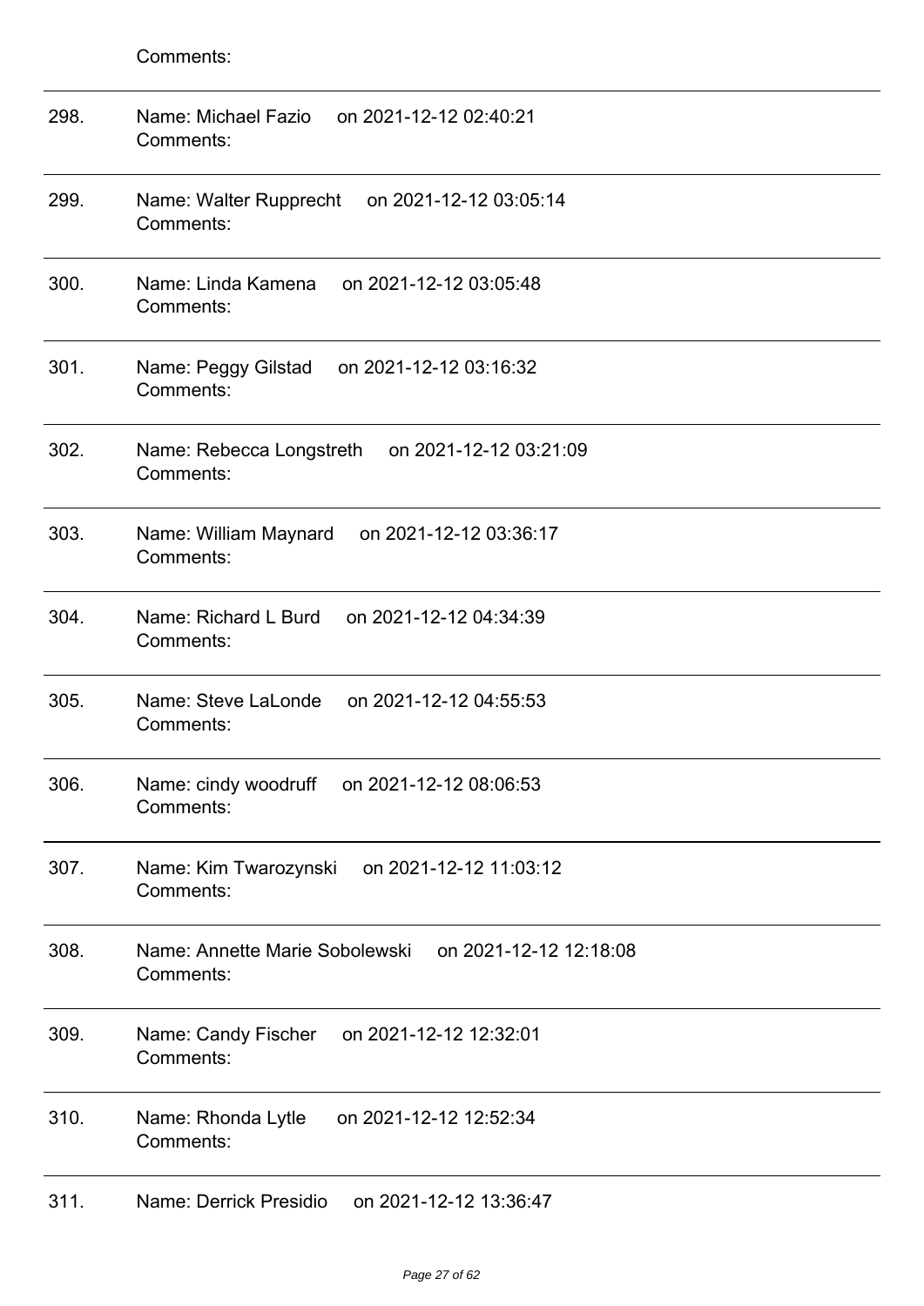Comments:

---

298. Name: Michael Fazio on 2021-12-12 02:40:21
Comments:

---

299. Name: Walter Rupprecht on 2021-12-12 03:05:14
Comments:

---

300. Name: Linda Kamena on 2021-12-12 03:05:48
Comments:

---

301. Name: Peggy Gilstad on 2021-12-12 03:16:32
Comments:

---

302. Name: Rebecca Longstreth on 2021-12-12 03:21:09
Comments:

---

303. Name: William Maynard on 2021-12-12 03:36:17
Comments:

---

304. Name: Richard L Burd on 2021-12-12 04:34:39
Comments:

---

305. Name: Steve LaLonde on 2021-12-12 04:55:53
Comments:

---

306. Name: cindy woodruff on 2021-12-12 08:06:53
Comments:

---

307. Name: Kim Twarozynski on 2021-12-12 11:03:12
Comments:

---

308. Name: Annette Marie Sobolewski on 2021-12-12 12:18:08
Comments:

---

309. Name: Candy Fischer on 2021-12-12 12:32:01
Comments:

---

310. Name: Rhonda Lytle on 2021-12-12 12:52:34
Comments:

---

311. Name: Derrick Presidio on 2021-12-12 13:36:47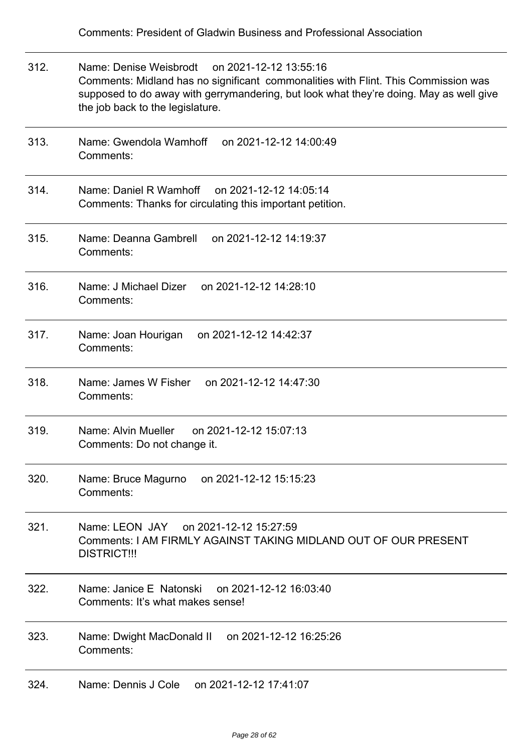Comments: President of Gladwin Business and Professional Association

312. Name: Denise Weisbrodt on 2021-12-12 13:55:16
Comments: Midland has no significant commonalities with Flint. This Commission was supposed to do away with gerrymandering, but look what they're doing. May as well give the job back to the legislature.

313. Name: Gwendola Wamhoff on 2021-12-12 14:00:49
Comments:

314. Name: Daniel R Wamhoff on 2021-12-12 14:05:14
Comments: Thanks for circulating this important petition.

315. Name: Deanna Gambrell on 2021-12-12 14:19:37
Comments:

316. Name: J Michael Dizer on 2021-12-12 14:28:10
Comments:

317. Name: Joan Hourigan on 2021-12-12 14:42:37
Comments:

318. Name: James W Fisher on 2021-12-12 14:47:30
Comments:

319. Name: Alvin Mueller on 2021-12-12 15:07:13
Comments: Do not change it.

320. Name: Bruce Magurno on 2021-12-12 15:15:23
Comments:

321. Name: LEON JAY on 2021-12-12 15:27:59
Comments: I AM FIRMLY AGAINST TAKING MIDLAND OUT OF OUR PRESENT DISTRICT!!!

322. Name: Janice E Natonski on 2021-12-12 16:03:40
Comments: It's what makes sense!

323. Name: Dwight MacDonald II on 2021-12-12 16:25:26
Comments:

324. Name: Dennis J Cole on 2021-12-12 17:41:07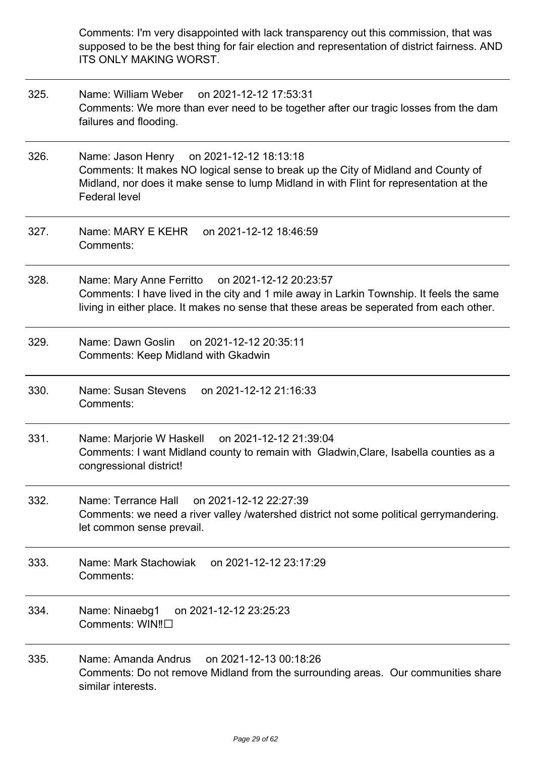Comments: I'm very disappointed with lack transparency out this commission, that was supposed to be the best thing for fair election and representation of district fairness. AND ITS ONLY MAKING WORST.

---

325. Name: William Weber on 2021-12-12 17:53:31
Comments: We more than ever need to be together after our tragic losses from the dam failures and flooding.

---

326. Name: Jason Henry on 2021-12-12 18:13:18
Comments: It makes NO logical sense to break up the City of Midland and County of Midland, nor does it make sense to lump Midland in with Flint for representation at the Federal level

---

327. Name: MARY E KEHR on 2021-12-12 18:46:59
Comments:

---

328. Name: Mary Anne Ferritto on 2021-12-12 20:23:57
Comments: I have lived in the city and 1 mile away in Larkin Township. It feels the same living in either place. It makes no sense that these areas be seperated from each other.

---

329. Name: Dawn Goslin on 2021-12-12 20:35:11
Comments: Keep Midland with Gkadwin

---

330. Name: Susan Stevens on 2021-12-12 21:16:33
Comments:

---

331. Name: Marjorie W Haskell on 2021-12-12 21:39:04
Comments: I want Midland county to remain with Gladwin,Clare, Isabella counties as a congressional district!

---

332. Name: Terrance Hall on 2021-12-12 22:27:39
Comments: we need a river valley /watershed district not some political gerrymandering. let common sense prevail.

---

333. Name: Mark Stachowiak on 2021-12-12 23:17:29
Comments:

---

334. Name: Ninaebg1 on 2021-12-12 23:25:23
Comments: WIN‼☐

---

335. Name: Amanda Andrus on 2021-12-13 00:18:26
Comments: Do not remove Midland from the surrounding areas. Our communities share similar interests.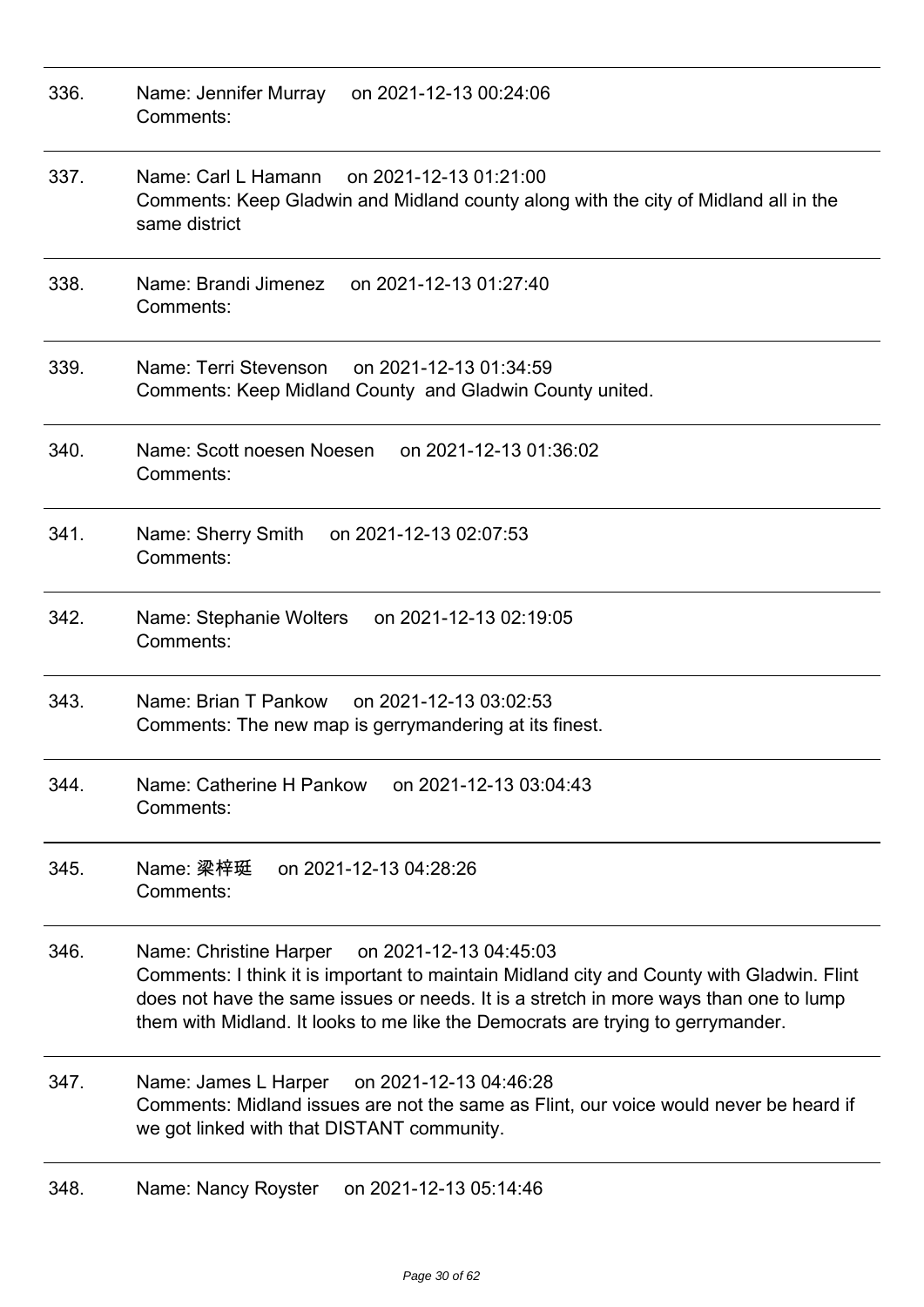336. Name: Jennifer Murray on 2021-12-13 00:24:06
Comments:

---

337. Name: Carl L Hamann on 2021-12-13 01:21:00
Comments: Keep Gladwin and Midland county along with the city of Midland all in the same district

---

338. Name: Brandi Jimenez on 2021-12-13 01:27:40
Comments:

---

339. Name: Terri Stevenson on 2021-12-13 01:34:59
Comments: Keep Midland County  and Gladwin County united.

---

340. Name: Scott noesen Noesen on 2021-12-13 01:36:02
Comments:

---

341. Name: Sherry Smith on 2021-12-13 02:07:53
Comments:

---

342. Name: Stephanie Wolters on 2021-12-13 02:19:05
Comments:

---

343. Name: Brian T Pankow on 2021-12-13 03:02:53
Comments: The new map is gerrymandering at its finest.

---

344. Name: Catherine H Pankow on 2021-12-13 03:04:43
Comments:

---

345. Name: 梁梓珽 on 2021-12-13 04:28:26
Comments:

---

346. Name: Christine Harper on 2021-12-13 04:45:03
Comments: I think it is important to maintain Midland city and County with Gladwin. Flint does not have the same issues or needs. It is a stretch in more ways than one to lump them with Midland. It looks to me like the Democrats are trying to gerrymander.

---

347. Name: James L Harper on 2021-12-13 04:46:28
Comments: Midland issues are not the same as Flint, our voice would never be heard if we got linked with that DISTANT community.

---

348. Name: Nancy Royster on 2021-12-13 05:14:46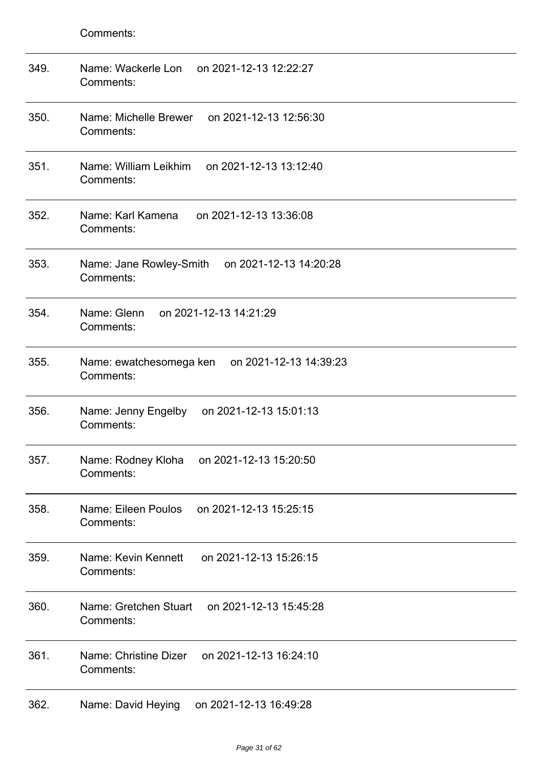Comments:

---

349. Name: Wackerle Lon on 2021-12-13 12:22:27
Comments:

---

350. Name: Michelle Brewer on 2021-12-13 12:56:30
Comments:

---

351. Name: William Leikhim on 2021-12-13 13:12:40
Comments:

---

352. Name: Karl Kamena on 2021-12-13 13:36:08
Comments:

---

353. Name: Jane Rowley-Smith on 2021-12-13 14:20:28
Comments:

---

354. Name: Glenn on 2021-12-13 14:21:29
Comments:

---

355. Name: ewatchesomega ken on 2021-12-13 14:39:23
Comments:

---

356. Name: Jenny Engelby on 2021-12-13 15:01:13
Comments:

---

357. Name: Rodney Kloha on 2021-12-13 15:20:50
Comments:

---

358. Name: Eileen Poulos on 2021-12-13 15:25:15
Comments:

---

359. Name: Kevin Kennett on 2021-12-13 15:26:15
Comments:

---

360. Name: Gretchen Stuart on 2021-12-13 15:45:28
Comments:

---

361. Name: Christine Dizer on 2021-12-13 16:24:10
Comments:

---

362. Name: David Heying on 2021-12-13 16:49:28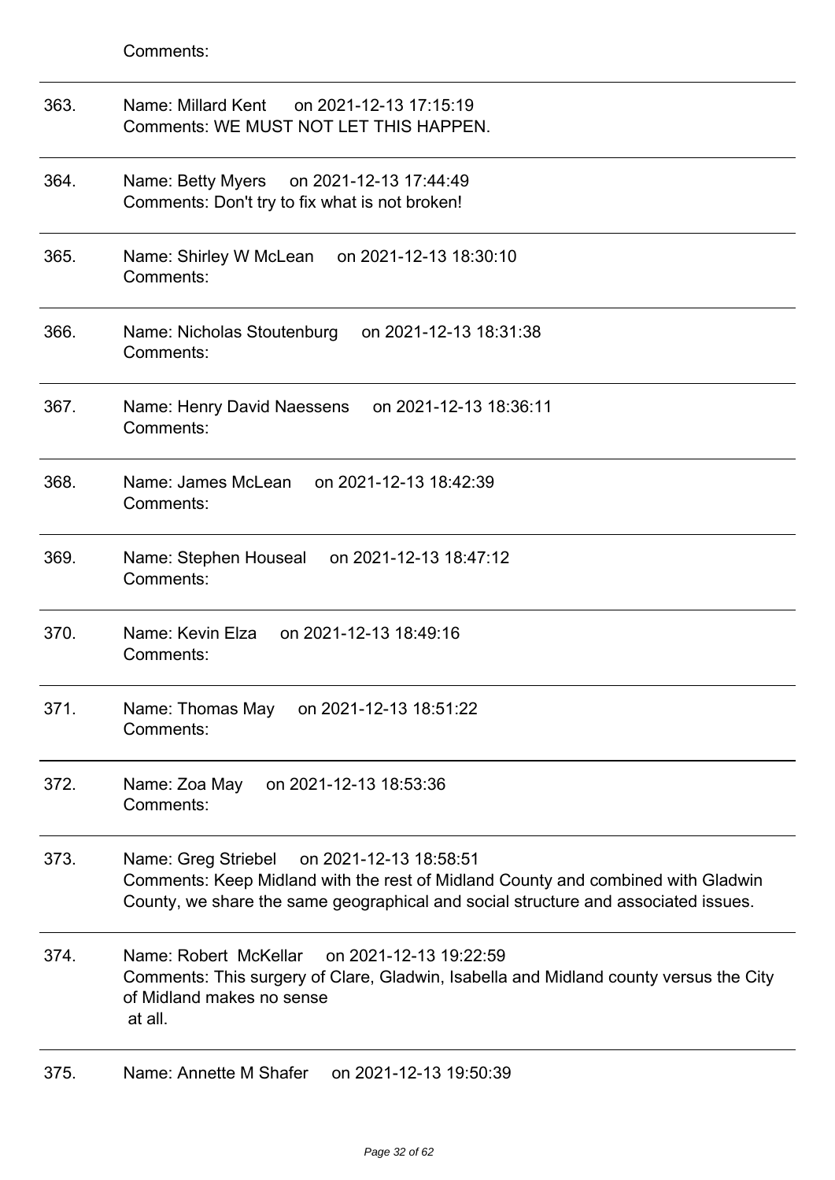Comments:

---

363. Name: Millard Kent on 2021-12-13 17:15:19
Comments: WE MUST NOT LET THIS HAPPEN.

---

364. Name: Betty Myers on 2021-12-13 17:44:49
Comments: Don't try to fix what is not broken!

---

365. Name: Shirley W McLean on 2021-12-13 18:30:10
Comments:

---

366. Name: Nicholas Stoutenburg on 2021-12-13 18:31:38
Comments:

---

367. Name: Henry David Naessens on 2021-12-13 18:36:11
Comments:

---

368. Name: James McLean on 2021-12-13 18:42:39
Comments:

---

369. Name: Stephen Houseal on 2021-12-13 18:47:12
Comments:

---

370. Name: Kevin Elza on 2021-12-13 18:49:16
Comments:

---

371. Name: Thomas May on 2021-12-13 18:51:22
Comments:

---

372. Name: Zoa May on 2021-12-13 18:53:36
Comments:

---

373. Name: Greg Striebel on 2021-12-13 18:58:51
Comments: Keep Midland with the rest of Midland County and combined with Gladwin County, we share the same geographical and social structure and associated issues.

---

374. Name: Robert McKellar on 2021-12-13 19:22:59
Comments: This surgery of Clare, Gladwin, Isabella and Midland county versus the City of Midland makes no sense
at all.

---

375. Name: Annette M Shafer on 2021-12-13 19:50:39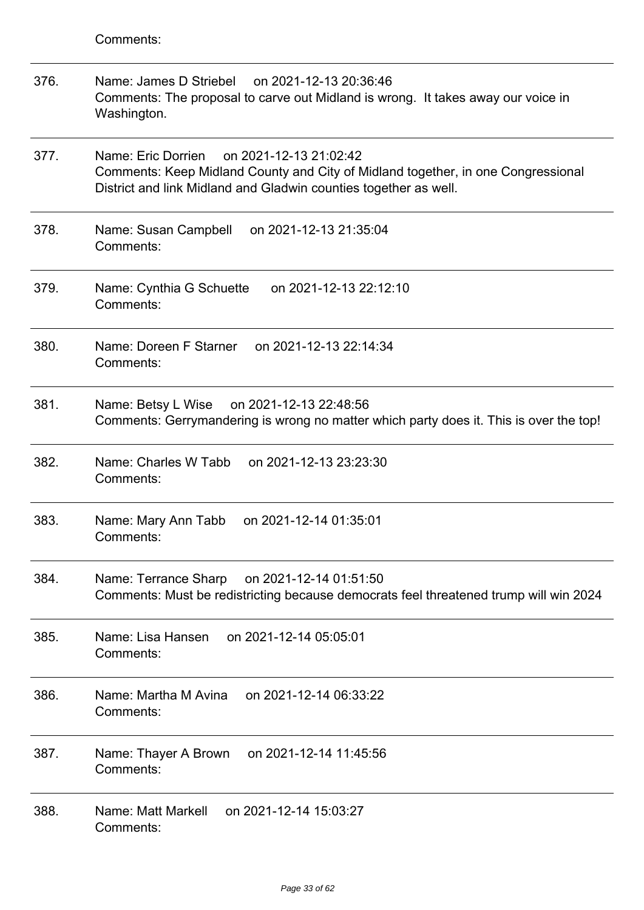Comments:

---

376. Name: James D Striebel on 2021-12-13 20:36:46
Comments: The proposal to carve out Midland is wrong. It takes away our voice in Washington.

---

377. Name: Eric Dorrien on 2021-12-13 21:02:42
Comments: Keep Midland County and City of Midland together, in one Congressional District and link Midland and Gladwin counties together as well.

---

378. Name: Susan Campbell on 2021-12-13 21:35:04
Comments:

---

379. Name: Cynthia G Schuette on 2021-12-13 22:12:10
Comments:

---

380. Name: Doreen F Starner on 2021-12-13 22:14:34
Comments:

---

381. Name: Betsy L Wise on 2021-12-13 22:48:56
Comments: Gerrymandering is wrong no matter which party does it. This is over the top!

---

382. Name: Charles W Tabb on 2021-12-13 23:23:30
Comments:

---

383. Name: Mary Ann Tabb on 2021-12-14 01:35:01
Comments:

---

384. Name: Terrance Sharp on 2021-12-14 01:51:50
Comments: Must be redistricting because democrats feel threatened trump will win 2024

---

385. Name: Lisa Hansen on 2021-12-14 05:05:01
Comments:

---

386. Name: Martha M Avina on 2021-12-14 06:33:22
Comments:

---

387. Name: Thayer A Brown on 2021-12-14 11:45:56
Comments:

---

388. Name: Matt Markell on 2021-12-14 15:03:27
Comments: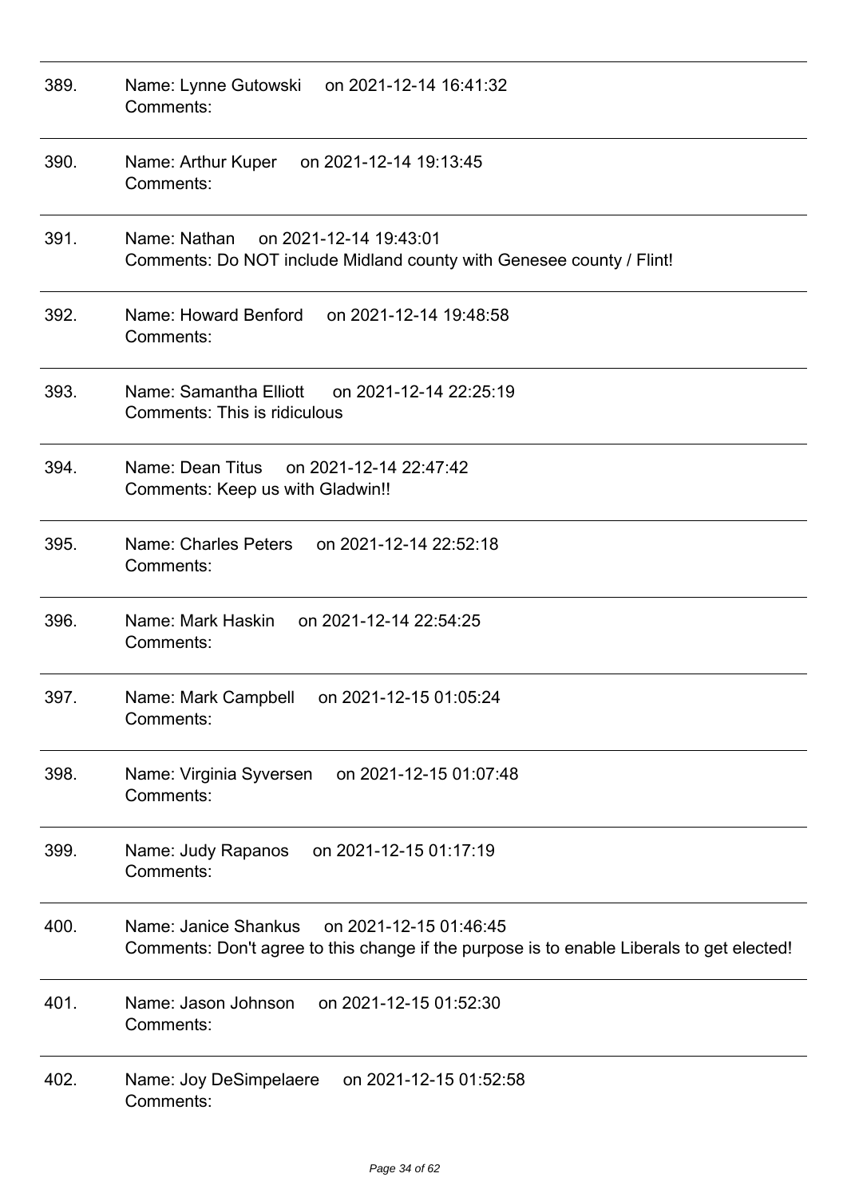389. Name: Lynne Gutowski on 2021-12-14 16:41:32
Comments:

---

390. Name: Arthur Kuper on 2021-12-14 19:13:45
Comments:

---

391. Name: Nathan on 2021-12-14 19:43:01
Comments: Do NOT include Midland county with Genesee county / Flint!

---

392. Name: Howard Benford on 2021-12-14 19:48:58
Comments:

---

393. Name: Samantha Elliott on 2021-12-14 22:25:19
Comments: This is ridiculous

---

394. Name: Dean Titus on 2021-12-14 22:47:42
Comments: Keep us with Gladwin!!

---

395. Name: Charles Peters on 2021-12-14 22:52:18
Comments:

---

396. Name: Mark Haskin on 2021-12-14 22:54:25
Comments:

---

397. Name: Mark Campbell on 2021-12-15 01:05:24
Comments:

---

398. Name: Virginia Syversen on 2021-12-15 01:07:48
Comments:

---

399. Name: Judy Rapanos on 2021-12-15 01:17:19
Comments:

---

400. Name: Janice Shankus on 2021-12-15 01:46:45
Comments: Don't agree to this change if the purpose is to enable Liberals to get elected!

---

401. Name: Jason Johnson on 2021-12-15 01:52:30
Comments:

---

402. Name: Joy DeSimpelaere on 2021-12-15 01:52:58
Comments: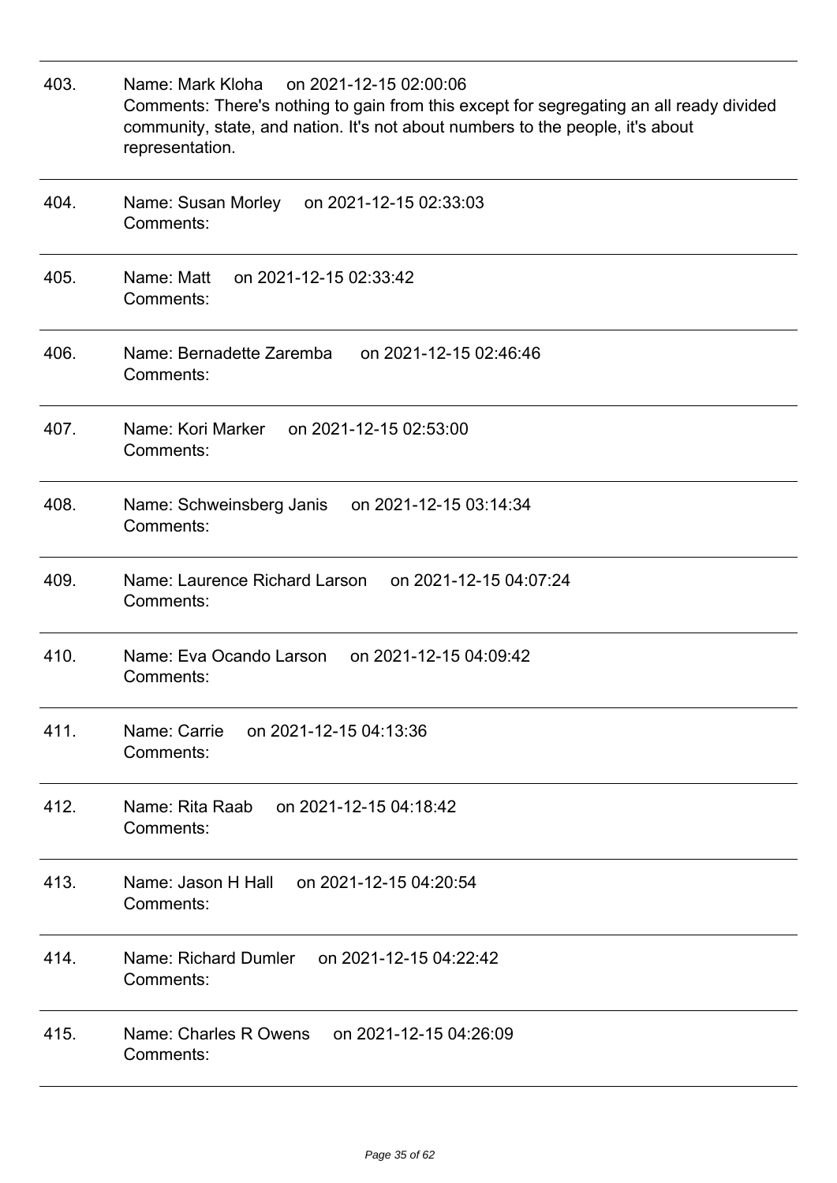403. Name: Mark Kloha on 2021-12-15 02:00:06
Comments: There's nothing to gain from this except for segregating an all ready divided community, state, and nation. It's not about numbers to the people, it's about representation.

---

404. Name: Susan Morley on 2021-12-15 02:33:03
Comments:

---

405. Name: Matt on 2021-12-15 02:33:42
Comments:

---

406. Name: Bernadette Zaremba on 2021-12-15 02:46:46
Comments:

---

407. Name: Kori Marker on 2021-12-15 02:53:00
Comments:

---

408. Name: Schweinsberg Janis on 2021-12-15 03:14:34
Comments:

---

409. Name: Laurence Richard Larson on 2021-12-15 04:07:24
Comments:

---

410. Name: Eva Ocando Larson on 2021-12-15 04:09:42
Comments:

---

411. Name: Carrie on 2021-12-15 04:13:36
Comments:

---

412. Name: Rita Raab on 2021-12-15 04:18:42
Comments:

---

413. Name: Jason H Hall on 2021-12-15 04:20:54
Comments:

---

414. Name: Richard Dumler on 2021-12-15 04:22:42
Comments:

---

415. Name: Charles R Owens on 2021-12-15 04:26:09
Comments: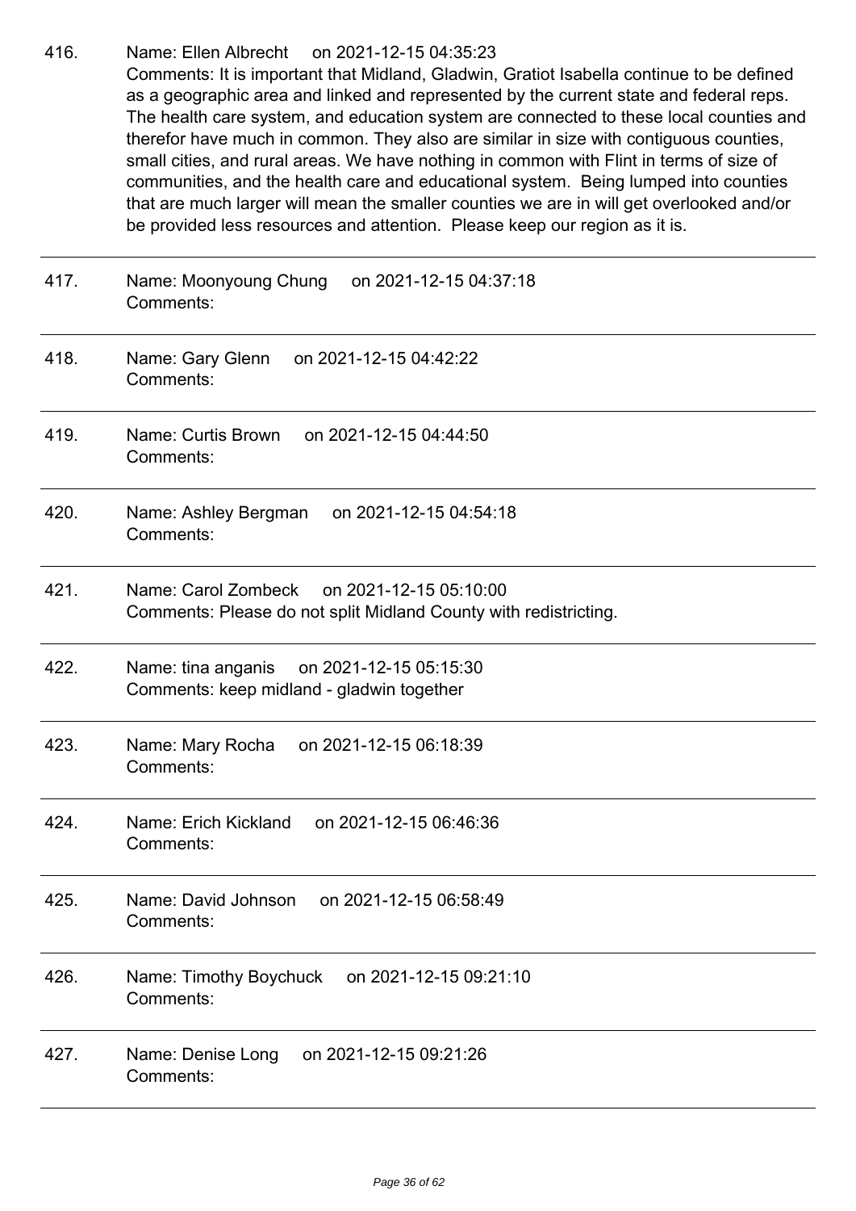416. Name: Ellen Albrecht on 2021-12-15 04:35:23
Comments: It is important that Midland, Gladwin, Gratiot Isabella continue to be defined as a geographic area and linked and represented by the current state and federal reps. The health care system, and education system are connected to these local counties and therefor have much in common. They also are similar in size with contiguous counties, small cities, and rural areas. We have nothing in common with Flint in terms of size of communities, and the health care and educational system. Being lumped into counties that are much larger will mean the smaller counties we are in will get overlooked and/or be provided less resources and attention. Please keep our region as it is.

---

417. Name: Moonyoung Chung on 2021-12-15 04:37:18
Comments:

---

418. Name: Gary Glenn on 2021-12-15 04:42:22
Comments:

---

419. Name: Curtis Brown on 2021-12-15 04:44:50
Comments:

---

420. Name: Ashley Bergman on 2021-12-15 04:54:18
Comments:

---

421. Name: Carol Zombeck on 2021-12-15 05:10:00
Comments: Please do not split Midland County with redistricting.

---

422. Name: tina anganis on 2021-12-15 05:15:30
Comments: keep midland - gladwin together

---

423. Name: Mary Rocha on 2021-12-15 06:18:39
Comments:

---

424. Name: Erich Kickland on 2021-12-15 06:46:36
Comments:

---

425. Name: David Johnson on 2021-12-15 06:58:49
Comments:

---

426. Name: Timothy Boychuck on 2021-12-15 09:21:10
Comments:

---

427. Name: Denise Long on 2021-12-15 09:21:26
Comments:

---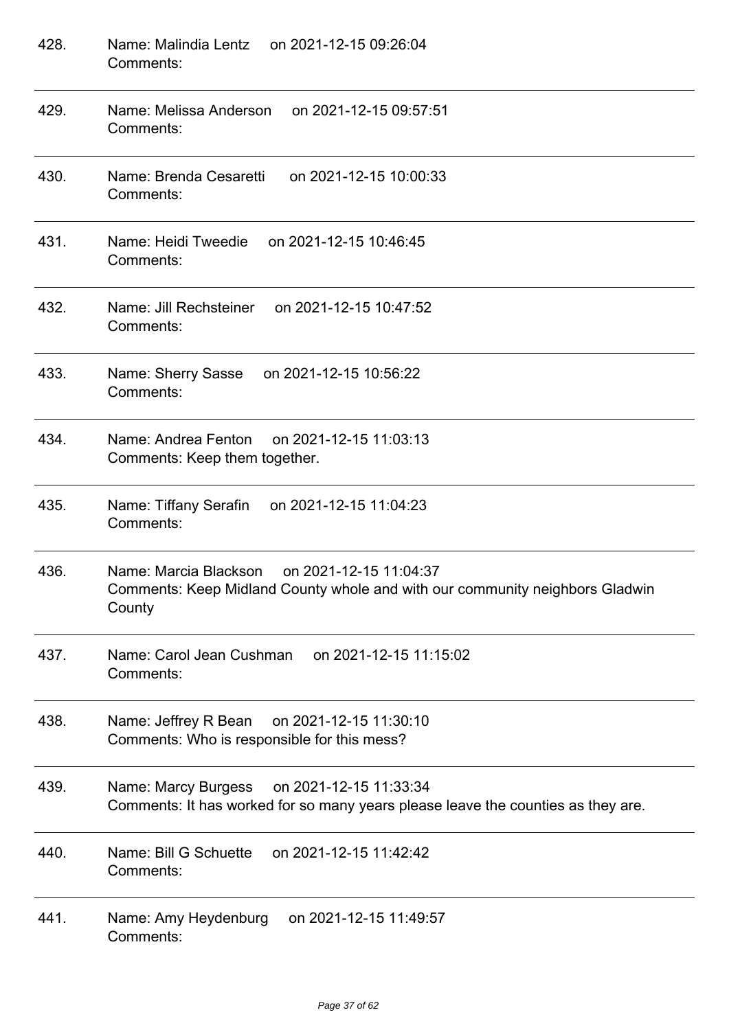428. Name: Malindia Lentz on 2021-12-15 09:26:04
Comments:

---

429. Name: Melissa Anderson on 2021-12-15 09:57:51
Comments:

---

430. Name: Brenda Cesaretti on 2021-12-15 10:00:33
Comments:

---

431. Name: Heidi Tweedie on 2021-12-15 10:46:45
Comments:

---

432. Name: Jill Rechsteiner on 2021-12-15 10:47:52
Comments:

---

433. Name: Sherry Sasse on 2021-12-15 10:56:22
Comments:

---

434. Name: Andrea Fenton on 2021-12-15 11:03:13
Comments: Keep them together.

---

435. Name: Tiffany Serafin on 2021-12-15 11:04:23
Comments:

---

436. Name: Marcia Blackson on 2021-12-15 11:04:37
Comments: Keep Midland County whole and with our community neighbors Gladwin County

---

437. Name: Carol Jean Cushman on 2021-12-15 11:15:02
Comments:

---

438. Name: Jeffrey R Bean on 2021-12-15 11:30:10
Comments: Who is responsible for this mess?

---

439. Name: Marcy Burgess on 2021-12-15 11:33:34
Comments: It has worked for so many years please leave the counties as they are.

---

440. Name: Bill G Schuette on 2021-12-15 11:42:42
Comments:

---

441. Name: Amy Heydenburg on 2021-12-15 11:49:57
Comments: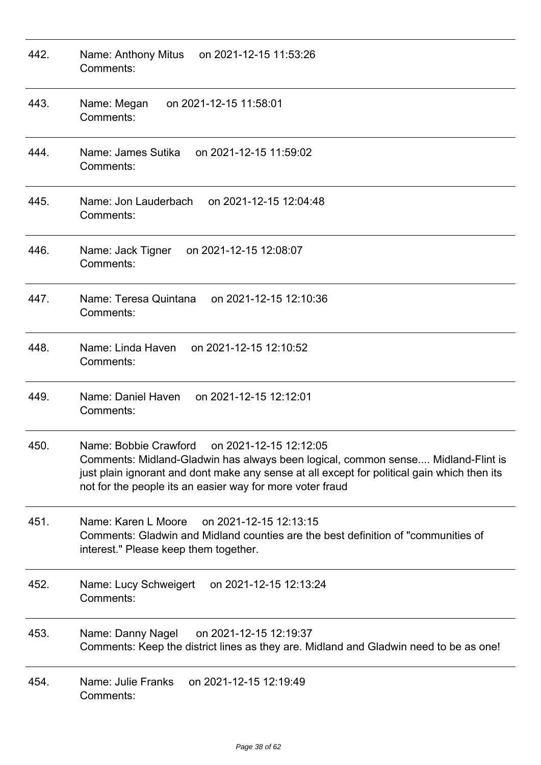442. Name: Anthony Mitus on 2021-12-15 11:53:26
Comments:

---

443. Name: Megan on 2021-12-15 11:58:01
Comments:

---

444. Name: James Sutika on 2021-12-15 11:59:02
Comments:

---

445. Name: Jon Lauderbach on 2021-12-15 12:04:48
Comments:

---

446. Name: Jack Tigner on 2021-12-15 12:08:07
Comments:

---

447. Name: Teresa Quintana on 2021-12-15 12:10:36
Comments:

---

448. Name: Linda Haven on 2021-12-15 12:10:52
Comments:

---

449. Name: Daniel Haven on 2021-12-15 12:12:01
Comments:

---

450. Name: Bobbie Crawford on 2021-12-15 12:12:05
Comments: Midland-Gladwin has always been logical, common sense.... Midland-Flint is just plain ignorant and dont make any sense at all except for political gain which then its not for the people its an easier way for more voter fraud

---

451. Name: Karen L Moore on 2021-12-15 12:13:15
Comments: Gladwin and Midland counties are the best definition of "communities of interest." Please keep them together.

---

452. Name: Lucy Schweigert on 2021-12-15 12:13:24
Comments:

---

453. Name: Danny Nagel on 2021-12-15 12:19:37
Comments: Keep the district lines as they are. Midland and Gladwin need to be as one!

---

454. Name: Julie Franks on 2021-12-15 12:19:49
Comments: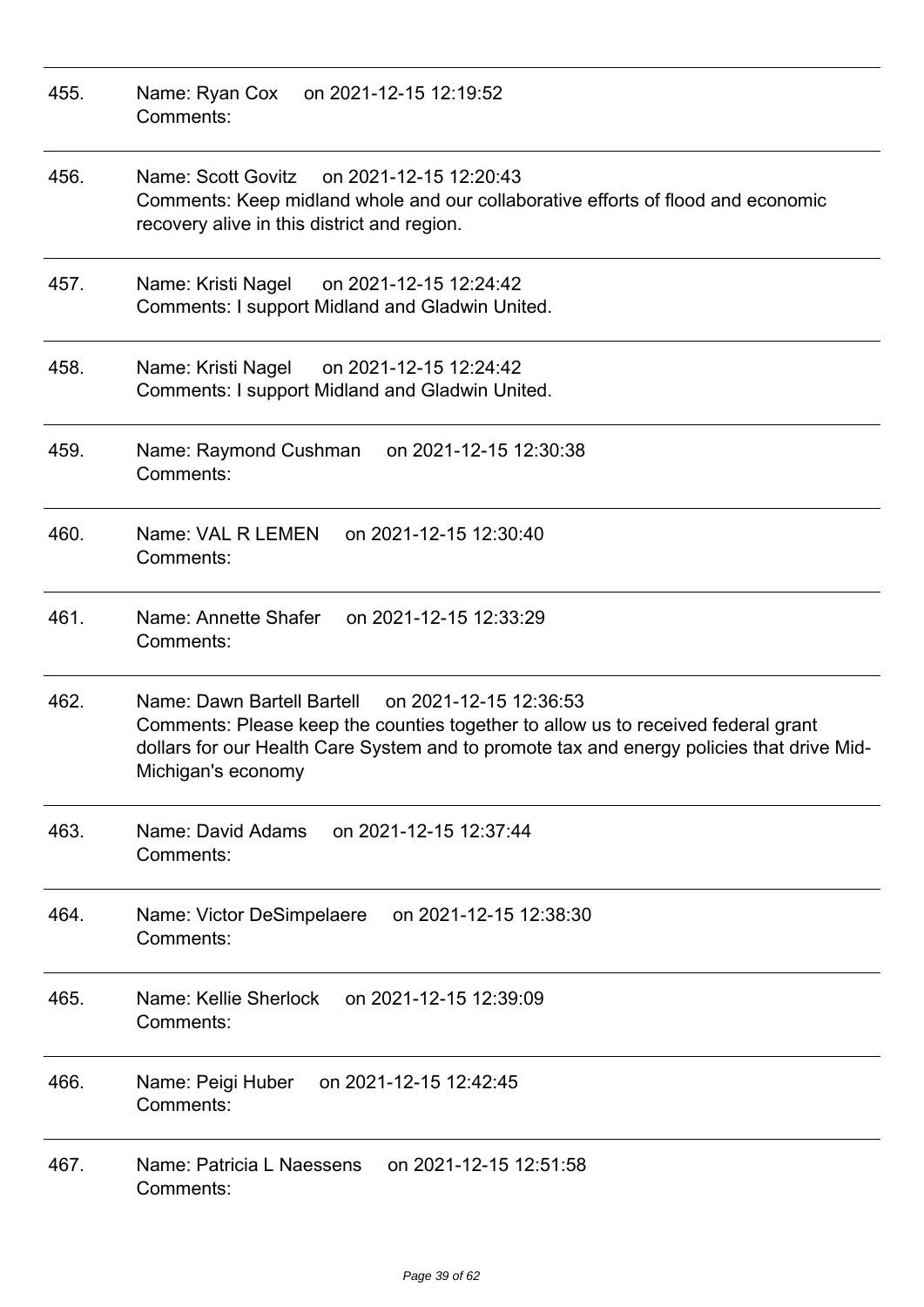455. Name: Ryan Cox on 2021-12-15 12:19:52
Comments:

---

456. Name: Scott Govitz on 2021-12-15 12:20:43
Comments: Keep midland whole and our collaborative efforts of flood and economic recovery alive in this district and region.

---

457. Name: Kristi Nagel on 2021-12-15 12:24:42
Comments: I support Midland and Gladwin United.

---

458. Name: Kristi Nagel on 2021-12-15 12:24:42
Comments: I support Midland and Gladwin United.

---

459. Name: Raymond Cushman on 2021-12-15 12:30:38
Comments:

---

460. Name: VAL R LEMEN on 2021-12-15 12:30:40
Comments:

---

461. Name: Annette Shafer on 2021-12-15 12:33:29
Comments:

---

462. Name: Dawn Bartell Bartell on 2021-12-15 12:36:53
Comments: Please keep the counties together to allow us to received federal grant dollars for our Health Care System and to promote tax and energy policies that drive Mid-Michigan's economy

---

463. Name: David Adams on 2021-12-15 12:37:44
Comments:

---

464. Name: Victor DeSimpelaere on 2021-12-15 12:38:30
Comments:

---

465. Name: Kellie Sherlock on 2021-12-15 12:39:09
Comments:

---

466. Name: Peigi Huber on 2021-12-15 12:42:45
Comments:

---

467. Name: Patricia L Naessens on 2021-12-15 12:51:58
Comments: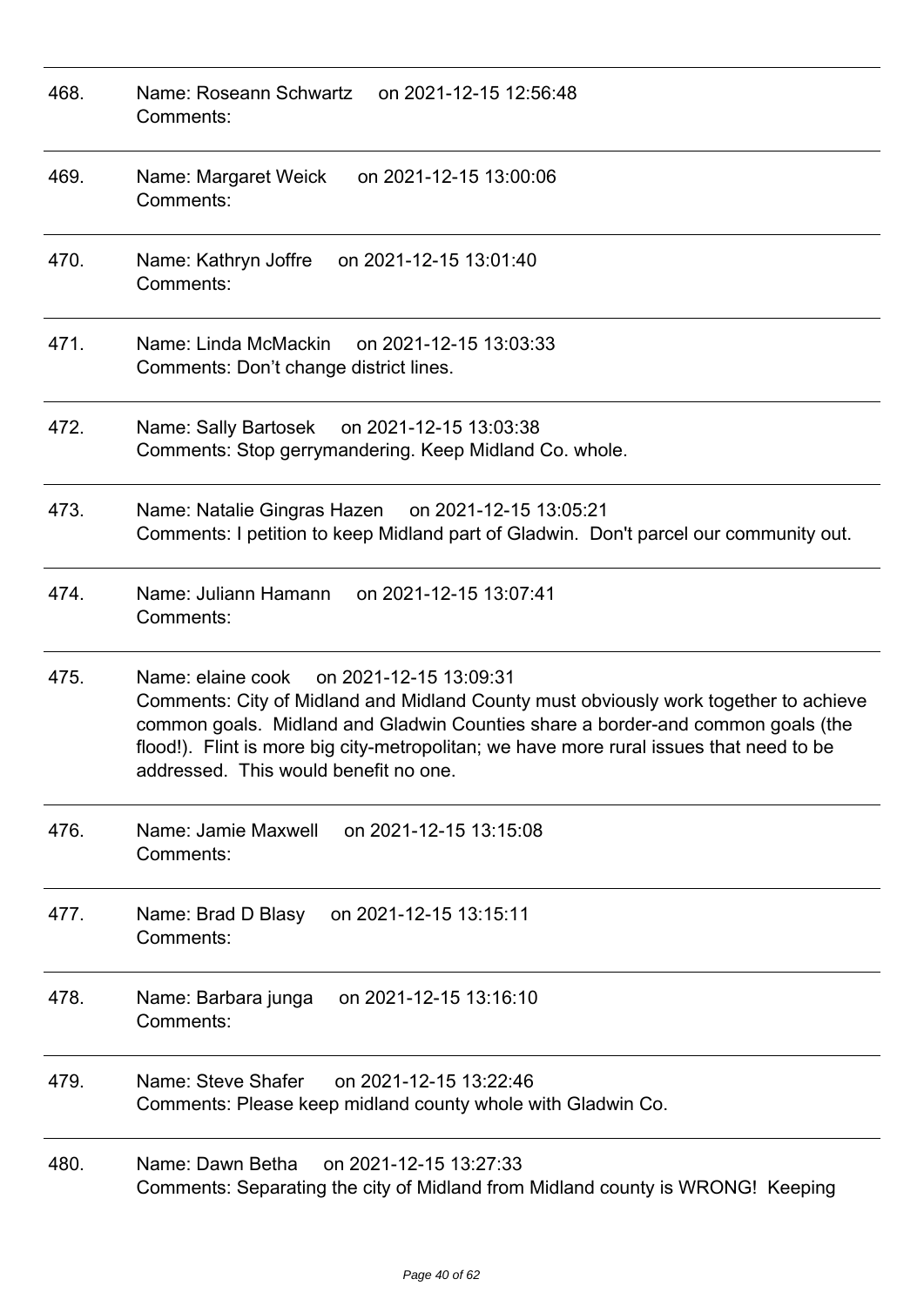468. Name: Roseann Schwartz on 2021-12-15 12:56:48
Comments:

---

469. Name: Margaret Weick on 2021-12-15 13:00:06
Comments:

---

470. Name: Kathryn Joffre on 2021-12-15 13:01:40
Comments:

---

471. Name: Linda McMackin on 2021-12-15 13:03:33
Comments: Don't change district lines.

---

472. Name: Sally Bartosek on 2021-12-15 13:03:38
Comments: Stop gerrymandering. Keep Midland Co. whole.

---

473. Name: Natalie Gingras Hazen on 2021-12-15 13:05:21
Comments: I petition to keep Midland part of Gladwin. Don't parcel our community out.

---

474. Name: Juliann Hamann on 2021-12-15 13:07:41
Comments:

---

475. Name: elaine cook on 2021-12-15 13:09:31
Comments: City of Midland and Midland County must obviously work together to achieve common goals. Midland and Gladwin Counties share a border-and common goals (the flood!). Flint is more big city-metropolitan; we have more rural issues that need to be addressed. This would benefit no one.

---

476. Name: Jamie Maxwell on 2021-12-15 13:15:08
Comments:

---

477. Name: Brad D Blasy on 2021-12-15 13:15:11
Comments:

---

478. Name: Barbara junga on 2021-12-15 13:16:10
Comments:

---

479. Name: Steve Shafer on 2021-12-15 13:22:46
Comments: Please keep midland county whole with Gladwin Co.

---

480. Name: Dawn Betha on 2021-12-15 13:27:33
Comments: Separating the city of Midland from Midland county is WRONG! Keeping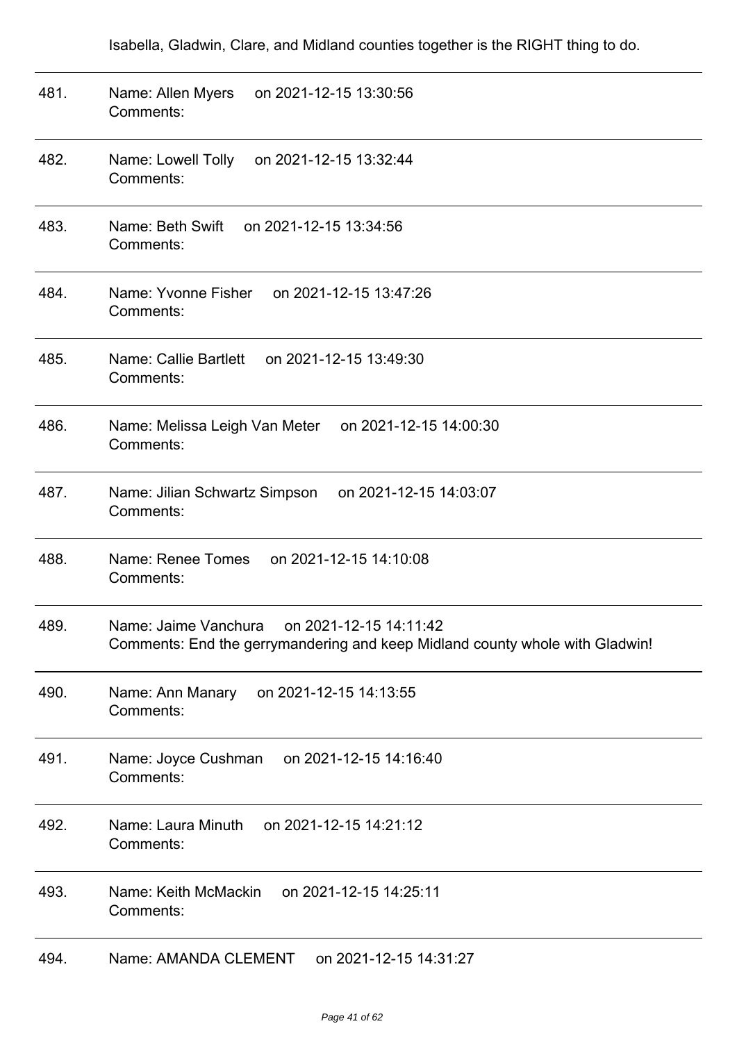Isabella, Gladwin, Clare, and Midland counties together is the RIGHT thing to do.

---

481. Name: Allen Myers on 2021-12-15 13:30:56
Comments:

---

482. Name: Lowell Tolly on 2021-12-15 13:32:44
Comments:

---

483. Name: Beth Swift on 2021-12-15 13:34:56
Comments:

---

484. Name: Yvonne Fisher on 2021-12-15 13:47:26
Comments:

---

485. Name: Callie Bartlett on 2021-12-15 13:49:30
Comments:

---

486. Name: Melissa Leigh Van Meter on 2021-12-15 14:00:30
Comments:

---

487. Name: Jilian Schwartz Simpson on 2021-12-15 14:03:07
Comments:

---

488. Name: Renee Tomes on 2021-12-15 14:10:08
Comments:

---

489. Name: Jaime Vanchura on 2021-12-15 14:11:42
Comments: End the gerrymandering and keep Midland county whole with Gladwin!

---

490. Name: Ann Manary on 2021-12-15 14:13:55
Comments:

---

491. Name: Joyce Cushman on 2021-12-15 14:16:40
Comments:

---

492. Name: Laura Minuth on 2021-12-15 14:21:12
Comments:

---

493. Name: Keith McMackin on 2021-12-15 14:25:11
Comments:

---

494. Name: AMANDA CLEMENT on 2021-12-15 14:31:27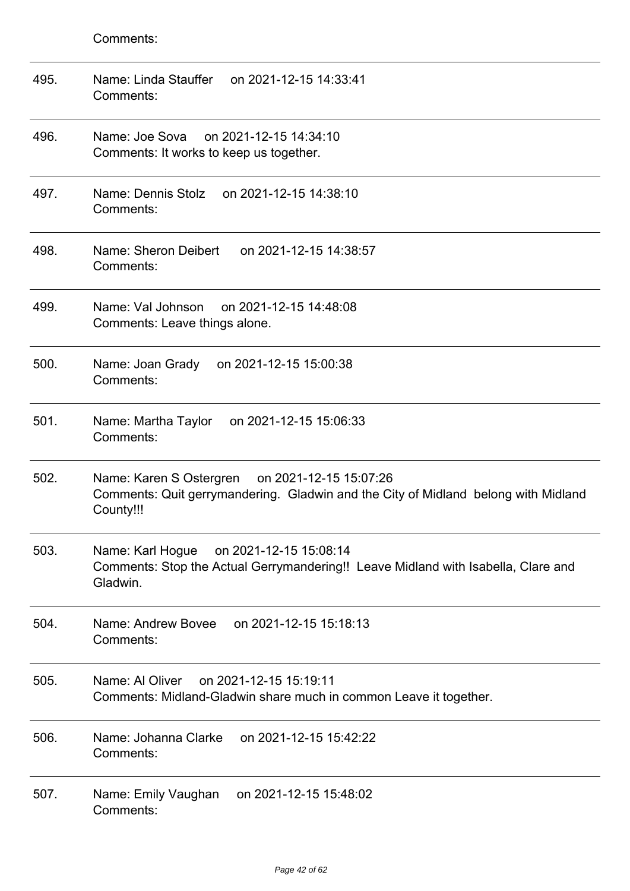Comments:

---

495. Name: Linda Stauffer on 2021-12-15 14:33:41
Comments:

---

496. Name: Joe Sova on 2021-12-15 14:34:10
Comments: It works to keep us together.

---

497. Name: Dennis Stolz on 2021-12-15 14:38:10
Comments:

---

498. Name: Sheron Deibert on 2021-12-15 14:38:57
Comments:

---

499. Name: Val Johnson on 2021-12-15 14:48:08
Comments: Leave things alone.

---

500. Name: Joan Grady on 2021-12-15 15:00:38
Comments:

---

501. Name: Martha Taylor on 2021-12-15 15:06:33
Comments:

---

502. Name: Karen S Ostergren on 2021-12-15 15:07:26
Comments: Quit gerrymandering. Gladwin and the City of Midland belong with Midland County!!!

---

503. Name: Karl Hogue on 2021-12-15 15:08:14
Comments: Stop the Actual Gerrymandering!! Leave Midland with Isabella, Clare and Gladwin.

---

504. Name: Andrew Bovee on 2021-12-15 15:18:13
Comments:

---

505. Name: Al Oliver on 2021-12-15 15:19:11
Comments: Midland-Gladwin share much in common Leave it together.

---

506. Name: Johanna Clarke on 2021-12-15 15:42:22
Comments:

---

507. Name: Emily Vaughan on 2021-12-15 15:48:02
Comments: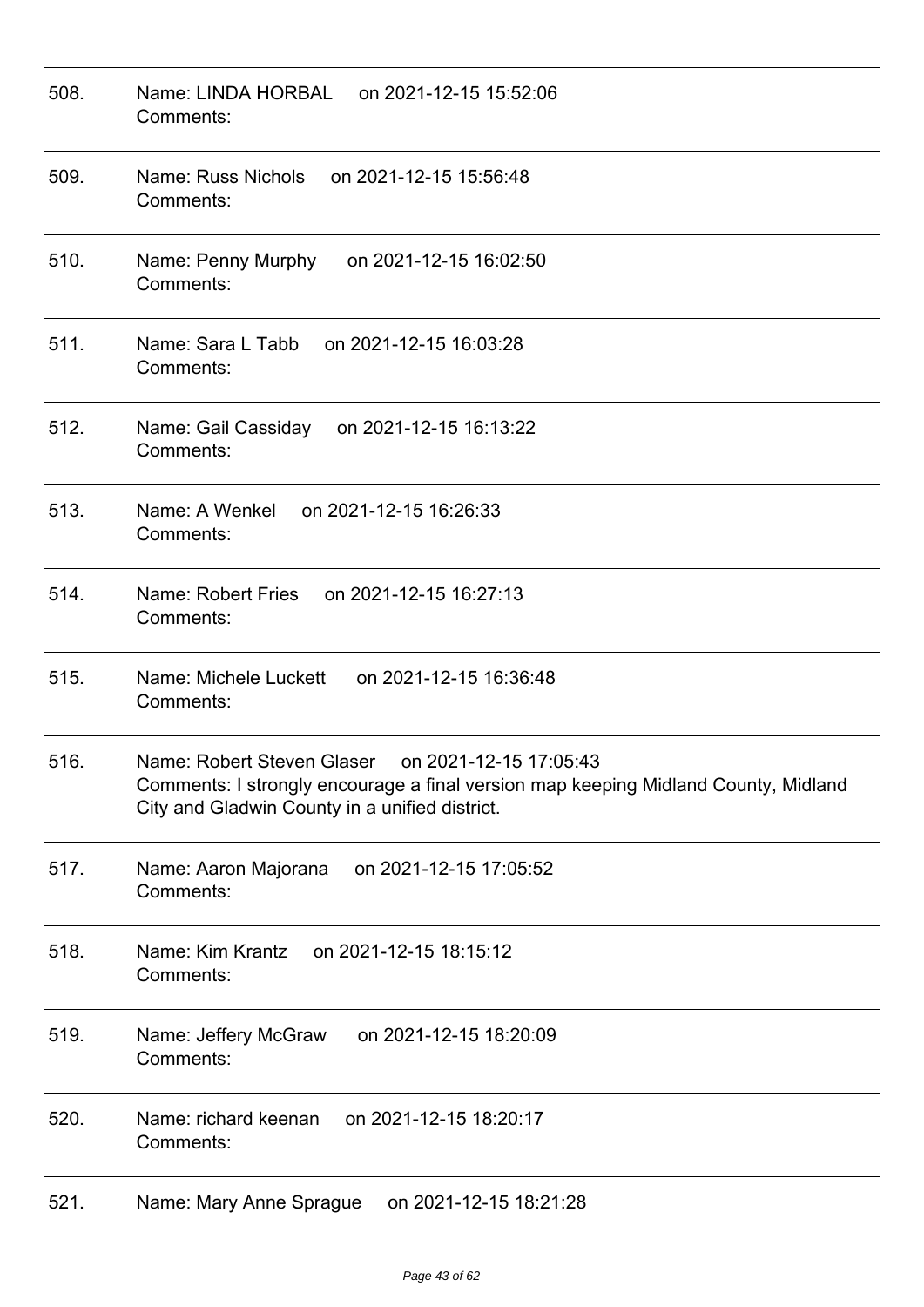508. Name: LINDA HORBAL on 2021-12-15 15:52:06
Comments:

509. Name: Russ Nichols on 2021-12-15 15:56:48
Comments:

510. Name: Penny Murphy on 2021-12-15 16:02:50
Comments:

511. Name: Sara L Tabb on 2021-12-15 16:03:28
Comments:

512. Name: Gail Cassiday on 2021-12-15 16:13:22
Comments:

513. Name: A Wenkel on 2021-12-15 16:26:33
Comments:

514. Name: Robert Fries on 2021-12-15 16:27:13
Comments:

515. Name: Michele Luckett on 2021-12-15 16:36:48
Comments:

516. Name: Robert Steven Glaser on 2021-12-15 17:05:43
Comments: I strongly encourage a final version map keeping Midland County, Midland City and Gladwin County in a unified district.

517. Name: Aaron Majorana on 2021-12-15 17:05:52
Comments:

518. Name: Kim Krantz on 2021-12-15 18:15:12
Comments:

519. Name: Jeffery McGraw on 2021-12-15 18:20:09
Comments:

520. Name: richard keenan on 2021-12-15 18:20:17
Comments:

521. Name: Mary Anne Sprague on 2021-12-15 18:21:28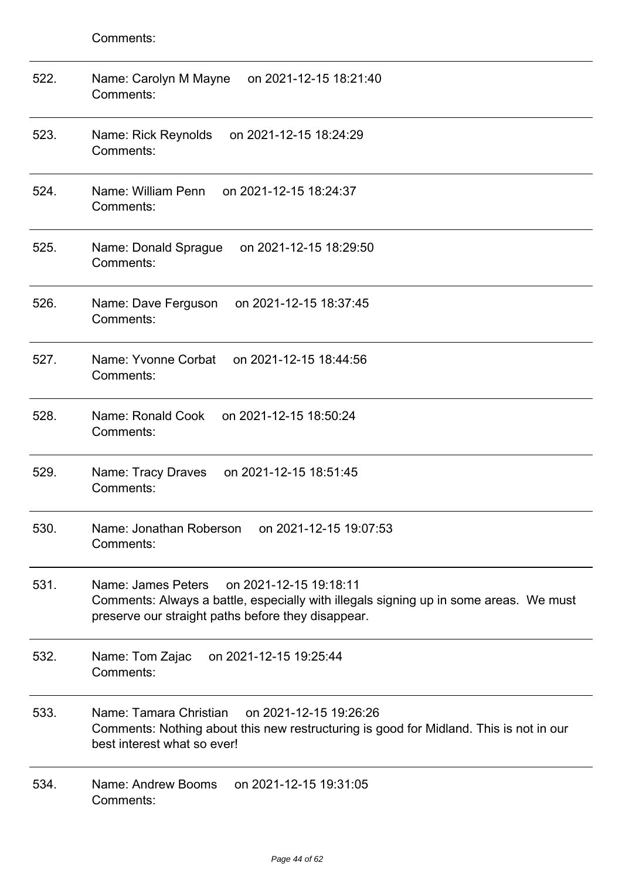Comments:

---

522. Name: Carolyn M Mayne on 2021-12-15 18:21:40
Comments:

---

523. Name: Rick Reynolds on 2021-12-15 18:24:29
Comments:

---

524. Name: William Penn on 2021-12-15 18:24:37
Comments:

---

525. Name: Donald Sprague on 2021-12-15 18:29:50
Comments:

---

526. Name: Dave Ferguson on 2021-12-15 18:37:45
Comments:

---

527. Name: Yvonne Corbat on 2021-12-15 18:44:56
Comments:

---

528. Name: Ronald Cook on 2021-12-15 18:50:24
Comments:

---

529. Name: Tracy Draves on 2021-12-15 18:51:45
Comments:

---

530. Name: Jonathan Roberson on 2021-12-15 19:07:53
Comments:

---

531. Name: James Peters on 2021-12-15 19:18:11
Comments: Always a battle, especially with illegals signing up in some areas. We must preserve our straight paths before they disappear.

---

532. Name: Tom Zajac on 2021-12-15 19:25:44
Comments:

---

533. Name: Tamara Christian on 2021-12-15 19:26:26
Comments: Nothing about this new restructuring is good for Midland. This is not in our best interest what so ever!

---

534. Name: Andrew Booms on 2021-12-15 19:31:05
Comments: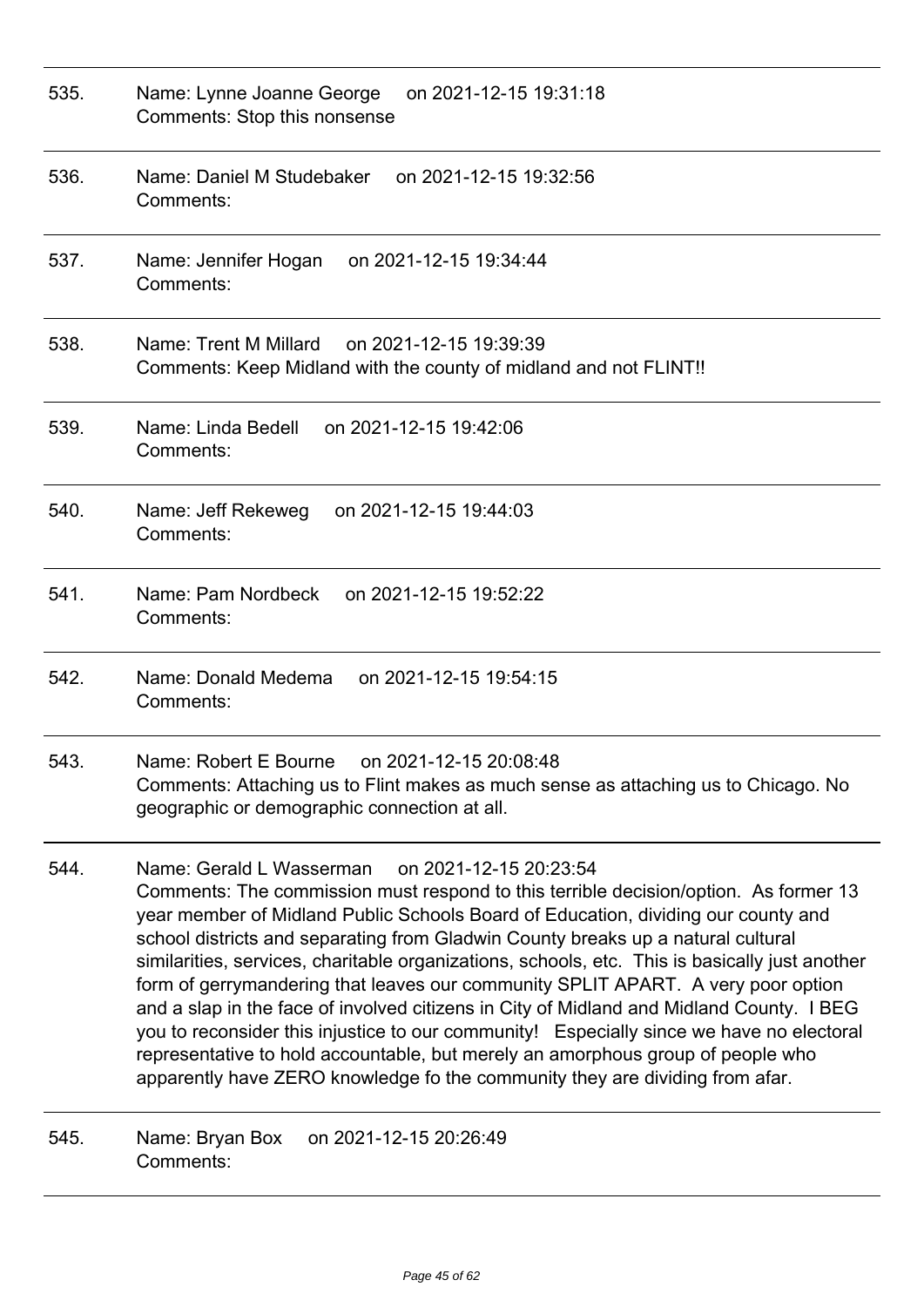535. Name: Lynne Joanne George on 2021-12-15 19:31:18
Comments: Stop this nonsense

---

536. Name: Daniel M Studebaker on 2021-12-15 19:32:56
Comments:

---

537. Name: Jennifer Hogan on 2021-12-15 19:34:44
Comments:

---

538. Name: Trent M Millard on 2021-12-15 19:39:39
Comments: Keep Midland with the county of midland and not FLINT!!

---

539. Name: Linda Bedell on 2021-12-15 19:42:06
Comments:

---

540. Name: Jeff Rekeweg on 2021-12-15 19:44:03
Comments:

---

541. Name: Pam Nordbeck on 2021-12-15 19:52:22
Comments:

---

542. Name: Donald Medema on 2021-12-15 19:54:15
Comments:

---

543. Name: Robert E Bourne on 2021-12-15 20:08:48
Comments: Attaching us to Flint makes as much sense as attaching us to Chicago. No geographic or demographic connection at all.

---

544. Name: Gerald L Wasserman on 2021-12-15 20:23:54
Comments: The commission must respond to this terrible decision/option. As former 13 year member of Midland Public Schools Board of Education, dividing our county and school districts and separating from Gladwin County breaks up a natural cultural similarities, services, charitable organizations, schools, etc. This is basically just another form of gerrymandering that leaves our community SPLIT APART. A very poor option and a slap in the face of involved citizens in City of Midland and Midland County. I BEG you to reconsider this injustice to our community! Especially since we have no electoral representative to hold accountable, but merely an amorphous group of people who apparently have ZERO knowledge fo the community they are dividing from afar.

---

545. Name: Bryan Box on 2021-12-15 20:26:49
Comments: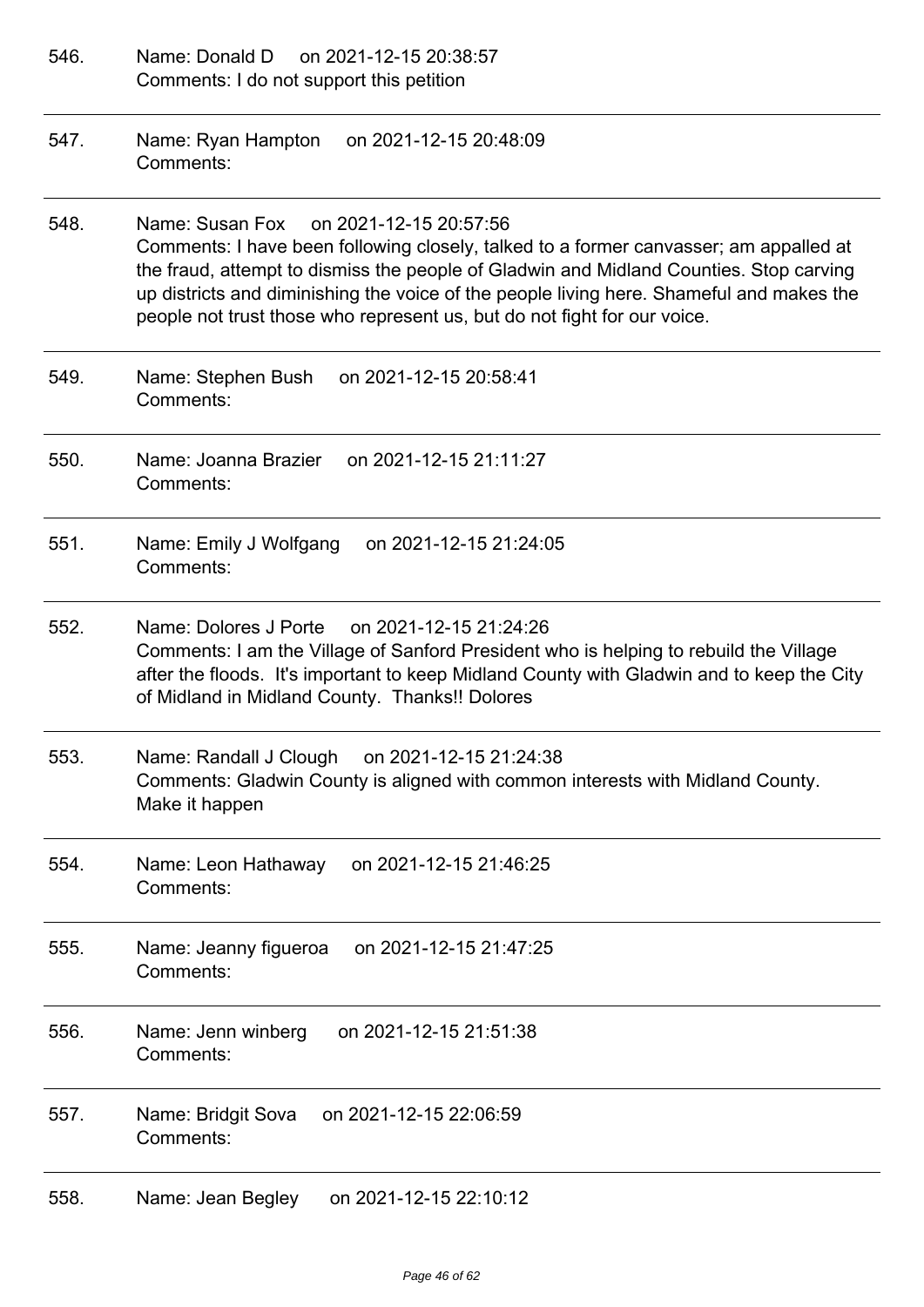546. Name: Donald D on 2021-12-15 20:38:57
Comments: I do not support this petition

---

547. Name: Ryan Hampton on 2021-12-15 20:48:09
Comments:

---

548. Name: Susan Fox on 2021-12-15 20:57:56
Comments: I have been following closely, talked to a former canvasser; am appalled at the fraud, attempt to dismiss the people of Gladwin and Midland Counties. Stop carving up districts and diminishing the voice of the people living here. Shameful and makes the people not trust those who represent us, but do not fight for our voice.

---

549. Name: Stephen Bush on 2021-12-15 20:58:41
Comments:

---

550. Name: Joanna Brazier on 2021-12-15 21:11:27
Comments:

---

551. Name: Emily J Wolfgang on 2021-12-15 21:24:05
Comments:

---

552. Name: Dolores J Porte on 2021-12-15 21:24:26
Comments: I am the Village of Sanford President who is helping to rebuild the Village after the floods. It's important to keep Midland County with Gladwin and to keep the City of Midland in Midland County. Thanks!! Dolores

---

553. Name: Randall J Clough on 2021-12-15 21:24:38
Comments: Gladwin County is aligned with common interests with Midland County. Make it happen

---

554. Name: Leon Hathaway on 2021-12-15 21:46:25
Comments:

---

555. Name: Jeanny figueroa on 2021-12-15 21:47:25
Comments:

---

556. Name: Jenn winberg on 2021-12-15 21:51:38
Comments:

---

557. Name: Bridgit Sova on 2021-12-15 22:06:59
Comments:

---

558. Name: Jean Begley on 2021-12-15 22:10:12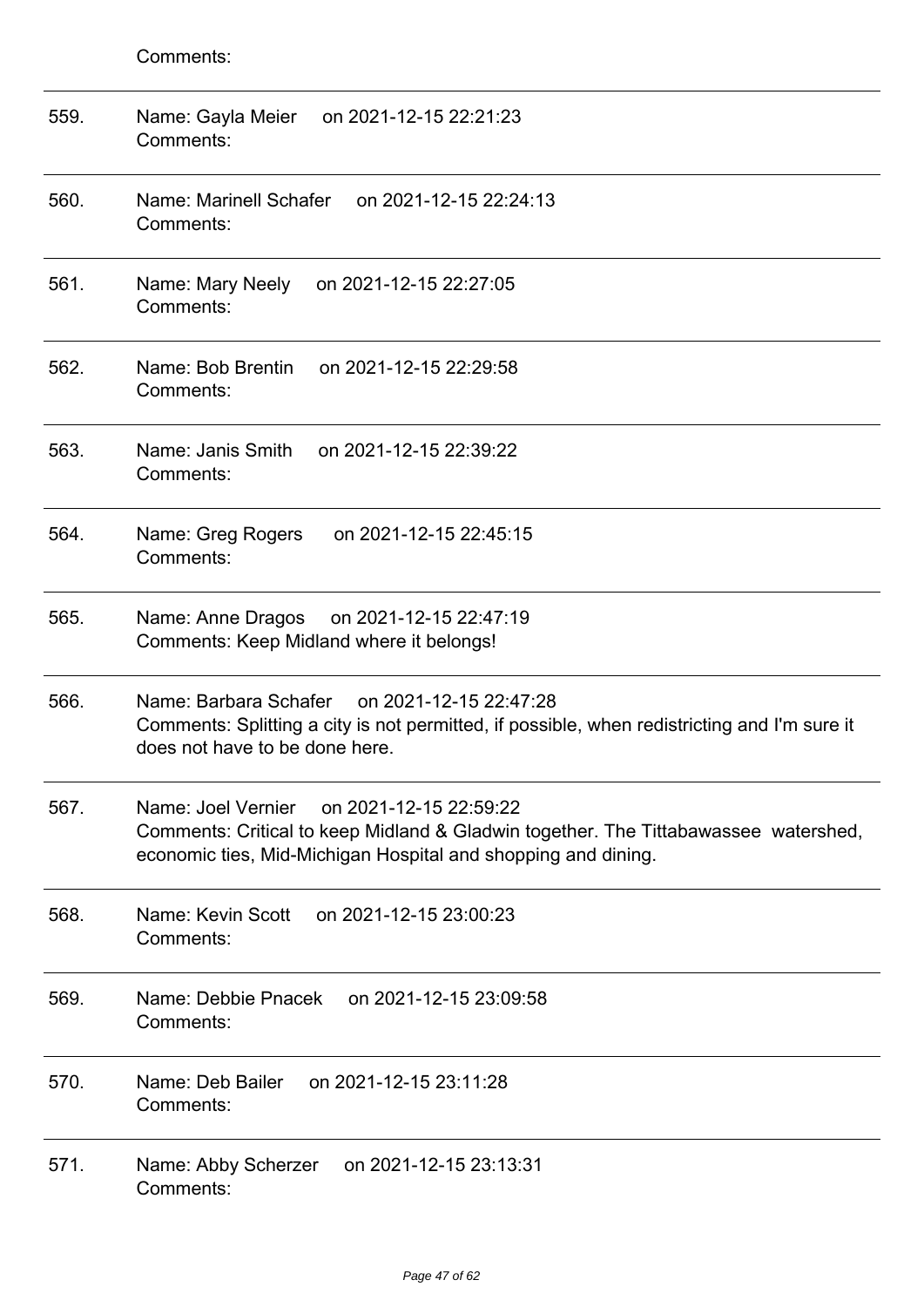Comments:

---

559. Name: Gayla Meier on 2021-12-15 22:21:23
Comments:

---

560. Name: Marinell Schafer on 2021-12-15 22:24:13
Comments:

---

561. Name: Mary Neely on 2021-12-15 22:27:05
Comments:

---

562. Name: Bob Brentin on 2021-12-15 22:29:58
Comments:

---

563. Name: Janis Smith on 2021-12-15 22:39:22
Comments:

---

564. Name: Greg Rogers on 2021-12-15 22:45:15
Comments:

---

565. Name: Anne Dragos on 2021-12-15 22:47:19
Comments: Keep Midland where it belongs!

---

566. Name: Barbara Schafer on 2021-12-15 22:47:28
Comments: Splitting a city is not permitted, if possible, when redistricting and I'm sure it does not have to be done here.

---

567. Name: Joel Vernier on 2021-12-15 22:59:22
Comments: Critical to keep Midland & Gladwin together. The Tittabawassee watershed, economic ties, Mid-Michigan Hospital and shopping and dining.

---

568. Name: Kevin Scott on 2021-12-15 23:00:23
Comments:

---

569. Name: Debbie Pnacek on 2021-12-15 23:09:58
Comments:

---

570. Name: Deb Bailer on 2021-12-15 23:11:28
Comments:

---

571. Name: Abby Scherzer on 2021-12-15 23:13:31
Comments: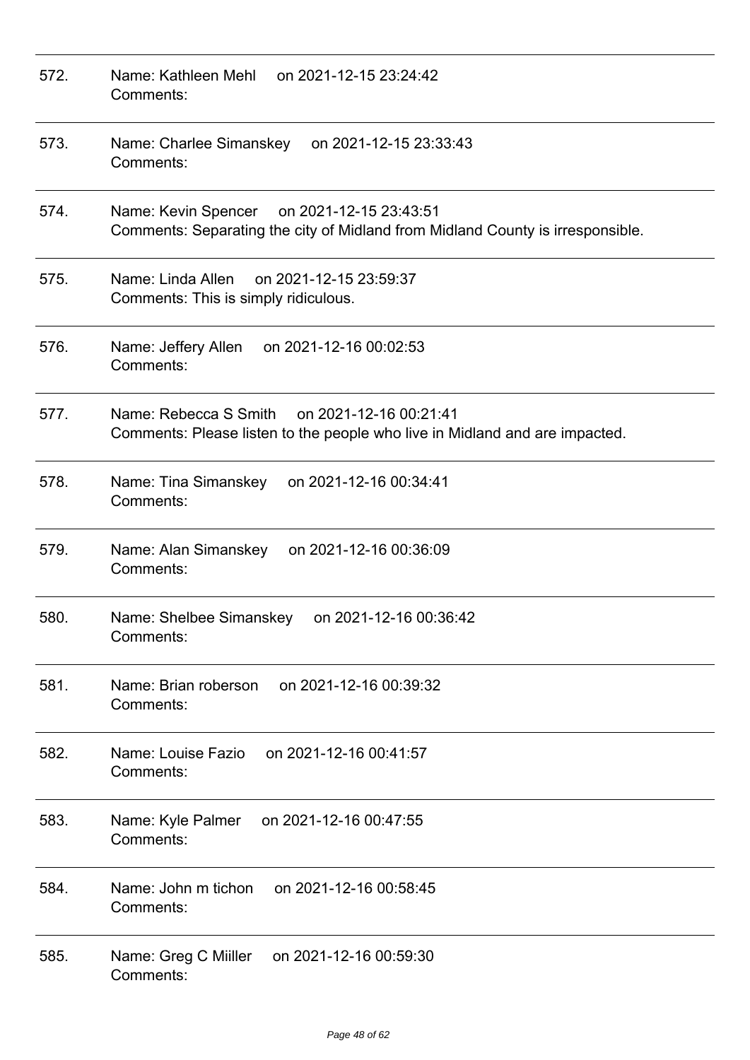572. Name: Kathleen Mehl on 2021-12-15 23:24:42
Comments:

---

573. Name: Charlee Simanskey on 2021-12-15 23:33:43
Comments:

---

574. Name: Kevin Spencer on 2021-12-15 23:43:51
Comments: Separating the city of Midland from Midland County is irresponsible.

---

575. Name: Linda Allen on 2021-12-15 23:59:37
Comments: This is simply ridiculous.

---

576. Name: Jeffery Allen on 2021-12-16 00:02:53
Comments:

---

577. Name: Rebecca S Smith on 2021-12-16 00:21:41
Comments: Please listen to the people who live in Midland and are impacted.

---

578. Name: Tina Simanskey on 2021-12-16 00:34:41
Comments:

---

579. Name: Alan Simanskey on 2021-12-16 00:36:09
Comments:

---

580. Name: Shelbee Simanskey on 2021-12-16 00:36:42
Comments:

---

581. Name: Brian roberson on 2021-12-16 00:39:32
Comments:

---

582. Name: Louise Fazio on 2021-12-16 00:41:57
Comments:

---

583. Name: Kyle Palmer on 2021-12-16 00:47:55
Comments:

---

584. Name: John m tichon on 2021-12-16 00:58:45
Comments:

---

585. Name: Greg C Miiller on 2021-12-16 00:59:30
Comments: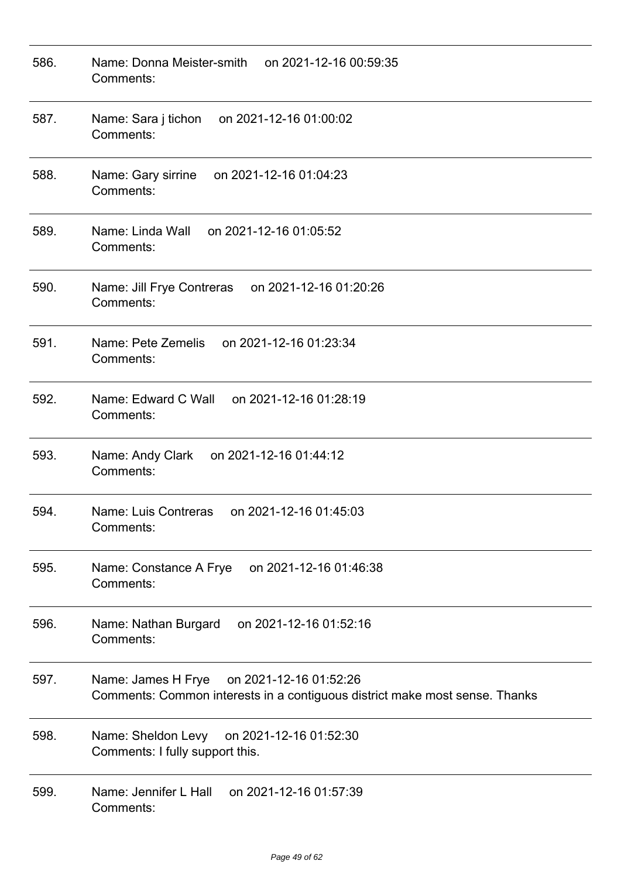586. Name: Donna Meister-smith on 2021-12-16 00:59:35
Comments:

---

587. Name: Sara j tichon on 2021-12-16 01:00:02
Comments:

---

588. Name: Gary sirrine on 2021-12-16 01:04:23
Comments:

---

589. Name: Linda Wall on 2021-12-16 01:05:52
Comments:

---

590. Name: Jill Frye Contreras on 2021-12-16 01:20:26
Comments:

---

591. Name: Pete Zemelis on 2021-12-16 01:23:34
Comments:

---

592. Name: Edward C Wall on 2021-12-16 01:28:19
Comments:

---

593. Name: Andy Clark on 2021-12-16 01:44:12
Comments:

---

594. Name: Luis Contreras on 2021-12-16 01:45:03
Comments:

---

595. Name: Constance A Frye on 2021-12-16 01:46:38
Comments:

---

596. Name: Nathan Burgard on 2021-12-16 01:52:16
Comments:

---

597. Name: James H Frye on 2021-12-16 01:52:26
Comments: Common interests in a contiguous district make most sense. Thanks

---

598. Name: Sheldon Levy on 2021-12-16 01:52:30
Comments: I fully support this.

---

599. Name: Jennifer L Hall on 2021-12-16 01:57:39
Comments: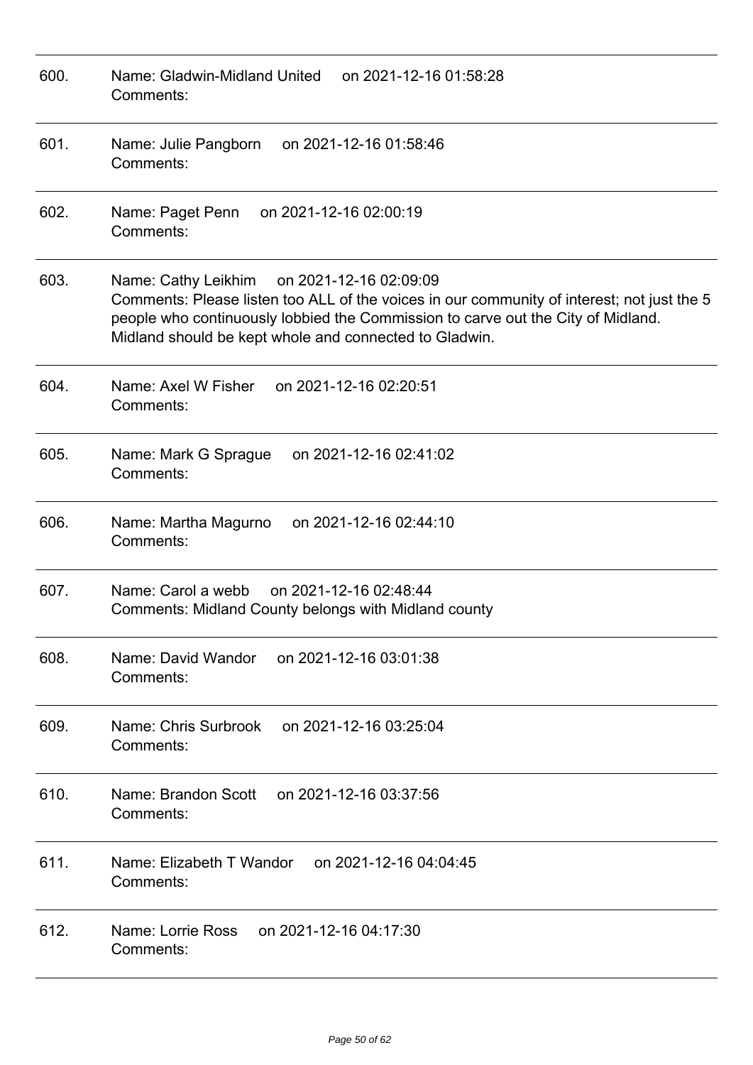600. Name: Gladwin-Midland United on 2021-12-16 01:58:28
Comments:

---

601. Name: Julie Pangborn on 2021-12-16 01:58:46
Comments:

---

602. Name: Paget Penn on 2021-12-16 02:00:19
Comments:

---

603. Name: Cathy Leikhim on 2021-12-16 02:09:09
Comments: Please listen too ALL of the voices in our community of interest; not just the 5 people who continuously lobbied the Commission to carve out the City of Midland. Midland should be kept whole and connected to Gladwin.

---

604. Name: Axel W Fisher on 2021-12-16 02:20:51
Comments:

---

605. Name: Mark G Sprague on 2021-12-16 02:41:02
Comments:

---

606. Name: Martha Magurno on 2021-12-16 02:44:10
Comments:

---

607. Name: Carol a webb on 2021-12-16 02:48:44
Comments: Midland County belongs with Midland county

---

608. Name: David Wandor on 2021-12-16 03:01:38
Comments:

---

609. Name: Chris Surbrook on 2021-12-16 03:25:04
Comments:

---

610. Name: Brandon Scott on 2021-12-16 03:37:56
Comments:

---

611. Name: Elizabeth T Wandor on 2021-12-16 04:04:45
Comments:

---

612. Name: Lorrie Ross on 2021-12-16 04:17:30
Comments: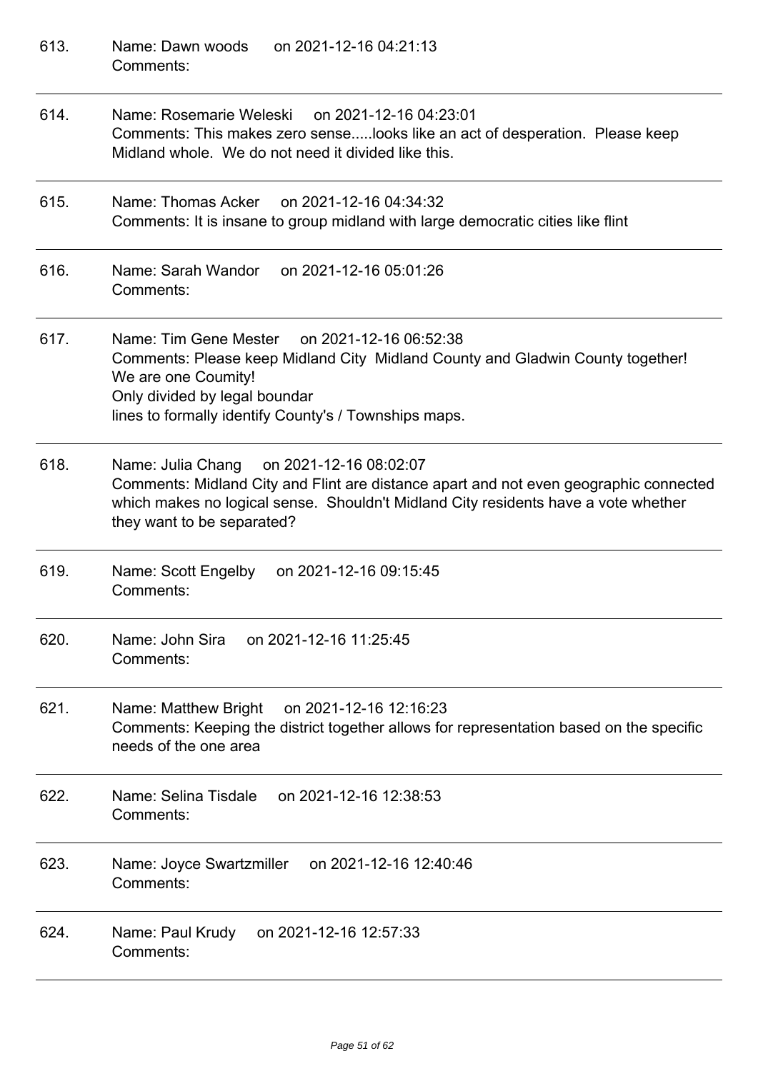613. Name: Dawn woods on 2021-12-16 04:21:13
Comments:

---

614. Name: Rosemarie Weleski on 2021-12-16 04:23:01
Comments: This makes zero sense.....looks like an act of desperation. Please keep Midland whole. We do not need it divided like this.

---

615. Name: Thomas Acker on 2021-12-16 04:34:32
Comments: It is insane to group midland with large democratic cities like flint

---

616. Name: Sarah Wandor on 2021-12-16 05:01:26
Comments:

---

617. Name: Tim Gene Mester on 2021-12-16 06:52:38
Comments: Please keep Midland City Midland County and Gladwin County together!
We are one Coumity!
Only divided by legal boundar
lines to formally identify County's / Townships maps.

---

618. Name: Julia Chang on 2021-12-16 08:02:07
Comments: Midland City and Flint are distance apart and not even geographic connected which makes no logical sense. Shouldn't Midland City residents have a vote whether they want to be separated?

---

619. Name: Scott Engelby on 2021-12-16 09:15:45
Comments:

---

620. Name: John Sira on 2021-12-16 11:25:45
Comments:

---

621. Name: Matthew Bright on 2021-12-16 12:16:23
Comments: Keeping the district together allows for representation based on the specific needs of the one area

---

622. Name: Selina Tisdale on 2021-12-16 12:38:53
Comments:

---

623. Name: Joyce Swartzmiller on 2021-12-16 12:40:46
Comments:

---

624. Name: Paul Krudy on 2021-12-16 12:57:33
Comments:

---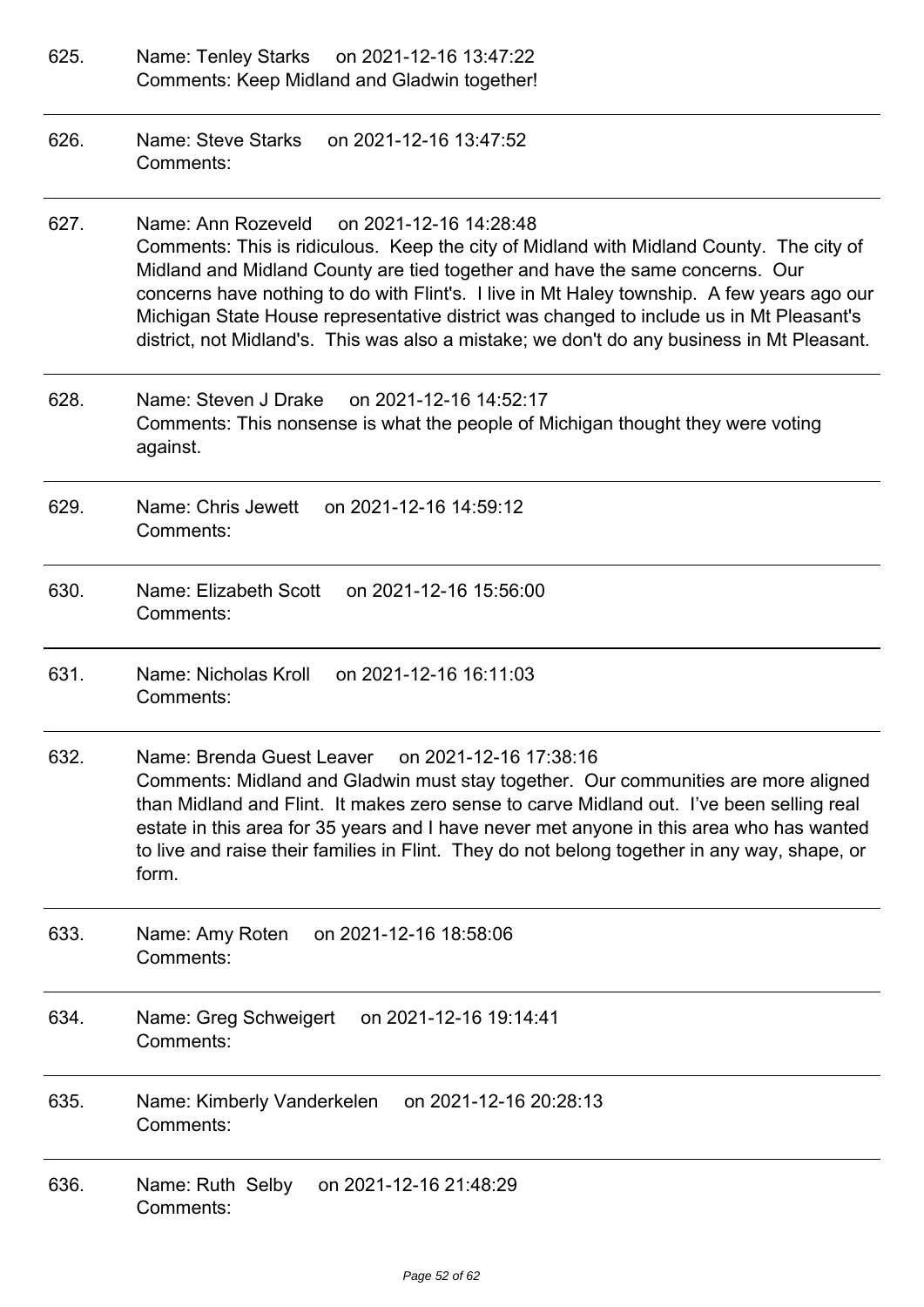625. Name: Tenley Starks on 2021-12-16 13:47:22
Comments: Keep Midland and Gladwin together!

---

626. Name: Steve Starks on 2021-12-16 13:47:52
Comments:

---

627. Name: Ann Rozeveld on 2021-12-16 14:28:48
Comments: This is ridiculous. Keep the city of Midland with Midland County. The city of Midland and Midland County are tied together and have the same concerns. Our concerns have nothing to do with Flint's. I live in Mt Haley township. A few years ago our Michigan State House representative district was changed to include us in Mt Pleasant's district, not Midland's. This was also a mistake; we don't do any business in Mt Pleasant.

---

628. Name: Steven J Drake on 2021-12-16 14:52:17
Comments: This nonsense is what the people of Michigan thought they were voting against.

---

629. Name: Chris Jewett on 2021-12-16 14:59:12
Comments:

---

630. Name: Elizabeth Scott on 2021-12-16 15:56:00
Comments:

---

631. Name: Nicholas Kroll on 2021-12-16 16:11:03
Comments:

---

632. Name: Brenda Guest Leaver on 2021-12-16 17:38:16
Comments: Midland and Gladwin must stay together. Our communities are more aligned than Midland and Flint. It makes zero sense to carve Midland out. I've been selling real estate in this area for 35 years and I have never met anyone in this area who has wanted to live and raise their families in Flint. They do not belong together in any way, shape, or form.

---

633. Name: Amy Roten on 2021-12-16 18:58:06
Comments:

---

634. Name: Greg Schweigert on 2021-12-16 19:14:41
Comments:

---

635. Name: Kimberly Vanderkelen on 2021-12-16 20:28:13
Comments:

---

636. Name: Ruth Selby on 2021-12-16 21:48:29
Comments: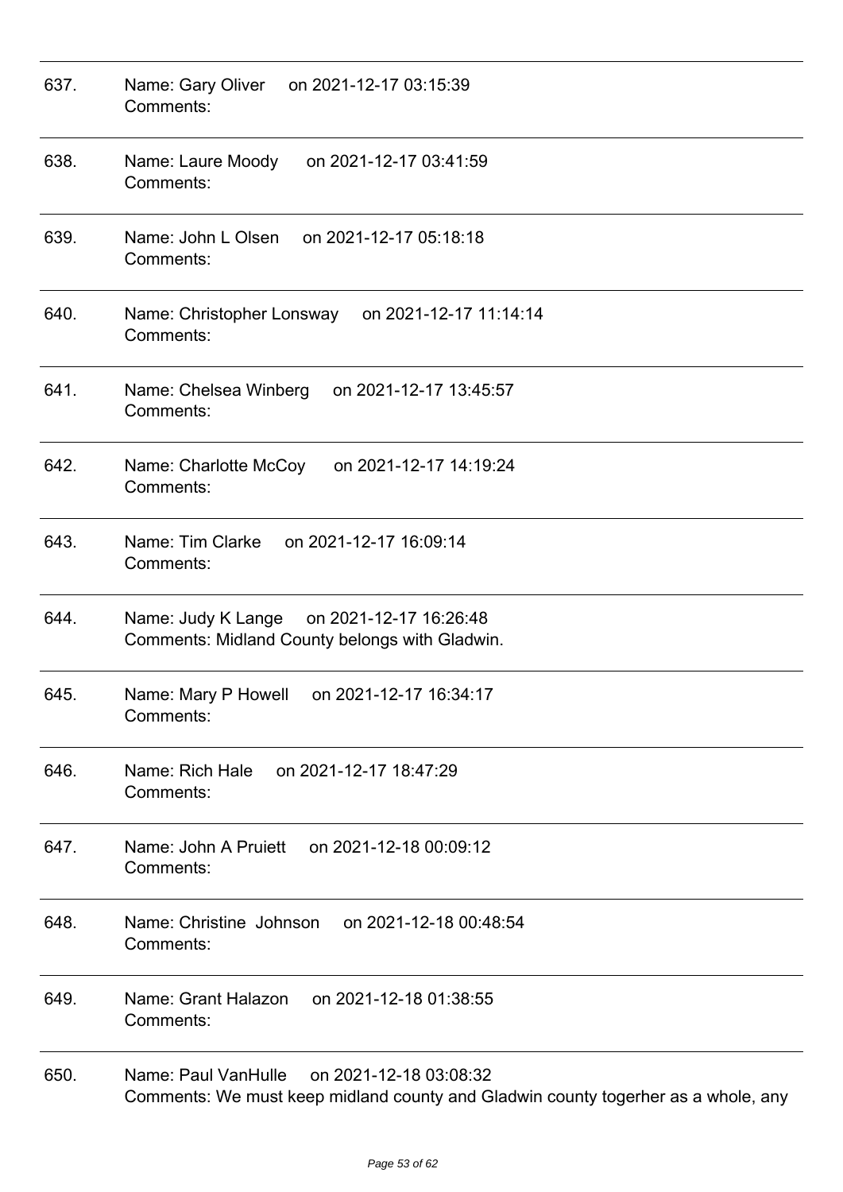637. Name: Gary Oliver on 2021-12-17 03:15:39
Comments:

---

638. Name: Laure Moody on 2021-12-17 03:41:59
Comments:

---

639. Name: John L Olsen on 2021-12-17 05:18:18
Comments:

---

640. Name: Christopher Lonsway on 2021-12-17 11:14:14
Comments:

---

641. Name: Chelsea Winberg on 2021-12-17 13:45:57
Comments:

---

642. Name: Charlotte McCoy on 2021-12-17 14:19:24
Comments:

---

643. Name: Tim Clarke on 2021-12-17 16:09:14
Comments:

---

644. Name: Judy K Lange on 2021-12-17 16:26:48
Comments: Midland County belongs with Gladwin.

---

645. Name: Mary P Howell on 2021-12-17 16:34:17
Comments:

---

646. Name: Rich Hale on 2021-12-17 18:47:29
Comments:

---

647. Name: John A Pruiett on 2021-12-18 00:09:12
Comments:

---

648. Name: Christine Johnson on 2021-12-18 00:48:54
Comments:

---

649. Name: Grant Halazon on 2021-12-18 01:38:55
Comments:

---

650. Name: Paul VanHulle on 2021-12-18 03:08:32
Comments: We must keep midland county and Gladwin county togerher as a whole, any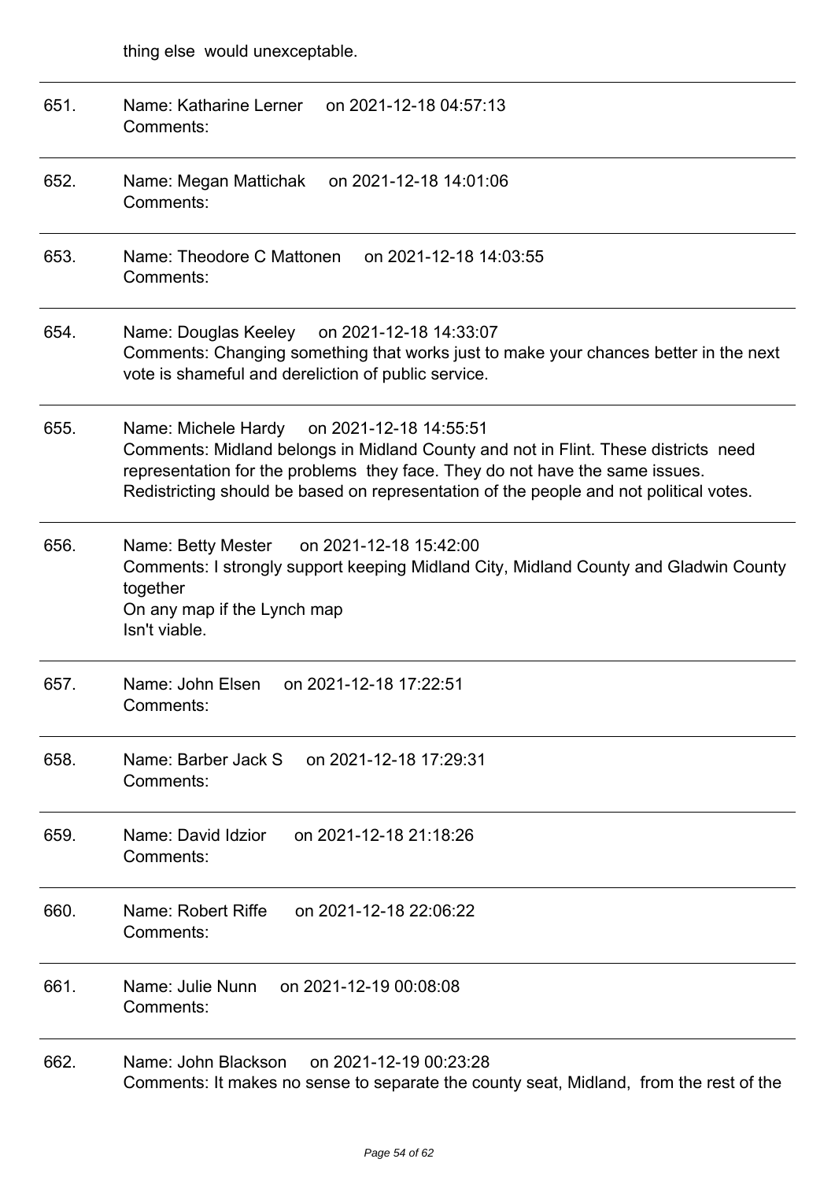thing else would unexceptable.

---

651. Name: Katharine Lerner on 2021-12-18 04:57:13
Comments:

---

652. Name: Megan Mattichak on 2021-12-18 14:01:06
Comments:

---

653. Name: Theodore C Mattonen on 2021-12-18 14:03:55
Comments:

---

654. Name: Douglas Keeley on 2021-12-18 14:33:07
Comments: Changing something that works just to make your chances better in the next vote is shameful and dereliction of public service.

---

655. Name: Michele Hardy on 2021-12-18 14:55:51
Comments: Midland belongs in Midland County and not in Flint. These districts need representation for the problems they face. They do not have the same issues. Redistricting should be based on representation of the people and not political votes.

---

656. Name: Betty Mester on 2021-12-18 15:42:00
Comments: I strongly support keeping Midland City, Midland County and Gladwin County together
On any map if the Lynch map
Isn't viable.

---

657. Name: John Elsen on 2021-12-18 17:22:51
Comments:

---

658. Name: Barber Jack S on 2021-12-18 17:29:31
Comments:

---

659. Name: David Idzior on 2021-12-18 21:18:26
Comments:

---

660. Name: Robert Riffe on 2021-12-18 22:06:22
Comments:

---

661. Name: Julie Nunn on 2021-12-19 00:08:08
Comments:

---

662. Name: John Blackson on 2021-12-19 00:23:28
Comments: It makes no sense to separate the county seat, Midland, from the rest of the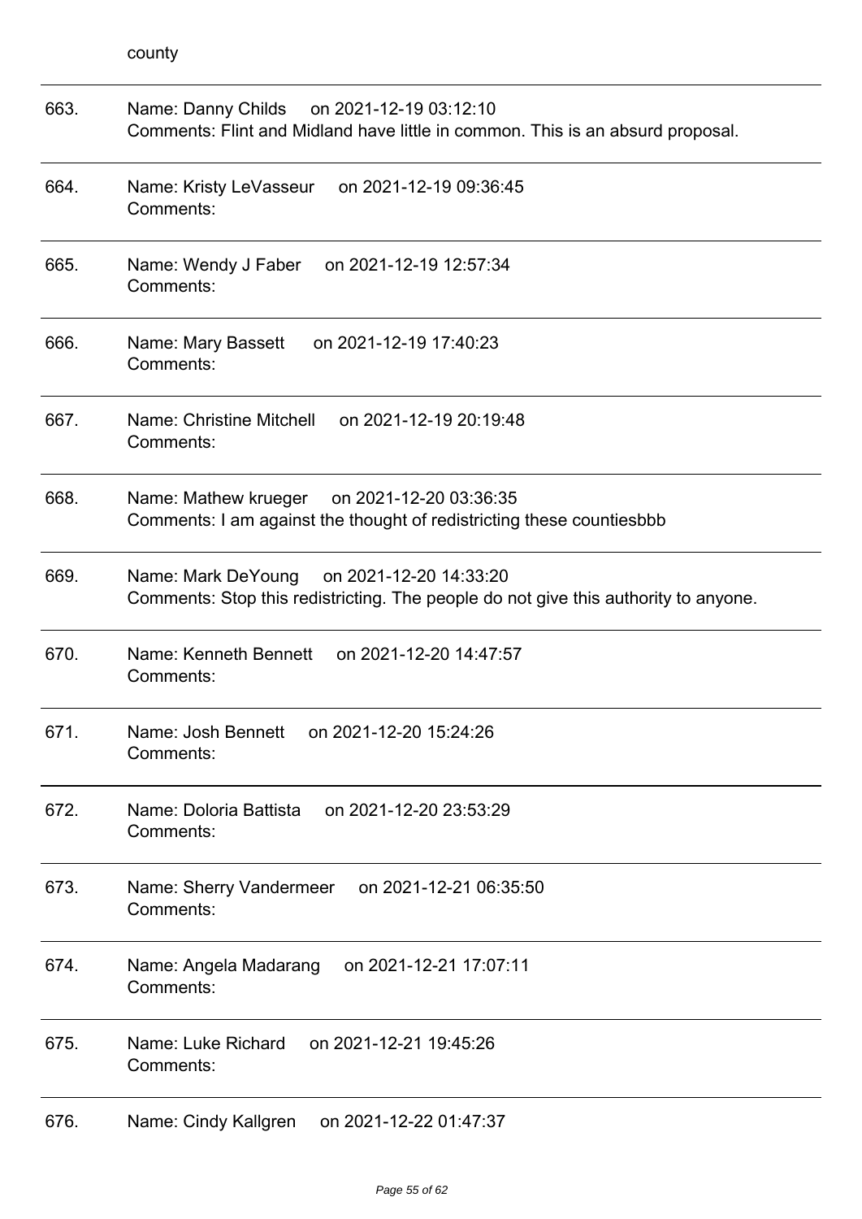county

663. Name: Danny Childs on 2021-12-19 03:12:10
Comments: Flint and Midland have little in common. This is an absurd proposal.

664. Name: Kristy LeVasseur on 2021-12-19 09:36:45
Comments:

665. Name: Wendy J Faber on 2021-12-19 12:57:34
Comments:

666. Name: Mary Bassett on 2021-12-19 17:40:23
Comments:

667. Name: Christine Mitchell on 2021-12-19 20:19:48
Comments:

668. Name: Mathew krueger on 2021-12-20 03:36:35
Comments: I am against the thought of redistricting these countiesbbb

669. Name: Mark DeYoung on 2021-12-20 14:33:20
Comments: Stop this redistricting. The people do not give this authority to anyone.

670. Name: Kenneth Bennett on 2021-12-20 14:47:57
Comments:

671. Name: Josh Bennett on 2021-12-20 15:24:26
Comments:

672. Name: Doloria Battista on 2021-12-20 23:53:29
Comments:

673. Name: Sherry Vandermeer on 2021-12-21 06:35:50
Comments:

674. Name: Angela Madarang on 2021-12-21 17:07:11
Comments:

675. Name: Luke Richard on 2021-12-21 19:45:26
Comments:

676. Name: Cindy Kallgren on 2021-12-22 01:47:37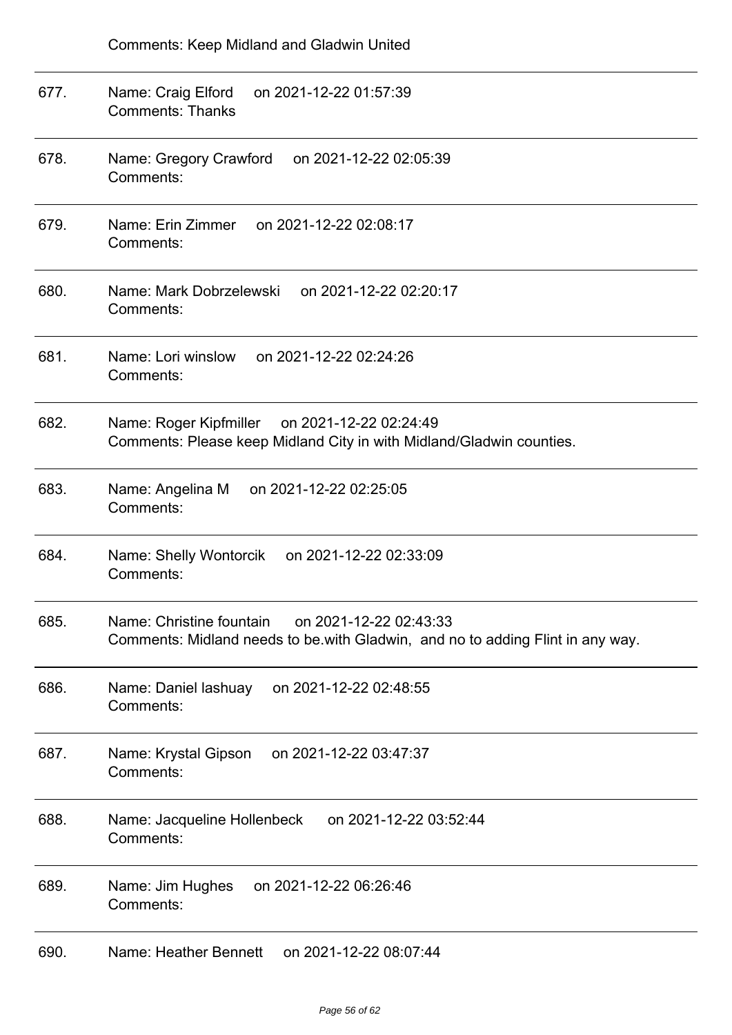Comments: Keep Midland and Gladwin United

677. Name: Craig Elford on 2021-12-22 01:57:39
Comments: Thanks

678. Name: Gregory Crawford on 2021-12-22 02:05:39
Comments:

679. Name: Erin Zimmer on 2021-12-22 02:08:17
Comments:

680. Name: Mark Dobrzelewski on 2021-12-22 02:20:17
Comments:

681. Name: Lori winslow on 2021-12-22 02:24:26
Comments:

682. Name: Roger Kipfmiller on 2021-12-22 02:24:49
Comments: Please keep Midland City in with Midland/Gladwin counties.

683. Name: Angelina M on 2021-12-22 02:25:05
Comments:

684. Name: Shelly Wontorcik on 2021-12-22 02:33:09
Comments:

685. Name: Christine fountain on 2021-12-22 02:43:33
Comments: Midland needs to be.with Gladwin, and no to adding Flint in any way.

686. Name: Daniel lashuay on 2021-12-22 02:48:55
Comments:

687. Name: Krystal Gipson on 2021-12-22 03:47:37
Comments:

688. Name: Jacqueline Hollenbeck on 2021-12-22 03:52:44
Comments:

689. Name: Jim Hughes on 2021-12-22 06:26:46
Comments:

690. Name: Heather Bennett on 2021-12-22 08:07:44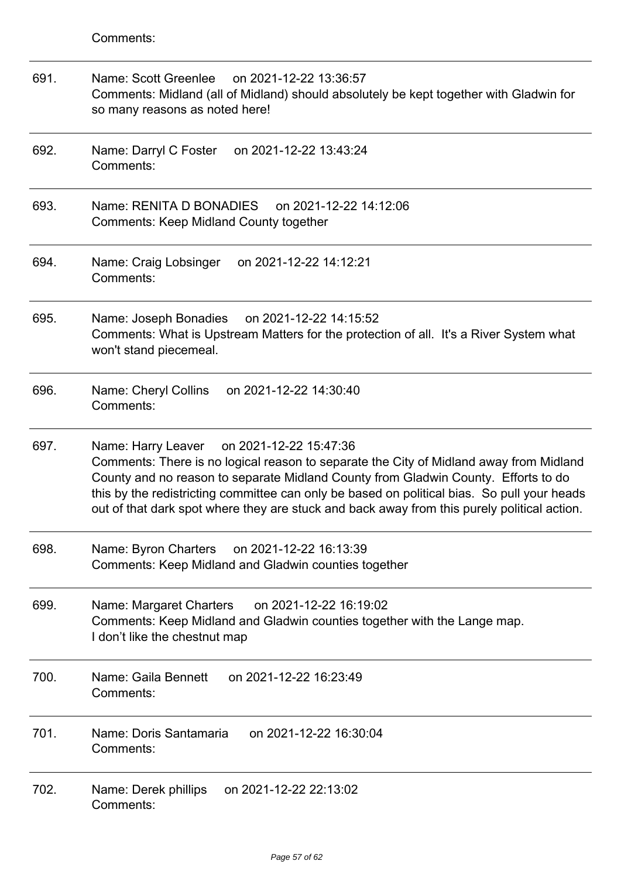Comments:

---

691. Name: Scott Greenlee on 2021-12-22 13:36:57
Comments: Midland (all of Midland) should absolutely be kept together with Gladwin for so many reasons as noted here!

---

692. Name: Darryl C Foster on 2021-12-22 13:43:24
Comments:

---

693. Name: RENITA D BONADIES on 2021-12-22 14:12:06
Comments: Keep Midland County together

---

694. Name: Craig Lobsinger on 2021-12-22 14:12:21
Comments:

---

695. Name: Joseph Bonadies on 2021-12-22 14:15:52
Comments: What is Upstream Matters for the protection of all. It's a River System what won't stand piecemeal.

---

696. Name: Cheryl Collins on 2021-12-22 14:30:40
Comments:

---

697. Name: Harry Leaver on 2021-12-22 15:47:36
Comments: There is no logical reason to separate the City of Midland away from Midland County and no reason to separate Midland County from Gladwin County. Efforts to do this by the redistricting committee can only be based on political bias. So pull your heads out of that dark spot where they are stuck and back away from this purely political action.

---

698. Name: Byron Charters on 2021-12-22 16:13:39
Comments: Keep Midland and Gladwin counties together

---

699. Name: Margaret Charters on 2021-12-22 16:19:02
Comments: Keep Midland and Gladwin counties together with the Lange map.
I don't like the chestnut map

---

700. Name: Gaila Bennett on 2021-12-22 16:23:49
Comments:

---

701. Name: Doris Santamaria on 2021-12-22 16:30:04
Comments:

---

702. Name: Derek phillips on 2021-12-22 22:13:02
Comments: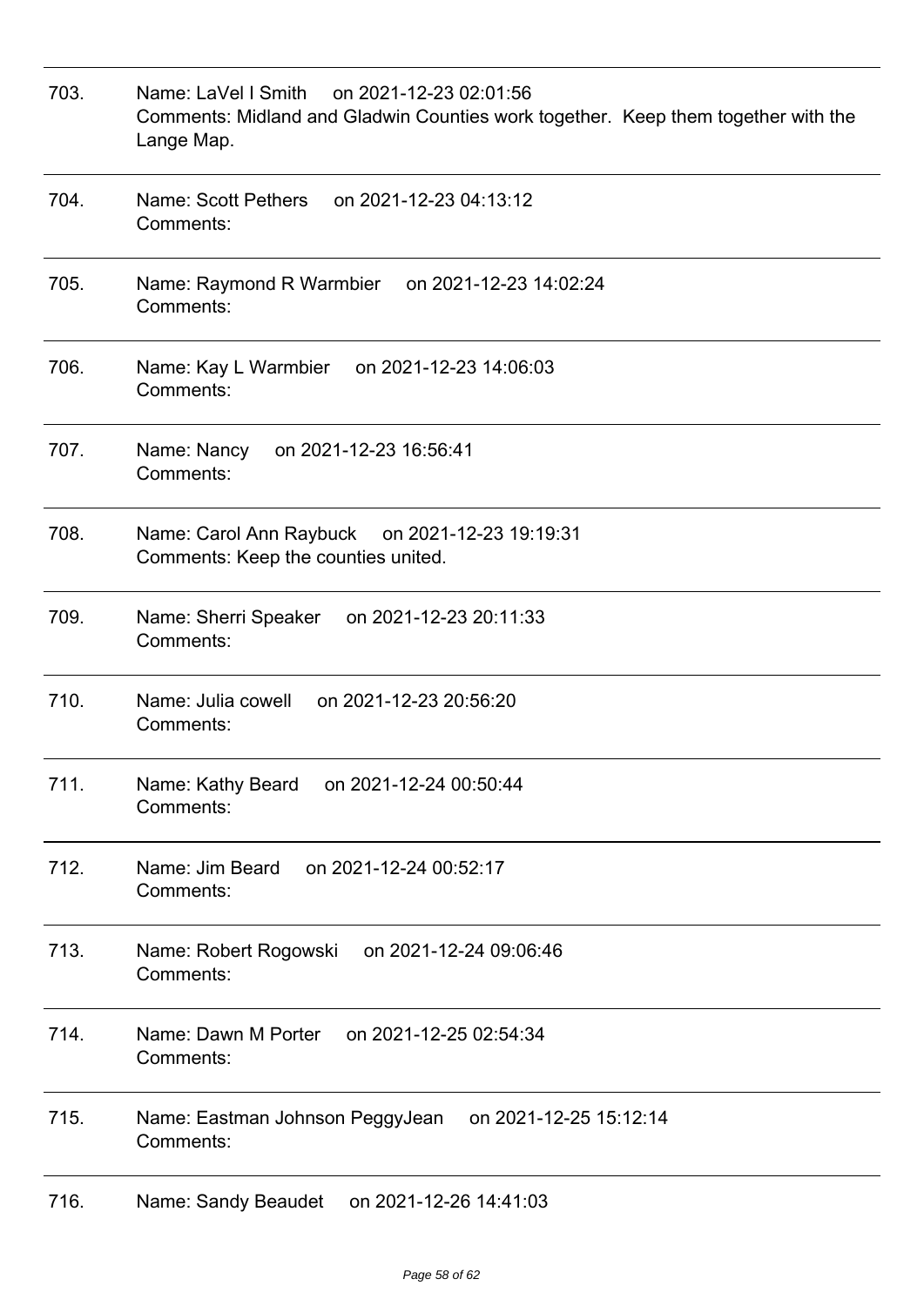703. Name: LaVel I Smith on 2021-12-23 02:01:56
Comments: Midland and Gladwin Counties work together. Keep them together with the Lange Map.

---

704. Name: Scott Pethers on 2021-12-23 04:13:12
Comments:

---

705. Name: Raymond R Warmbier on 2021-12-23 14:02:24
Comments:

---

706. Name: Kay L Warmbier on 2021-12-23 14:06:03
Comments:

---

707. Name: Nancy on 2021-12-23 16:56:41
Comments:

---

708. Name: Carol Ann Raybuck on 2021-12-23 19:19:31
Comments: Keep the counties united.

---

709. Name: Sherri Speaker on 2021-12-23 20:11:33
Comments:

---

710. Name: Julia cowell on 2021-12-23 20:56:20
Comments:

---

711. Name: Kathy Beard on 2021-12-24 00:50:44
Comments:

---

712. Name: Jim Beard on 2021-12-24 00:52:17
Comments:

---

713. Name: Robert Rogowski on 2021-12-24 09:06:46
Comments:

---

714. Name: Dawn M Porter on 2021-12-25 02:54:34
Comments:

---

715. Name: Eastman Johnson PeggyJean on 2021-12-25 15:12:14
Comments:

---

716. Name: Sandy Beaudet on 2021-12-26 14:41:03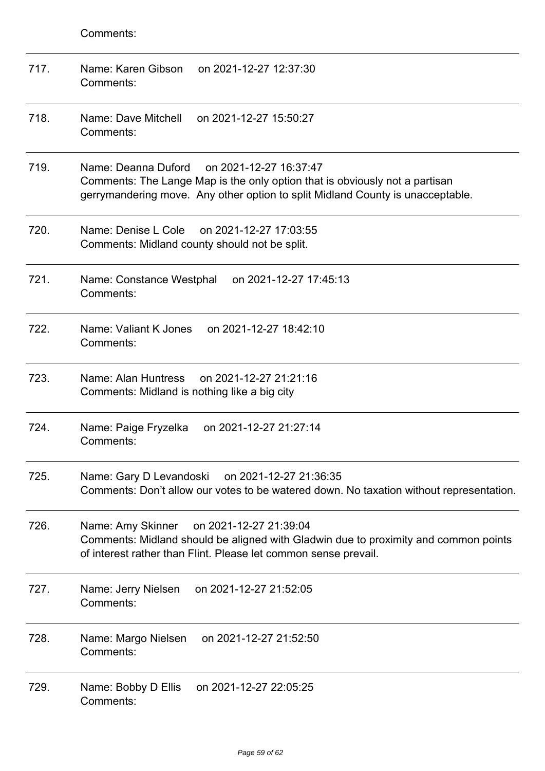Comments:

---

717. Name: Karen Gibson on 2021-12-27 12:37:30
Comments:

---

718. Name: Dave Mitchell on 2021-12-27 15:50:27
Comments:

---

719. Name: Deanna Duford on 2021-12-27 16:37:47
Comments: The Lange Map is the only option that is obviously not a partisan gerrymandering move. Any other option to split Midland County is unacceptable.

---

720. Name: Denise L Cole on 2021-12-27 17:03:55
Comments: Midland county should not be split.

---

721. Name: Constance Westphal on 2021-12-27 17:45:13
Comments:

---

722. Name: Valiant K Jones on 2021-12-27 18:42:10
Comments:

---

723. Name: Alan Huntress on 2021-12-27 21:21:16
Comments: Midland is nothing like a big city

---

724. Name: Paige Fryzelka on 2021-12-27 21:27:14
Comments:

---

725. Name: Gary D Levandoski on 2021-12-27 21:36:35
Comments: Don't allow our votes to be watered down. No taxation without representation.

---

726. Name: Amy Skinner on 2021-12-27 21:39:04
Comments: Midland should be aligned with Gladwin due to proximity and common points of interest rather than Flint. Please let common sense prevail.

---

727. Name: Jerry Nielsen on 2021-12-27 21:52:05
Comments:

---

728. Name: Margo Nielsen on 2021-12-27 21:52:50
Comments:

---

729. Name: Bobby D Ellis on 2021-12-27 22:05:25
Comments: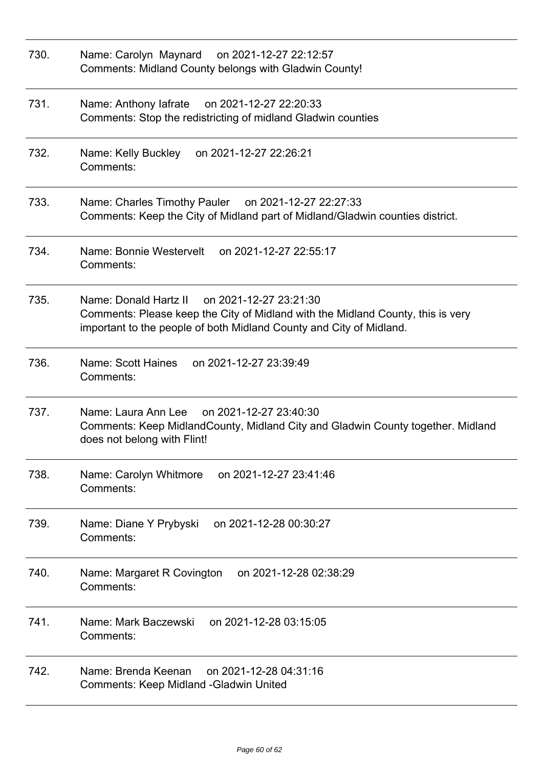730. Name: Carolyn Maynard on 2021-12-27 22:12:57
Comments: Midland County belongs with Gladwin County!

---

731. Name: Anthony Iafrate on 2021-12-27 22:20:33
Comments: Stop the redistricting of midland Gladwin counties

---

732. Name: Kelly Buckley on 2021-12-27 22:26:21
Comments:

---

733. Name: Charles Timothy Pauler on 2021-12-27 22:27:33
Comments: Keep the City of Midland part of Midland/Gladwin counties district.

---

734. Name: Bonnie Westervelt on 2021-12-27 22:55:17
Comments:

---

735. Name: Donald Hartz II on 2021-12-27 23:21:30
Comments: Please keep the City of Midland with the Midland County, this is very important to the people of both Midland County and City of Midland.

---

736. Name: Scott Haines on 2021-12-27 23:39:49
Comments:

---

737. Name: Laura Ann Lee on 2021-12-27 23:40:30
Comments: Keep MidlandCounty, Midland City and Gladwin County together. Midland does not belong with Flint!

---

738. Name: Carolyn Whitmore on 2021-12-27 23:41:46
Comments:

---

739. Name: Diane Y Prybyski on 2021-12-28 00:30:27
Comments:

---

740. Name: Margaret R Covington on 2021-12-28 02:38:29
Comments:

---

741. Name: Mark Baczewski on 2021-12-28 03:15:05
Comments:

---

742. Name: Brenda Keenan on 2021-12-28 04:31:16
Comments: Keep Midland -Gladwin United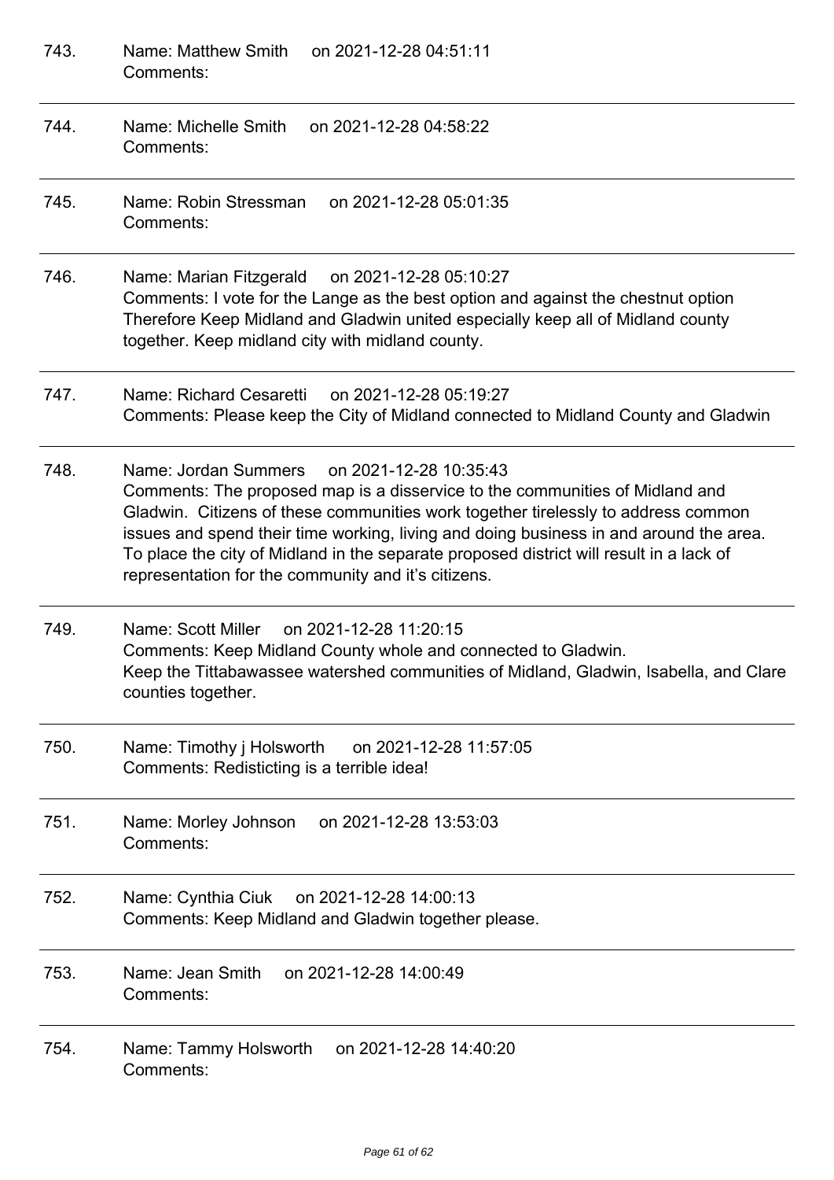743. Name: Matthew Smith on 2021-12-28 04:51:11
Comments:

---

744. Name: Michelle Smith on 2021-12-28 04:58:22
Comments:

---

745. Name: Robin Stressman on 2021-12-28 05:01:35
Comments:

---

746. Name: Marian Fitzgerald on 2021-12-28 05:10:27
Comments: I vote for the Lange as the best option and against the chestnut option Therefore Keep Midland and Gladwin united especially keep all of Midland county together. Keep midland city with midland county.

---

747. Name: Richard Cesaretti on 2021-12-28 05:19:27
Comments: Please keep the City of Midland connected to Midland County and Gladwin

---

748. Name: Jordan Summers on 2021-12-28 10:35:43
Comments: The proposed map is a disservice to the communities of Midland and Gladwin. Citizens of these communities work together tirelessly to address common issues and spend their time working, living and doing business in and around the area. To place the city of Midland in the separate proposed district will result in a lack of representation for the community and it's citizens.

---

749. Name: Scott Miller on 2021-12-28 11:20:15
Comments: Keep Midland County whole and connected to Gladwin.
Keep the Tittabawassee watershed communities of Midland, Gladwin, Isabella, and Clare counties together.

---

750. Name: Timothy j Holsworth on 2021-12-28 11:57:05
Comments: Redisticting is a terrible idea!

---

751. Name: Morley Johnson on 2021-12-28 13:53:03
Comments:

---

752. Name: Cynthia Ciuk on 2021-12-28 14:00:13
Comments: Keep Midland and Gladwin together please.

---

753. Name: Jean Smith on 2021-12-28 14:00:49
Comments:

---

754. Name: Tammy Holsworth on 2021-12-28 14:40:20
Comments: